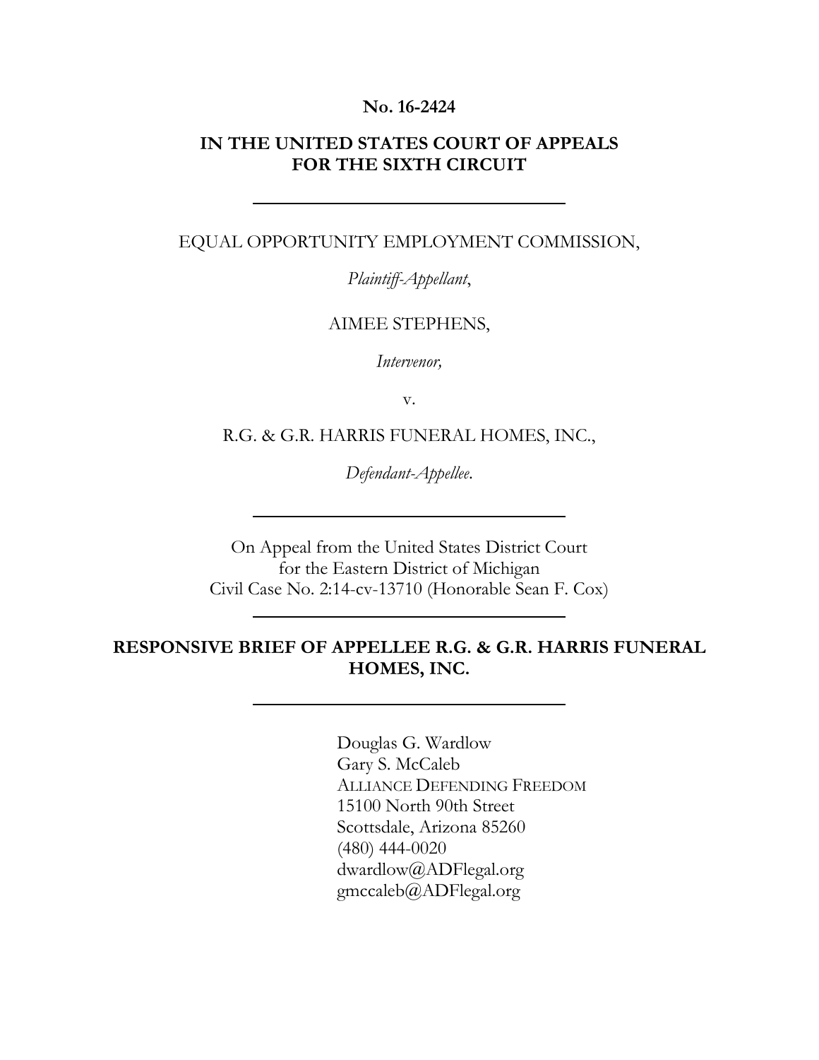**No. 16-2424**

**IN THE UNITED STATES COURT OF APPEALS FOR THE SIXTH CIRCUIT**

---

EQUAL OPPORTUNITY EMPLOYMENT COMMISSION,

*Plaintiff-Appellant*,

AIMEE STEPHENS,

*Intervenor,*

v.

R.G. & G.R. HARRIS FUNERAL HOMES, INC.,

*Defendant-Appellee*.

---

On Appeal from the United States District Court for the Eastern District of Michigan Civil Case No. 2:14-cv-13710 (Honorable Sean F. Cox)

---

**RESPONSIVE BRIEF OF APPELLEE R.G. & G.R. HARRIS FUNERAL HOMES, INC.**

---

Douglas G. Wardlow
Gary S. McCaleb
ALLIANCE DEFENDING FREEDOM
15100 North 90th Street
Scottsdale, Arizona 85260
(480) 444-0020
dwardlow@ADFlegal.org
gmccaleb@ADFlegal.org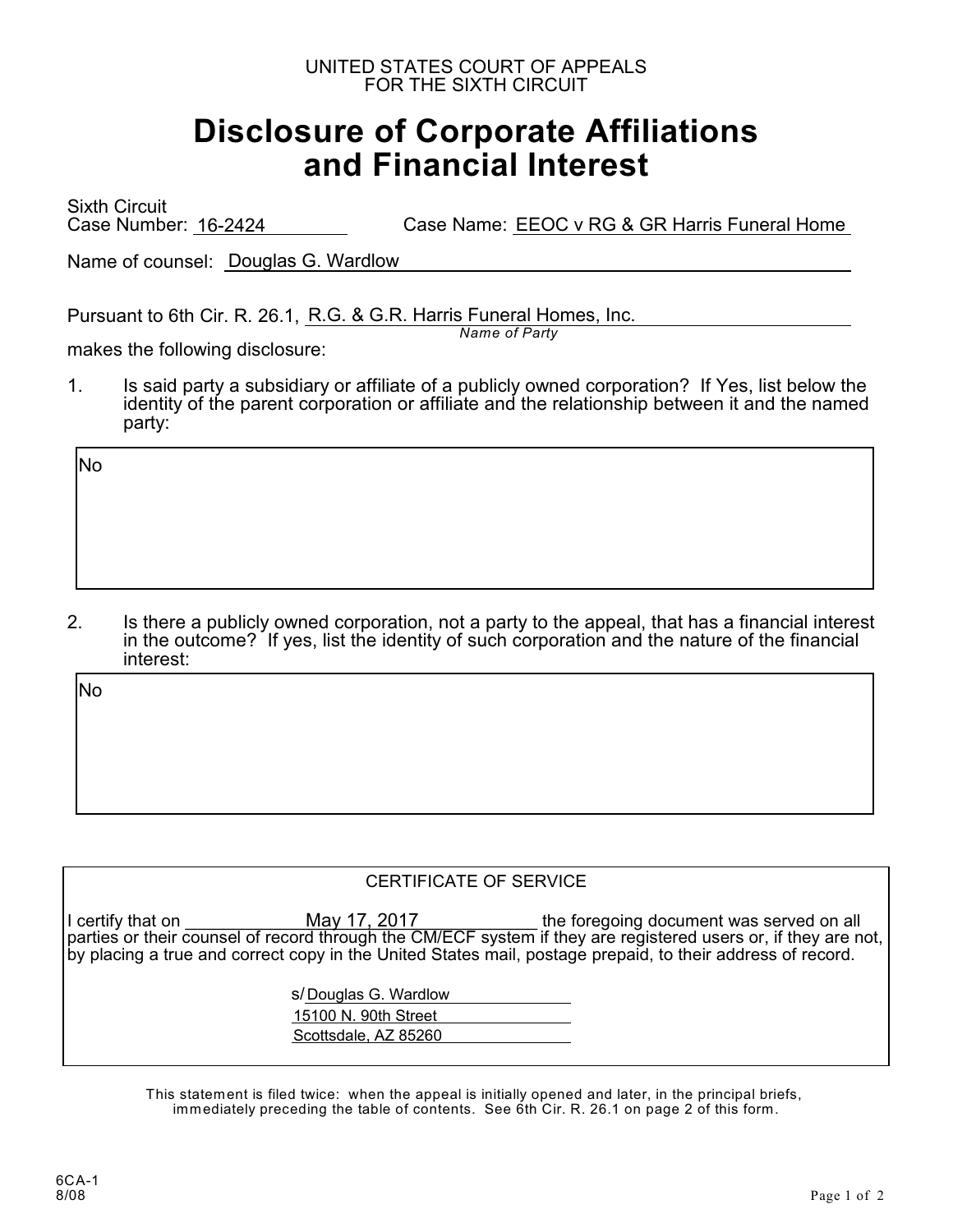UNITED STATES COURT OF APPEALS
FOR THE SIXTH CIRCUIT

# Disclosure of Corporate Affiliations and Financial Interest

Sixth Circuit
Case Number: 16-2424 Case Name: EEOC v RG & GR Harris Funeral Home

Name of counsel: Douglas G. Wardlow

Pursuant to 6th Cir. R. 26.1, R.G. & G.R. Harris Funeral Homes, Inc.
*Name of Party*
makes the following disclosure:

1. Is said party a subsidiary or affiliate of a publicly owned corporation? If Yes, list below the identity of the parent corporation or affiliate and the relationship between it and the named party:

No

2. Is there a publicly owned corporation, not a party to the appeal, that has a financial interest in the outcome? If yes, list the identity of such corporation and the nature of the financial interest:

No

CERTIFICATE OF SERVICE

I certify that on May 17, 2017 the foregoing document was served on all parties or their counsel of record through the CM/ECF system if they are registered users or, if they are not, by placing a true and correct copy in the United States mail, postage prepaid, to their address of record.

s/ Douglas G. Wardlow
15100 N. 90th Street
Scottsdale, AZ 85260

This statement is filed twice: when the appeal is initially opened and later, in the principal briefs, immediately preceding the table of contents. See 6th Cir. R. 26.1 on page 2 of this form.

6CA-1
8/08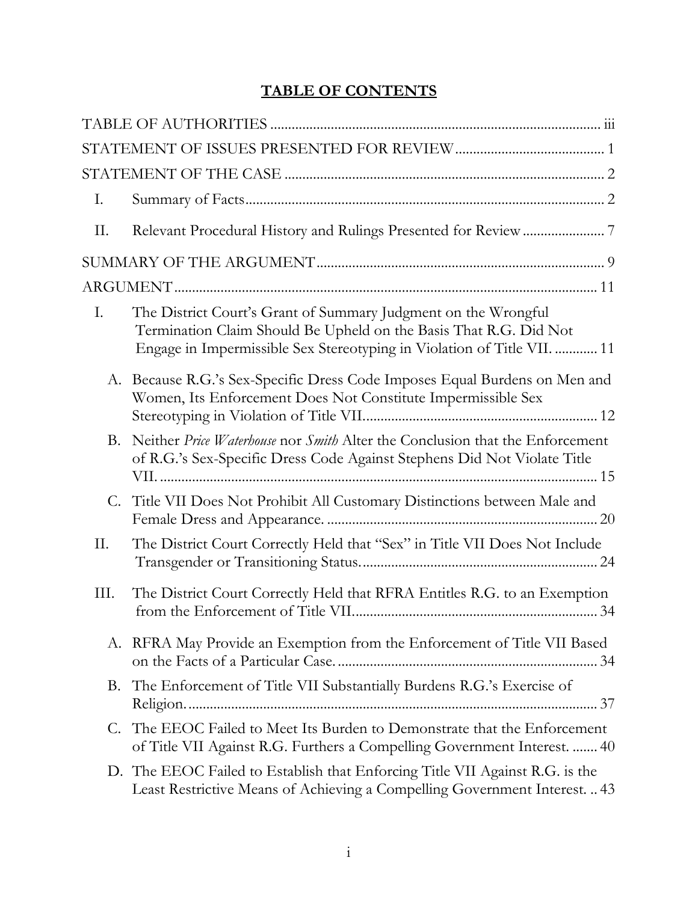# TABLE OF CONTENTS

TABLE OF AUTHORITIES ........ iii

STATEMENT OF ISSUES PRESENTED FOR REVIEW ........ 1

STATEMENT OF THE CASE ........ 2

I. Summary of Facts ........ 2

II. Relevant Procedural History and Rulings Presented for Review ........ 7

SUMMARY OF THE ARGUMENT ........ 9

ARGUMENT ........ 11

I. The District Court's Grant of Summary Judgment on the Wrongful Termination Claim Should Be Upheld on the Basis That R.G. Did Not Engage in Impermissible Sex Stereotyping in Violation of Title VII. ........ 11

A. Because R.G.'s Sex-Specific Dress Code Imposes Equal Burdens on Men and Women, Its Enforcement Does Not Constitute Impermissible Sex Stereotyping in Violation of Title VII. ........ 12

B. Neither *Price Waterhouse* nor *Smith* Alter the Conclusion that the Enforcement of R.G.'s Sex-Specific Dress Code Against Stephens Did Not Violate Title VII. ........ 15

C. Title VII Does Not Prohibit All Customary Distinctions between Male and Female Dress and Appearance. ........ 20

II. The District Court Correctly Held that "Sex" in Title VII Does Not Include Transgender or Transitioning Status. ........ 24

III. The District Court Correctly Held that RFRA Entitles R.G. to an Exemption from the Enforcement of Title VII. ........ 34

A. RFRA May Provide an Exemption from the Enforcement of Title VII Based on the Facts of a Particular Case. ........ 34

B. The Enforcement of Title VII Substantially Burdens R.G.'s Exercise of Religion. ........ 37

C. The EEOC Failed to Meet Its Burden to Demonstrate that the Enforcement of Title VII Against R.G. Furthers a Compelling Government Interest. ........ 40

D. The EEOC Failed to Establish that Enforcing Title VII Against R.G. is the Least Restrictive Means of Achieving a Compelling Government Interest. ........ 43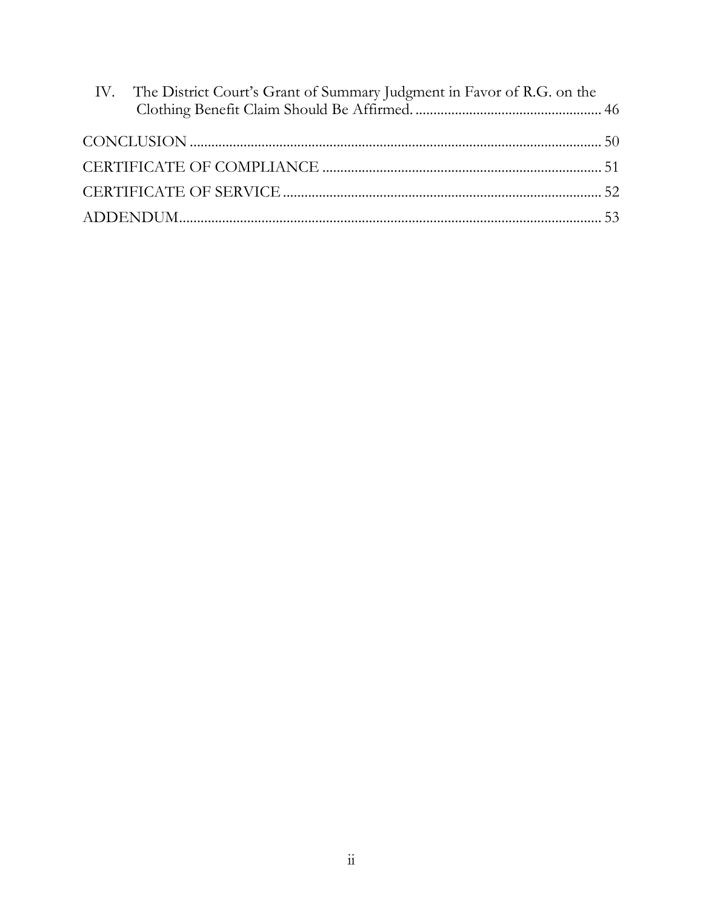IV. The District Court's Grant of Summary Judgment in Favor of R.G. on the Clothing Benefit Claim Should Be Affirmed. .................................................... 46

CONCLUSION ................................................................................................... 50

CERTIFICATE OF COMPLIANCE ............................................................... 51

CERTIFICATE OF SERVICE .......................................................................... 52

ADDENDUM...................................................................................................... 53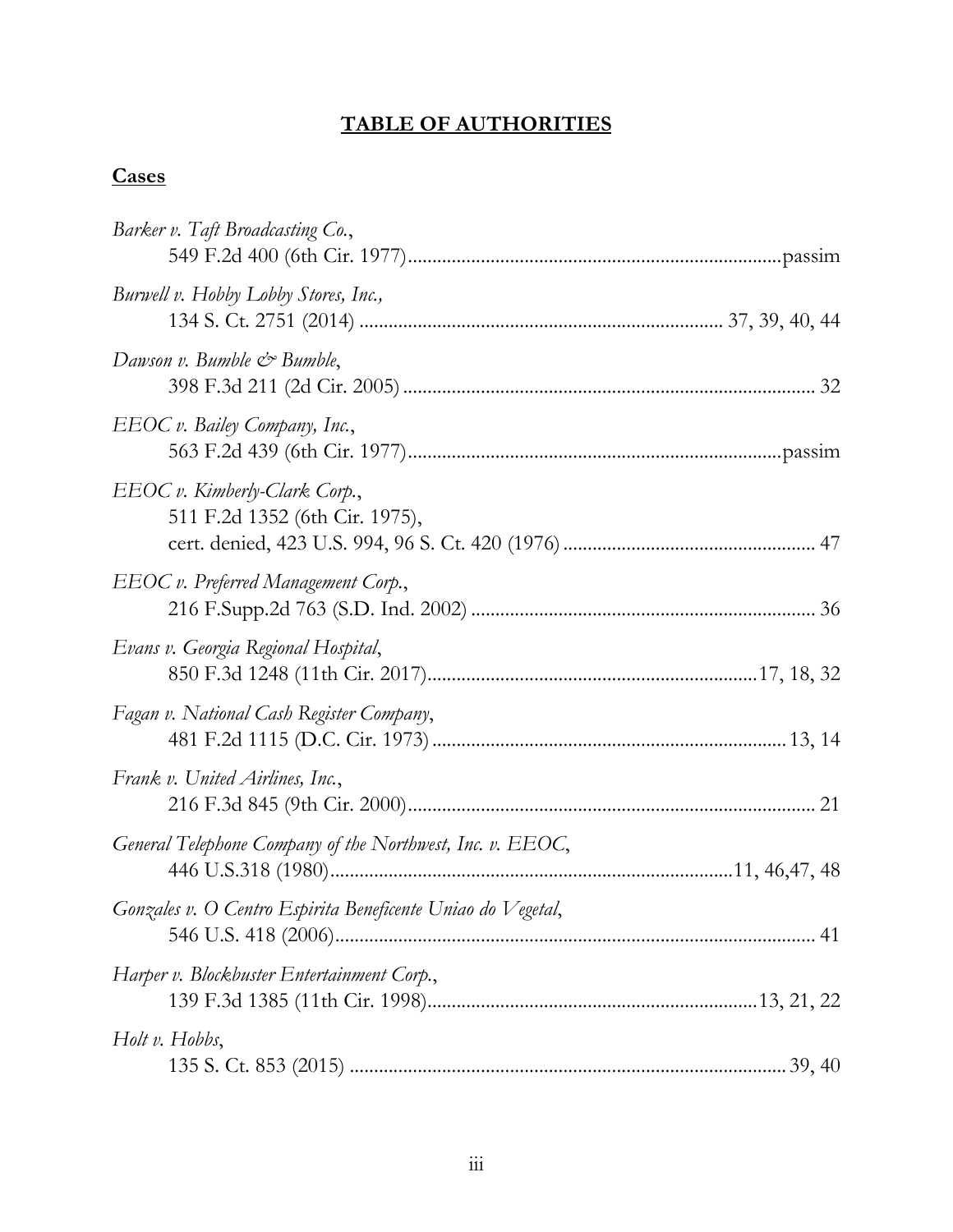# TABLE OF AUTHORITIES

## Cases

*Barker v. Taft Broadcasting Co.*,
549 F.2d 400 (6th Cir. 1977) ........................................................................... passim

*Burwell v. Hobby Lobby Stores, Inc.,*
134 S. Ct. 2751 (2014) ......................................................................... 37, 39, 40, 44

*Dawson v. Bumble & Bumble*,
398 F.3d 211 (2d Cir. 2005) .................................................................................. 32

*EEOC v. Bailey Company, Inc.*,
563 F.2d 439 (6th Cir. 1977) ........................................................................... passim

*EEOC v. Kimberly-Clark Corp.*,
511 F.2d 1352 (6th Cir. 1975),
cert. denied, 423 U.S. 994, 96 S. Ct. 420 (1976) ................................................... 47

*EEOC v. Preferred Management Corp.*,
216 F.Supp.2d 763 (S.D. Ind. 2002) ..................................................................... 36

*Evans v. Georgia Regional Hospital*,
850 F.3d 1248 (11th Cir. 2017) .................................................................. 17, 18, 32

*Fagan v. National Cash Register Company*,
481 F.2d 1115 (D.C. Cir. 1973) ....................................................................... 13, 14

*Frank v. United Airlines, Inc.*,
216 F.3d 845 (9th Cir. 2000) ................................................................................. 21

*General Telephone Company of the Northwest, Inc. v. EEOC*,
446 U.S.318 (1980) ................................................................................ 11, 46,47, 48

*Gonzales v. O Centro Espirita Beneficente Uniao do Vegetal*,
546 U.S. 418 (2006) ................................................................................................. 41

*Harper v. Blockbuster Entertainment Corp.*,
139 F.3d 1385 (11th Cir. 1998) .................................................................. 13, 21, 22

*Holt v. Hobbs*,
135 S. Ct. 853 (2015) ....................................................................................... 39, 40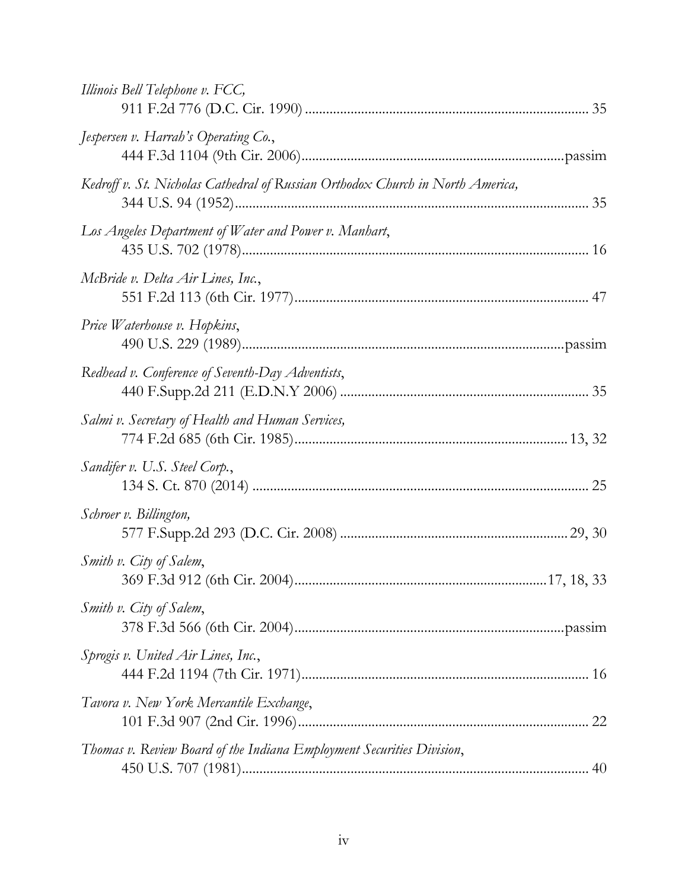*Illinois Bell Telephone v. FCC,*
911 F.2d 776 (D.C. Cir. 1990) ............................................................................... 35

*Jespersen v. Harrah's Operating Co.*,
444 F.3d 1104 (9th Cir. 2006).........................................................................passim

*Kedroff v. St. Nicholas Cathedral of Russian Orthodox Church in North America,*
344 U.S. 94 (1952).................................................................................................. 35

*Los Angeles Department of Water and Power v. Manhart*,
435 U.S. 702 (1978)................................................................................................ 16

*McBride v. Delta Air Lines, Inc.*,
551 F.2d 113 (6th Cir. 1977).................................................................................. 47

*Price Waterhouse v. Hopkins*,
490 U.S. 229 (1989).........................................................................................passim

*Redhead v. Conference of Seventh-Day Adventists*,
440 F.Supp.2d 211 (E.D.N.Y 2006) ..................................................................... 35

*Salmi v. Secretary of Health and Human Services,*
774 F.2d 685 (6th Cir. 1985).......................................................................... 13, 32

*Sandifer v. U.S. Steel Corp.*,
134 S. Ct. 870 (2014) .............................................................................................. 25

*Schroer v. Billington,*
577 F.Supp.2d 293 (D.C. Cir. 2008) ................................................................ 29, 30

*Smith v. City of Salem*,
369 F.3d 912 (6th Cir. 2004)......................................................................17, 18, 33

*Smith v. City of Salem*,
378 F.3d 566 (6th Cir. 2004)...........................................................................passim

*Sprogis v. United Air Lines, Inc.*,
444 F.2d 1194 (7th Cir. 1971)................................................................................ 16

*Tavora v. New York Mercantile Exchange*,
101 F.3d 907 (2nd Cir. 1996)................................................................................. 22

*Thomas v. Review Board of the Indiana Employment Securities Division*,
450 U.S. 707 (1981)................................................................................................ 40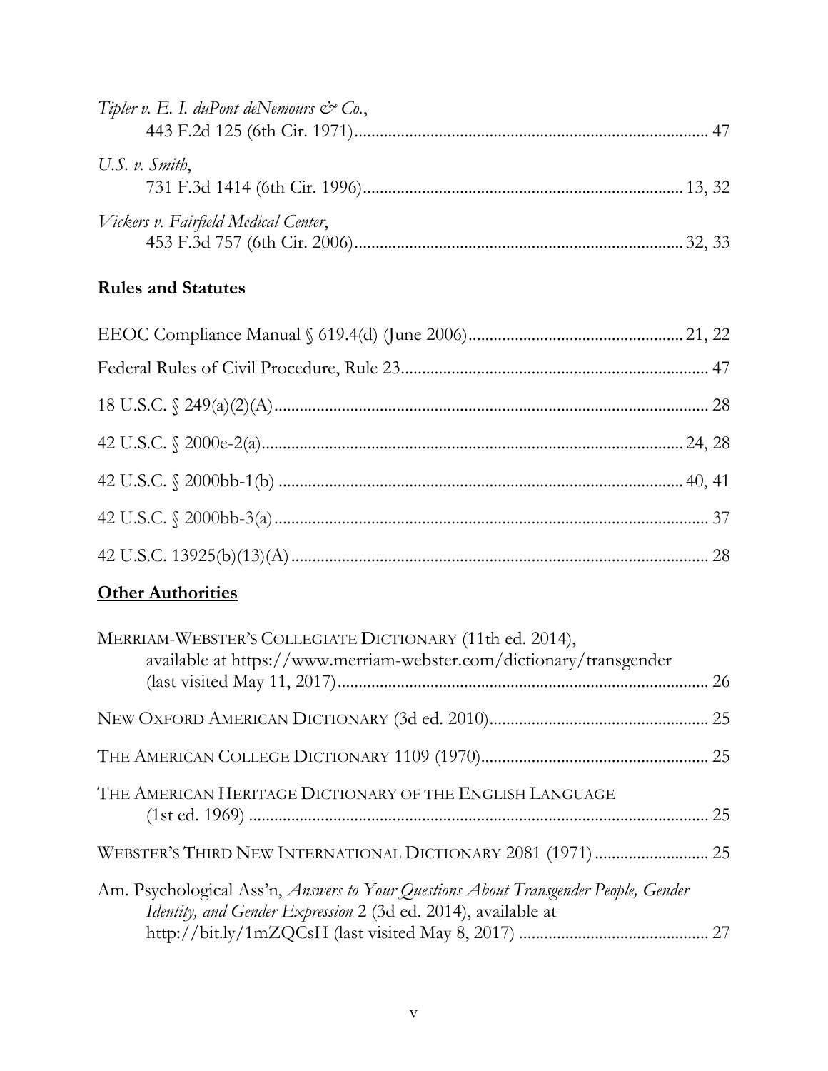*Tipler v. E. I. duPont deNemours & Co.*,
443 F.2d 125 (6th Cir. 1971) .................................................................................. 47

*U.S. v. Smith*,
731 F.3d 1414 (6th Cir. 1996) .......................................................................... 13, 32

*Vickers v. Fairfield Medical Center*,
453 F.3d 757 (6th Cir. 2006) ............................................................................ 32, 33

**Rules and Statutes**

EEOC Compliance Manual § 619.4(d) (June 2006) .................................................. 21, 22

Federal Rules of Civil Procedure, Rule 23 ....................................................................... 47

18 U.S.C. § 249(a)(2)(A) ...................................................................................................... 28

42 U.S.C. § 2000e-2(a) ................................................................................................... 24, 28

42 U.S.C. § 2000bb-1(b) ............................................................................................... 40, 41

42 U.S.C. § 2000bb-3(a) ...................................................................................................... 37

42 U.S.C. 13925(b)(13)(A) .................................................................................................. 28

**Other Authorities**

MERRIAM-WEBSTER'S COLLEGIATE DICTIONARY (11th ed. 2014),
available at https://www.merriam-webster.com/dictionary/transgender
(last visited May 11, 2017) ....................................................................................... 26

NEW OXFORD AMERICAN DICTIONARY (3d ed. 2010) ................................................... 25

THE AMERICAN COLLEGE DICTIONARY 1109 (1970) ..................................................... 25

THE AMERICAN HERITAGE DICTIONARY OF THE ENGLISH LANGUAGE
(1st ed. 1969) ............................................................................................................ 25

WEBSTER'S THIRD NEW INTERNATIONAL DICTIONARY 2081 (1971) .......................... 25

Am. Psychological Ass'n, *Answers to Your Questions About Transgender People, Gender Identity, and Gender Expression* 2 (3d ed. 2014), available at
http://bit.ly/1mZQCsH (last visited May 8, 2017) ............................................ 27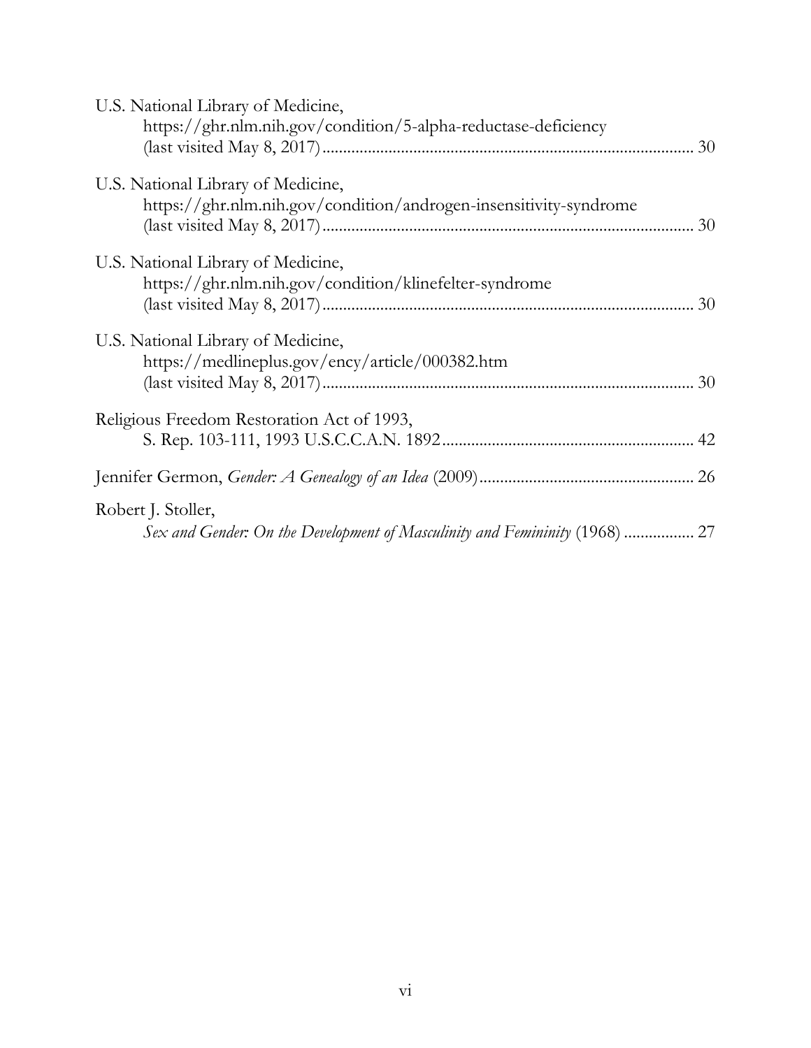U.S. National Library of Medicine,
https://ghr.nlm.nih.gov/condition/5-alpha-reductase-deficiency
(last visited May 8, 2017) ........................................................................................ 30

U.S. National Library of Medicine,
https://ghr.nlm.nih.gov/condition/androgen-insensitivity-syndrome
(last visited May 8, 2017) ........................................................................................ 30

U.S. National Library of Medicine,
https://ghr.nlm.nih.gov/condition/klinefelter-syndrome
(last visited May 8, 2017) ........................................................................................ 30

U.S. National Library of Medicine,
https://medlineplus.gov/ency/article/000382.htm
(last visited May 8, 2017) ........................................................................................ 30

Religious Freedom Restoration Act of 1993,
S. Rep. 103-111, 1993 U.S.C.C.A.N. 1892 ........................................................... 42

Jennifer Germon, *Gender: A Genealogy of an Idea* (2009) ................................................... 26

Robert J. Stoller,
*Sex and Gender: On the Development of Masculinity and Femininity* (1968) ................. 27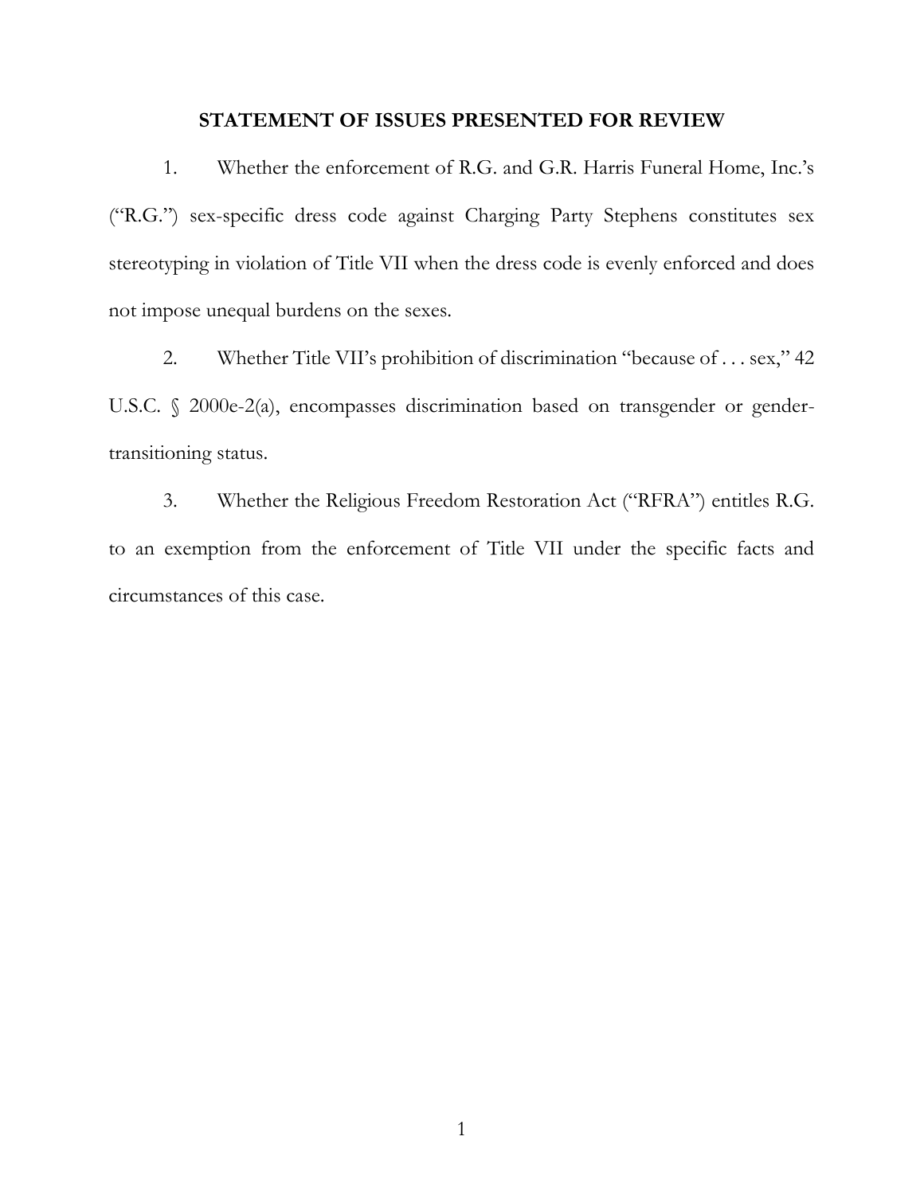## STATEMENT OF ISSUES PRESENTED FOR REVIEW

1. Whether the enforcement of R.G. and G.R. Harris Funeral Home, Inc.'s ("R.G.") sex-specific dress code against Charging Party Stephens constitutes sex stereotyping in violation of Title VII when the dress code is evenly enforced and does not impose unequal burdens on the sexes.

2. Whether Title VII's prohibition of discrimination "because of . . . sex," 42 U.S.C. § 2000e-2(a), encompasses discrimination based on transgender or gender-transitioning status.

3. Whether the Religious Freedom Restoration Act ("RFRA") entitles R.G. to an exemption from the enforcement of Title VII under the specific facts and circumstances of this case.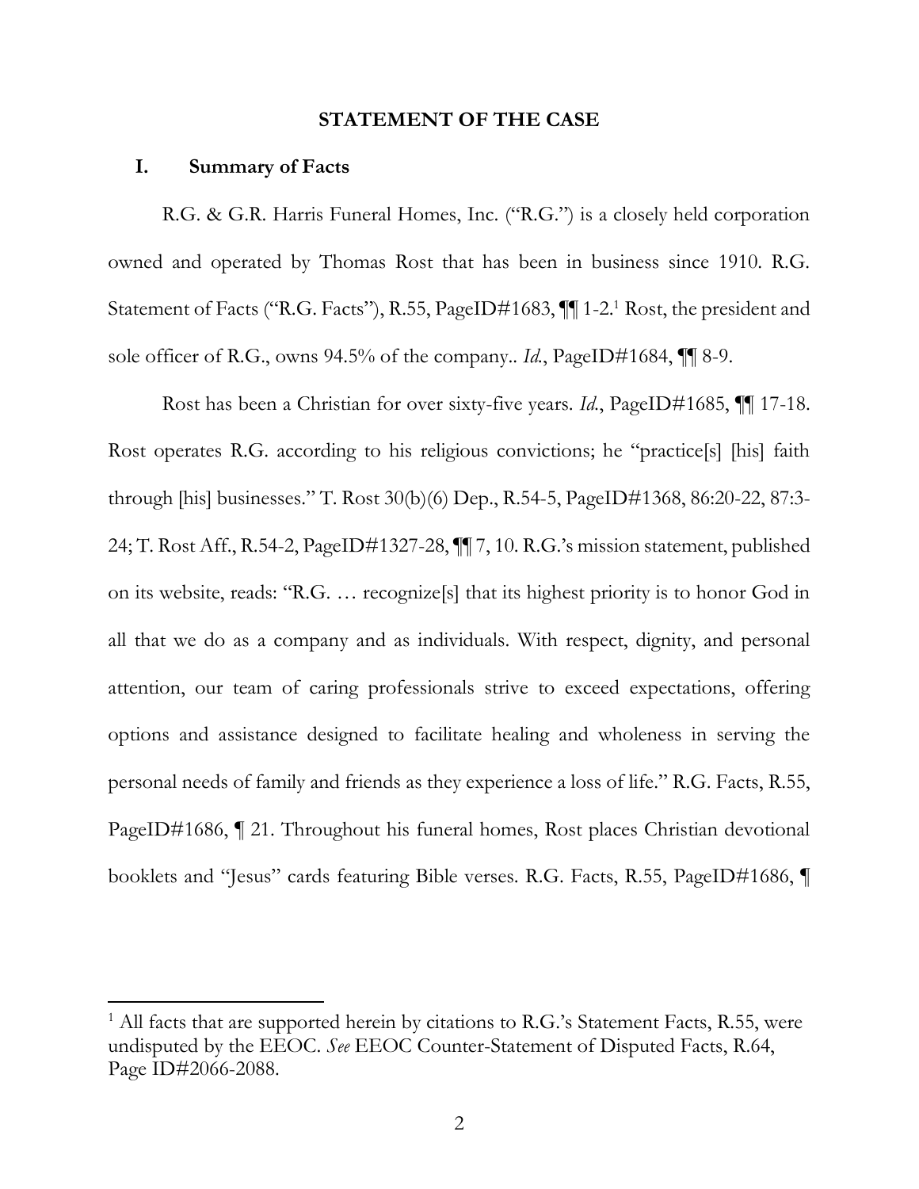## STATEMENT OF THE CASE

### I. Summary of Facts

R.G. & G.R. Harris Funeral Homes, Inc. ("R.G.") is a closely held corporation owned and operated by Thomas Rost that has been in business since 1910. R.G. Statement of Facts ("R.G. Facts"), R.55, PageID#1683, ¶¶ 1-2.[1] Rost, the president and sole officer of R.G., owns 94.5% of the company.. *Id.*, PageID#1684, ¶¶ 8-9.

Rost has been a Christian for over sixty-five years. *Id.*, PageID#1685, ¶¶ 17-18. Rost operates R.G. according to his religious convictions; he "practice[s] [his] faith through [his] businesses." T. Rost 30(b)(6) Dep., R.54-5, PageID#1368, 86:20-22, 87:3-24; T. Rost Aff., R.54-2, PageID#1327-28, ¶¶ 7, 10. R.G.'s mission statement, published on its website, reads: "R.G. … recognize[s] that its highest priority is to honor God in all that we do as a company and as individuals. With respect, dignity, and personal attention, our team of caring professionals strive to exceed expectations, offering options and assistance designed to facilitate healing and wholeness in serving the personal needs of family and friends as they experience a loss of life." R.G. Facts, R.55, PageID#1686, ¶ 21. Throughout his funeral homes, Rost places Christian devotional booklets and "Jesus" cards featuring Bible verses. R.G. Facts, R.55, PageID#1686, ¶

[1] All facts that are supported herein by citations to R.G.'s Statement Facts, R.55, were undisputed by the EEOC. *See* EEOC Counter-Statement of Disputed Facts, R.64, Page ID#2066-2088.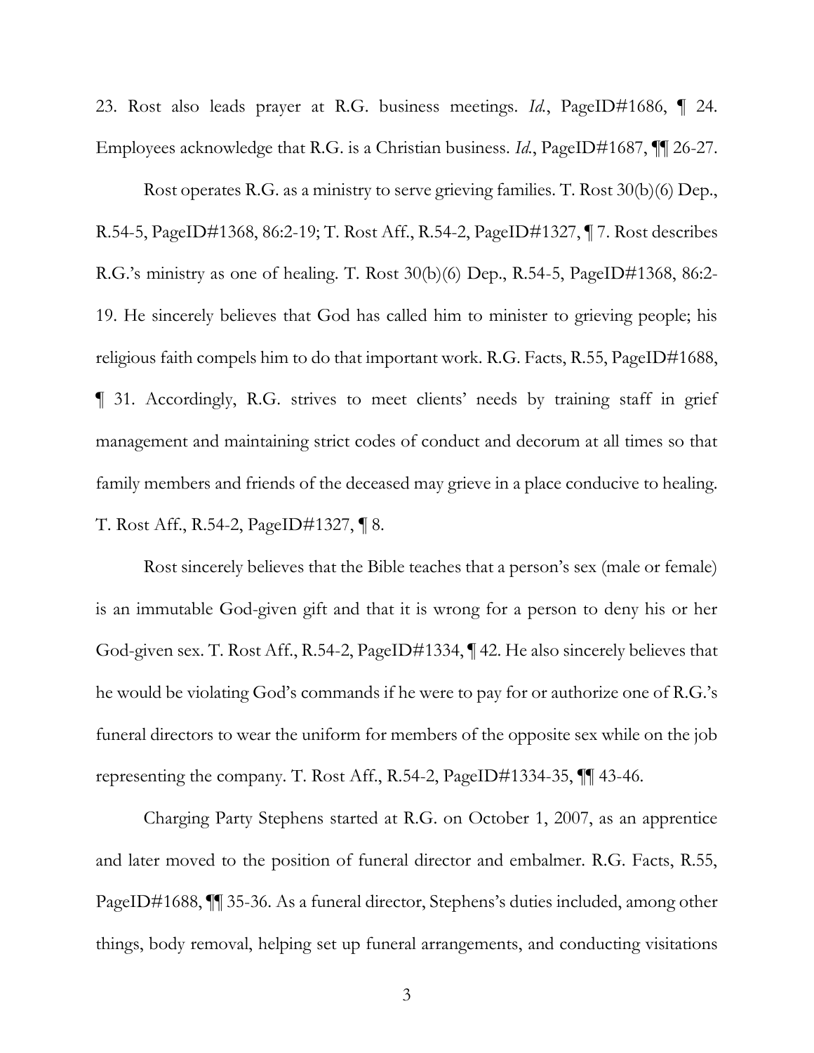23. Rost also leads prayer at R.G. business meetings. *Id.*, PageID#1686, ¶ 24. Employees acknowledge that R.G. is a Christian business. *Id.*, PageID#1687, ¶¶ 26-27.

Rost operates R.G. as a ministry to serve grieving families. T. Rost 30(b)(6) Dep., R.54-5, PageID#1368, 86:2-19; T. Rost Aff., R.54-2, PageID#1327, ¶ 7. Rost describes R.G.'s ministry as one of healing. T. Rost 30(b)(6) Dep., R.54-5, PageID#1368, 86:2-19. He sincerely believes that God has called him to minister to grieving people; his religious faith compels him to do that important work. R.G. Facts, R.55, PageID#1688, ¶ 31. Accordingly, R.G. strives to meet clients' needs by training staff in grief management and maintaining strict codes of conduct and decorum at all times so that family members and friends of the deceased may grieve in a place conducive to healing. T. Rost Aff., R.54-2, PageID#1327, ¶ 8.

Rost sincerely believes that the Bible teaches that a person's sex (male or female) is an immutable God-given gift and that it is wrong for a person to deny his or her God-given sex. T. Rost Aff., R.54-2, PageID#1334, ¶ 42. He also sincerely believes that he would be violating God's commands if he were to pay for or authorize one of R.G.'s funeral directors to wear the uniform for members of the opposite sex while on the job representing the company. T. Rost Aff., R.54-2, PageID#1334-35, ¶¶ 43-46.

Charging Party Stephens started at R.G. on October 1, 2007, as an apprentice and later moved to the position of funeral director and embalmer. R.G. Facts, R.55, PageID#1688, ¶¶ 35-36. As a funeral director, Stephens's duties included, among other things, body removal, helping set up funeral arrangements, and conducting visitations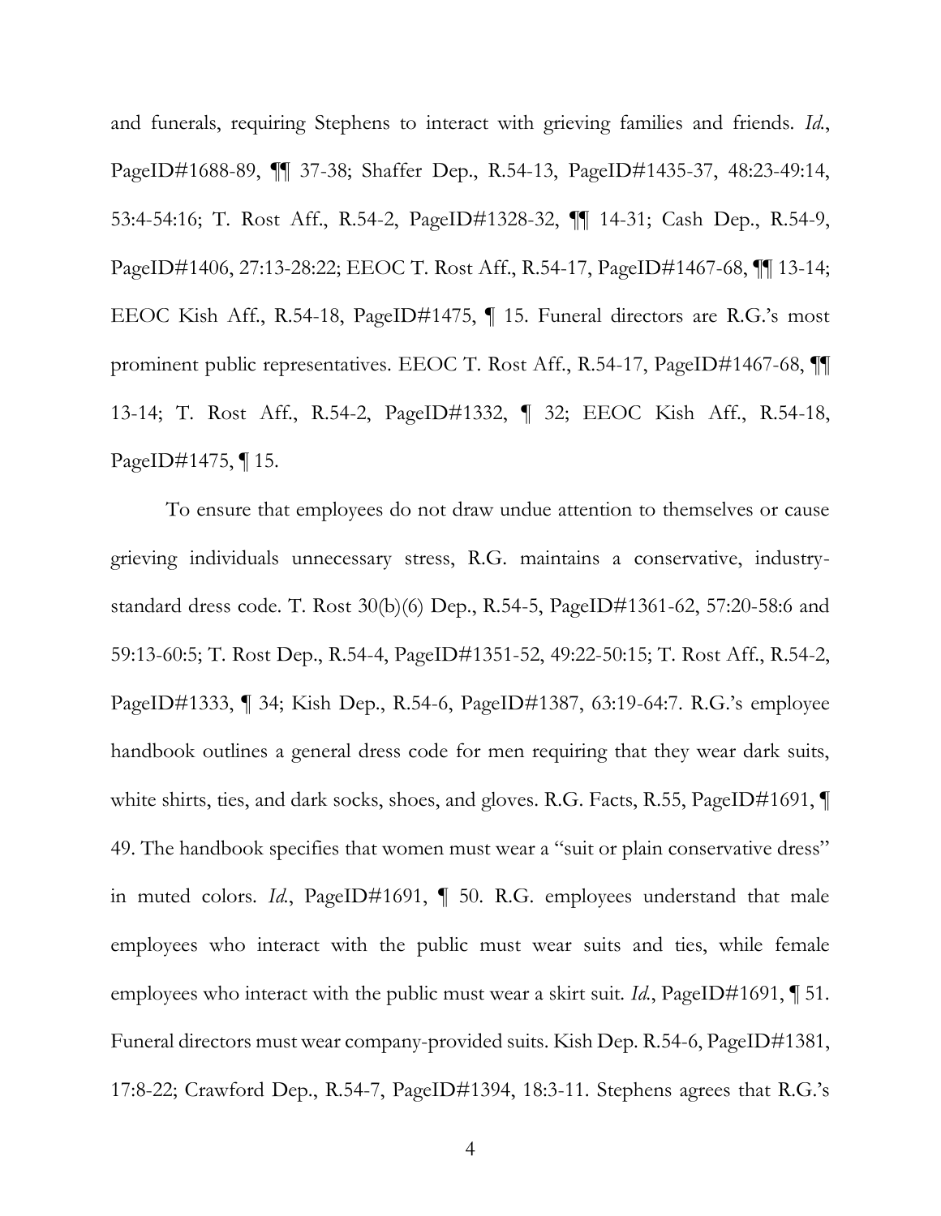and funerals, requiring Stephens to interact with grieving families and friends. *Id.*, PageID#1688-89, ¶¶ 37-38; Shaffer Dep., R.54-13, PageID#1435-37, 48:23-49:14, 53:4-54:16; T. Rost Aff., R.54-2, PageID#1328-32, ¶¶ 14-31; Cash Dep., R.54-9, PageID#1406, 27:13-28:22; EEOC T. Rost Aff., R.54-17, PageID#1467-68, ¶¶ 13-14; EEOC Kish Aff., R.54-18, PageID#1475, ¶ 15. Funeral directors are R.G.'s most prominent public representatives. EEOC T. Rost Aff., R.54-17, PageID#1467-68, ¶¶ 13-14; T. Rost Aff., R.54-2, PageID#1332, ¶ 32; EEOC Kish Aff., R.54-18, PageID#1475, ¶ 15.

To ensure that employees do not draw undue attention to themselves or cause grieving individuals unnecessary stress, R.G. maintains a conservative, industry-standard dress code. T. Rost 30(b)(6) Dep., R.54-5, PageID#1361-62, 57:20-58:6 and 59:13-60:5; T. Rost Dep., R.54-4, PageID#1351-52, 49:22-50:15; T. Rost Aff., R.54-2, PageID#1333, ¶ 34; Kish Dep., R.54-6, PageID#1387, 63:19-64:7. R.G.'s employee handbook outlines a general dress code for men requiring that they wear dark suits, white shirts, ties, and dark socks, shoes, and gloves. R.G. Facts, R.55, PageID#1691, ¶ 49. The handbook specifies that women must wear a "suit or plain conservative dress" in muted colors. *Id.*, PageID#1691, ¶ 50. R.G. employees understand that male employees who interact with the public must wear suits and ties, while female employees who interact with the public must wear a skirt suit. *Id.*, PageID#1691, ¶ 51. Funeral directors must wear company-provided suits. Kish Dep. R.54-6, PageID#1381, 17:8-22; Crawford Dep., R.54-7, PageID#1394, 18:3-11. Stephens agrees that R.G.'s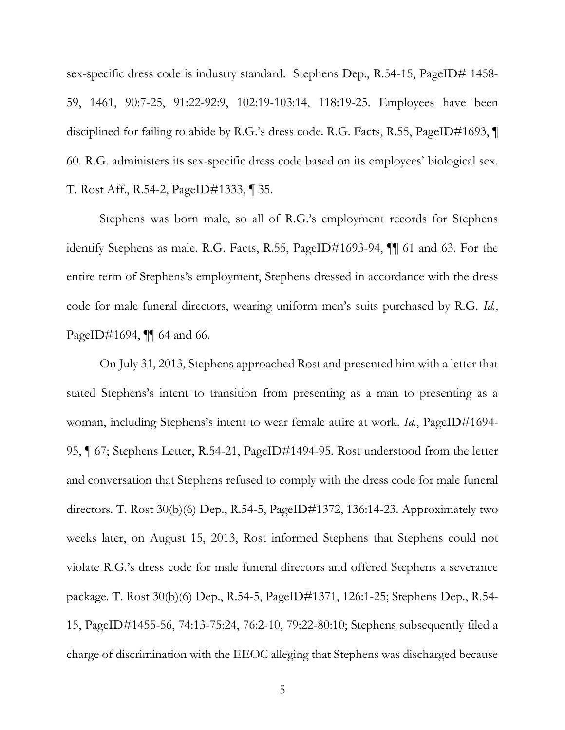sex-specific dress code is industry standard. Stephens Dep., R.54-15, PageID# 1458-59, 1461, 90:7-25, 91:22-92:9, 102:19-103:14, 118:19-25. Employees have been disciplined for failing to abide by R.G.'s dress code. R.G. Facts, R.55, PageID#1693, ¶ 60. R.G. administers its sex-specific dress code based on its employees' biological sex. T. Rost Aff., R.54-2, PageID#1333, ¶ 35.

Stephens was born male, so all of R.G.'s employment records for Stephens identify Stephens as male. R.G. Facts, R.55, PageID#1693-94, ¶¶ 61 and 63. For the entire term of Stephens's employment, Stephens dressed in accordance with the dress code for male funeral directors, wearing uniform men's suits purchased by R.G. *Id.*, PageID#1694, ¶¶ 64 and 66.

On July 31, 2013, Stephens approached Rost and presented him with a letter that stated Stephens's intent to transition from presenting as a man to presenting as a woman, including Stephens's intent to wear female attire at work. *Id.*, PageID#1694-95, ¶ 67; Stephens Letter, R.54-21, PageID#1494-95. Rost understood from the letter and conversation that Stephens refused to comply with the dress code for male funeral directors. T. Rost 30(b)(6) Dep., R.54-5, PageID#1372, 136:14-23. Approximately two weeks later, on August 15, 2013, Rost informed Stephens that Stephens could not violate R.G.'s dress code for male funeral directors and offered Stephens a severance package. T. Rost 30(b)(6) Dep., R.54-5, PageID#1371, 126:1-25; Stephens Dep., R.54-15, PageID#1455-56, 74:13-75:24, 76:2-10, 79:22-80:10; Stephens subsequently filed a charge of discrimination with the EEOC alleging that Stephens was discharged because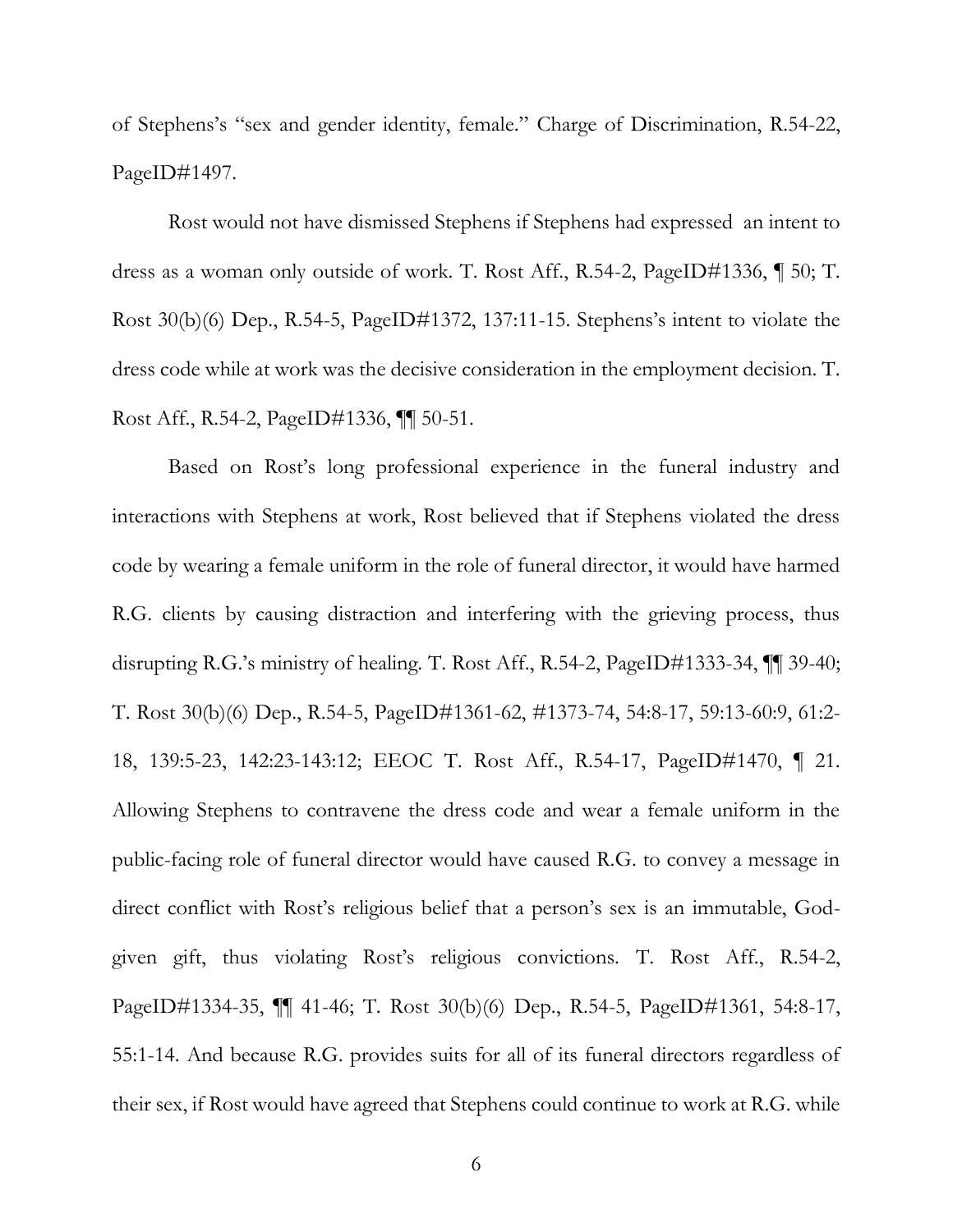of Stephens's "sex and gender identity, female." Charge of Discrimination, R.54-22, PageID#1497.

Rost would not have dismissed Stephens if Stephens had expressed an intent to dress as a woman only outside of work. T. Rost Aff., R.54-2, PageID#1336, ¶ 50; T. Rost 30(b)(6) Dep., R.54-5, PageID#1372, 137:11-15. Stephens's intent to violate the dress code while at work was the decisive consideration in the employment decision. T. Rost Aff., R.54-2, PageID#1336, ¶¶ 50-51.

Based on Rost's long professional experience in the funeral industry and interactions with Stephens at work, Rost believed that if Stephens violated the dress code by wearing a female uniform in the role of funeral director, it would have harmed R.G. clients by causing distraction and interfering with the grieving process, thus disrupting R.G.'s ministry of healing. T. Rost Aff., R.54-2, PageID#1333-34, ¶¶ 39-40; T. Rost 30(b)(6) Dep., R.54-5, PageID#1361-62, #1373-74, 54:8-17, 59:13-60:9, 61:2-18, 139:5-23, 142:23-143:12; EEOC T. Rost Aff., R.54-17, PageID#1470, ¶ 21. Allowing Stephens to contravene the dress code and wear a female uniform in the public-facing role of funeral director would have caused R.G. to convey a message in direct conflict with Rost's religious belief that a person's sex is an immutable, God-given gift, thus violating Rost's religious convictions. T. Rost Aff., R.54-2, PageID#1334-35, ¶¶ 41-46; T. Rost 30(b)(6) Dep., R.54-5, PageID#1361, 54:8-17, 55:1-14. And because R.G. provides suits for all of its funeral directors regardless of their sex, if Rost would have agreed that Stephens could continue to work at R.G. while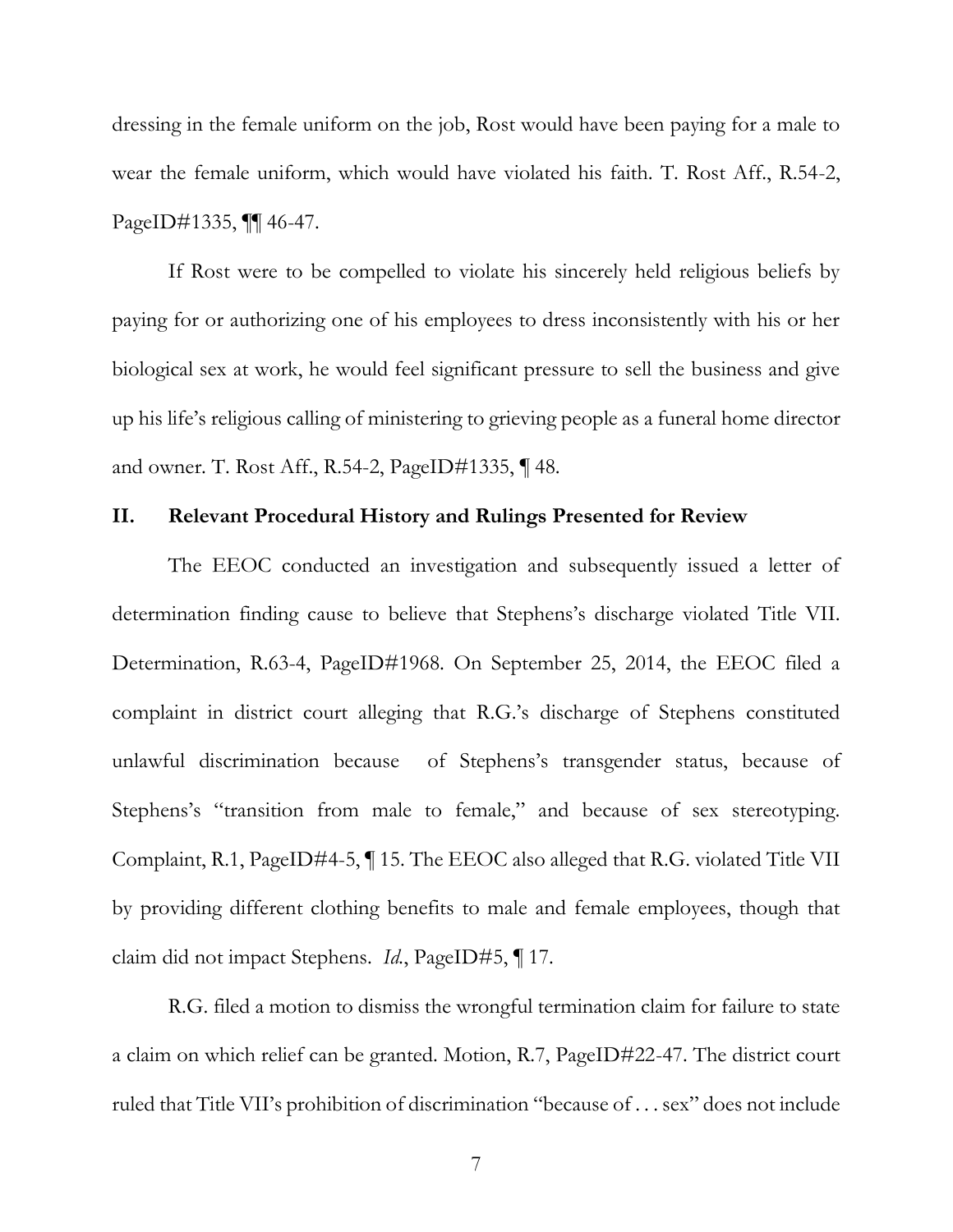dressing in the female uniform on the job, Rost would have been paying for a male to wear the female uniform, which would have violated his faith. T. Rost Aff., R.54-2, PageID#1335, ¶¶ 46-47.

If Rost were to be compelled to violate his sincerely held religious beliefs by paying for or authorizing one of his employees to dress inconsistently with his or her biological sex at work, he would feel significant pressure to sell the business and give up his life's religious calling of ministering to grieving people as a funeral home director and owner. T. Rost Aff., R.54-2, PageID#1335, ¶ 48.

## II. Relevant Procedural History and Rulings Presented for Review

The EEOC conducted an investigation and subsequently issued a letter of determination finding cause to believe that Stephens's discharge violated Title VII. Determination, R.63-4, PageID#1968. On September 25, 2014, the EEOC filed a complaint in district court alleging that R.G.'s discharge of Stephens constituted unlawful discrimination because of Stephens's transgender status, because of Stephens's "transition from male to female," and because of sex stereotyping. Complaint, R.1, PageID#4-5, ¶ 15. The EEOC also alleged that R.G. violated Title VII by providing different clothing benefits to male and female employees, though that claim did not impact Stephens. *Id.*, PageID#5, ¶ 17.

R.G. filed a motion to dismiss the wrongful termination claim for failure to state a claim on which relief can be granted. Motion, R.7, PageID#22-47. The district court ruled that Title VII's prohibition of discrimination "because of . . . sex" does not include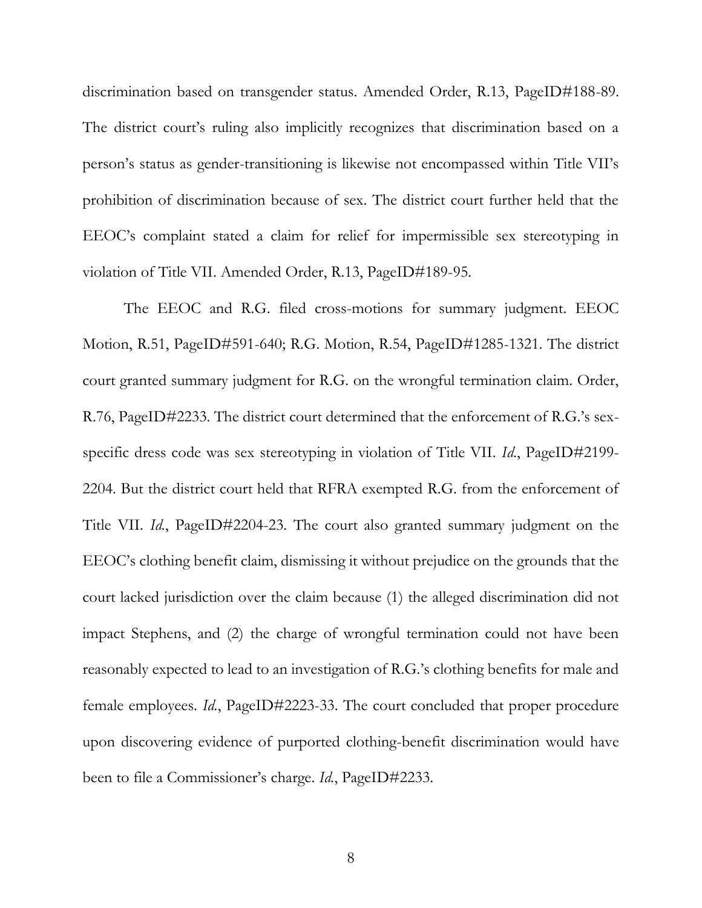discrimination based on transgender status. Amended Order, R.13, PageID#188-89. The district court's ruling also implicitly recognizes that discrimination based on a person's status as gender-transitioning is likewise not encompassed within Title VII's prohibition of discrimination because of sex. The district court further held that the EEOC's complaint stated a claim for relief for impermissible sex stereotyping in violation of Title VII. Amended Order, R.13, PageID#189-95.

The EEOC and R.G. filed cross-motions for summary judgment. EEOC Motion, R.51, PageID#591-640; R.G. Motion, R.54, PageID#1285-1321. The district court granted summary judgment for R.G. on the wrongful termination claim. Order, R.76, PageID#2233. The district court determined that the enforcement of R.G.'s sex-specific dress code was sex stereotyping in violation of Title VII. *Id.*, PageID#2199-2204. But the district court held that RFRA exempted R.G. from the enforcement of Title VII. *Id.*, PageID#2204-23. The court also granted summary judgment on the EEOC's clothing benefit claim, dismissing it without prejudice on the grounds that the court lacked jurisdiction over the claim because (1) the alleged discrimination did not impact Stephens, and (2) the charge of wrongful termination could not have been reasonably expected to lead to an investigation of R.G.'s clothing benefits for male and female employees. *Id.*, PageID#2223-33. The court concluded that proper procedure upon discovering evidence of purported clothing-benefit discrimination would have been to file a Commissioner's charge. *Id.*, PageID#2233.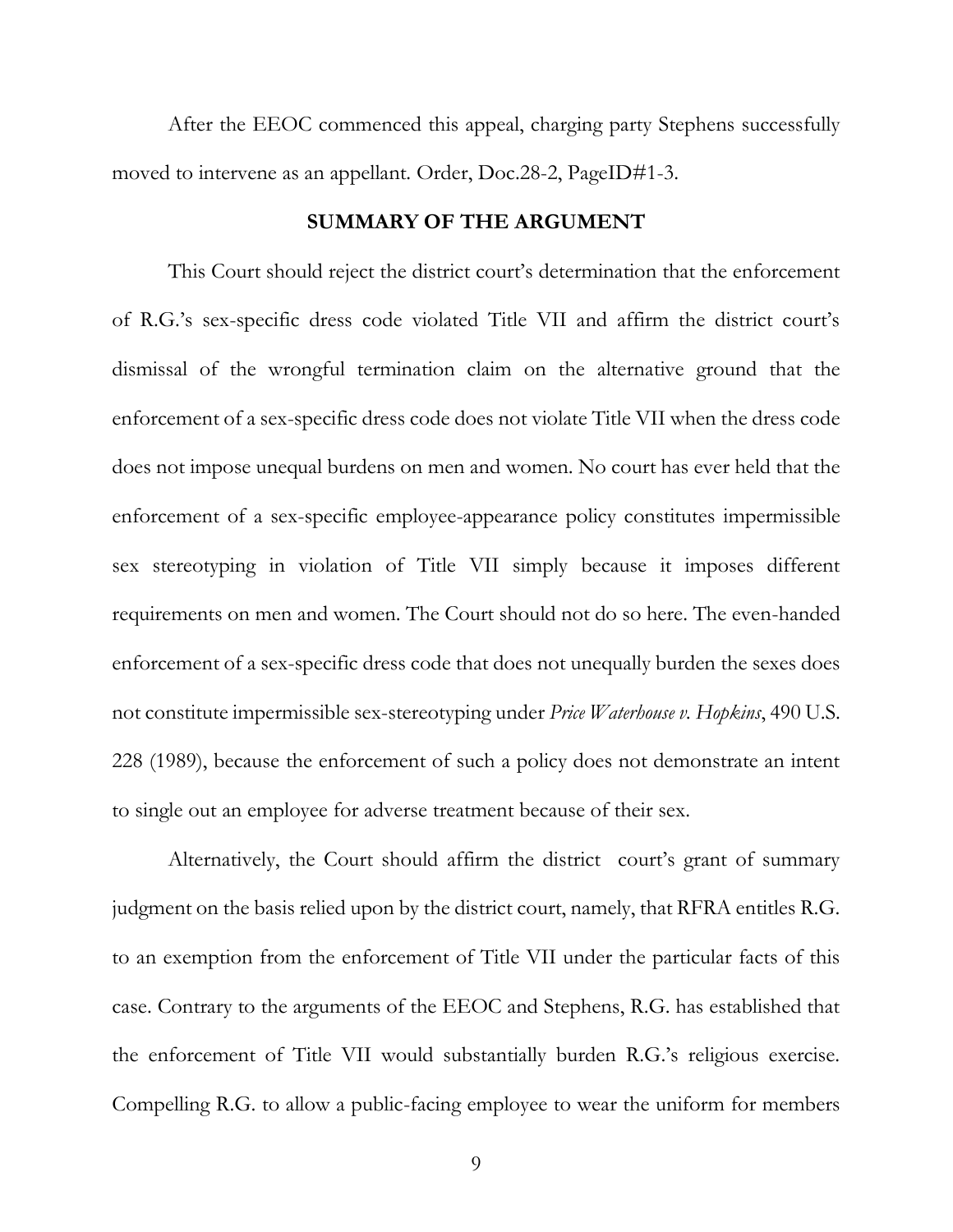After the EEOC commenced this appeal, charging party Stephens successfully moved to intervene as an appellant. Order, Doc.28-2, PageID#1-3.

## SUMMARY OF THE ARGUMENT

This Court should reject the district court's determination that the enforcement of R.G.'s sex-specific dress code violated Title VII and affirm the district court's dismissal of the wrongful termination claim on the alternative ground that the enforcement of a sex-specific dress code does not violate Title VII when the dress code does not impose unequal burdens on men and women. No court has ever held that the enforcement of a sex-specific employee-appearance policy constitutes impermissible sex stereotyping in violation of Title VII simply because it imposes different requirements on men and women. The Court should not do so here. The even-handed enforcement of a sex-specific dress code that does not unequally burden the sexes does not constitute impermissible sex-stereotyping under *Price Waterhouse v. Hopkins*, 490 U.S. 228 (1989), because the enforcement of such a policy does not demonstrate an intent to single out an employee for adverse treatment because of their sex.

Alternatively, the Court should affirm the district court's grant of summary judgment on the basis relied upon by the district court, namely, that RFRA entitles R.G. to an exemption from the enforcement of Title VII under the particular facts of this case. Contrary to the arguments of the EEOC and Stephens, R.G. has established that the enforcement of Title VII would substantially burden R.G.'s religious exercise. Compelling R.G. to allow a public-facing employee to wear the uniform for members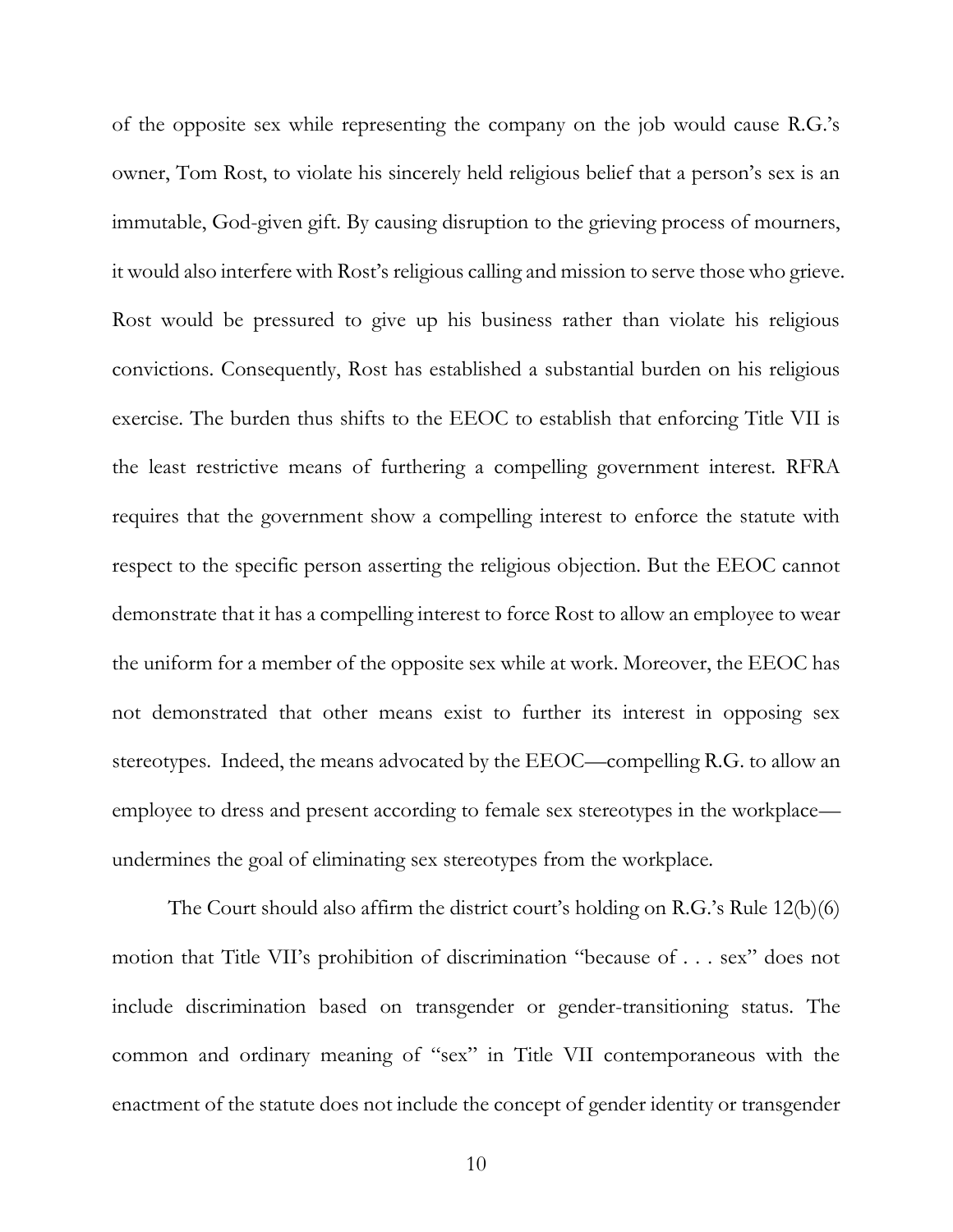of the opposite sex while representing the company on the job would cause R.G.'s owner, Tom Rost, to violate his sincerely held religious belief that a person's sex is an immutable, God-given gift. By causing disruption to the grieving process of mourners, it would also interfere with Rost's religious calling and mission to serve those who grieve. Rost would be pressured to give up his business rather than violate his religious convictions. Consequently, Rost has established a substantial burden on his religious exercise. The burden thus shifts to the EEOC to establish that enforcing Title VII is the least restrictive means of furthering a compelling government interest. RFRA requires that the government show a compelling interest to enforce the statute with respect to the specific person asserting the religious objection. But the EEOC cannot demonstrate that it has a compelling interest to force Rost to allow an employee to wear the uniform for a member of the opposite sex while at work. Moreover, the EEOC has not demonstrated that other means exist to further its interest in opposing sex stereotypes. Indeed, the means advocated by the EEOC—compelling R.G. to allow an employee to dress and present according to female sex stereotypes in the workplace—undermines the goal of eliminating sex stereotypes from the workplace.

The Court should also affirm the district court's holding on R.G.'s Rule 12(b)(6) motion that Title VII's prohibition of discrimination "because of . . . sex" does not include discrimination based on transgender or gender-transitioning status. The common and ordinary meaning of "sex" in Title VII contemporaneous with the enactment of the statute does not include the concept of gender identity or transgender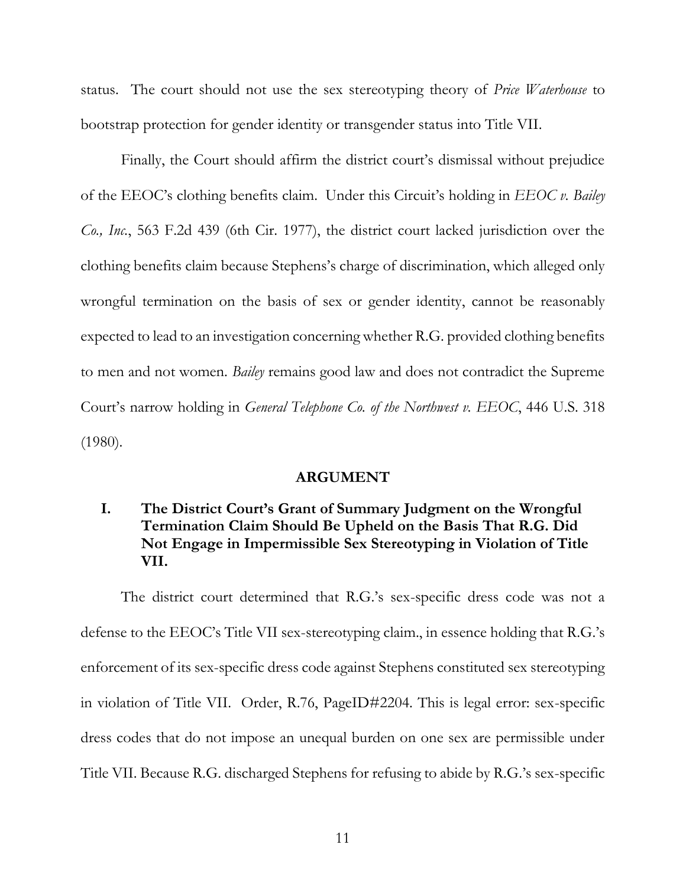status. The court should not use the sex stereotyping theory of *Price Waterhouse* to bootstrap protection for gender identity or transgender status into Title VII.

Finally, the Court should affirm the district court's dismissal without prejudice of the EEOC's clothing benefits claim. Under this Circuit's holding in *EEOC v. Bailey Co., Inc.*, 563 F.2d 439 (6th Cir. 1977), the district court lacked jurisdiction over the clothing benefits claim because Stephens's charge of discrimination, which alleged only wrongful termination on the basis of sex or gender identity, cannot be reasonably expected to lead to an investigation concerning whether R.G. provided clothing benefits to men and not women. *Bailey* remains good law and does not contradict the Supreme Court's narrow holding in *General Telephone Co. of the Northwest v. EEOC*, 446 U.S. 318 (1980).

## ARGUMENT

### I. The District Court's Grant of Summary Judgment on the Wrongful Termination Claim Should Be Upheld on the Basis That R.G. Did Not Engage in Impermissible Sex Stereotyping in Violation of Title VII.

The district court determined that R.G.'s sex-specific dress code was not a defense to the EEOC's Title VII sex-stereotyping claim., in essence holding that R.G.'s enforcement of its sex-specific dress code against Stephens constituted sex stereotyping in violation of Title VII. Order, R.76, PageID#2204. This is legal error: sex-specific dress codes that do not impose an unequal burden on one sex are permissible under Title VII. Because R.G. discharged Stephens for refusing to abide by R.G.'s sex-specific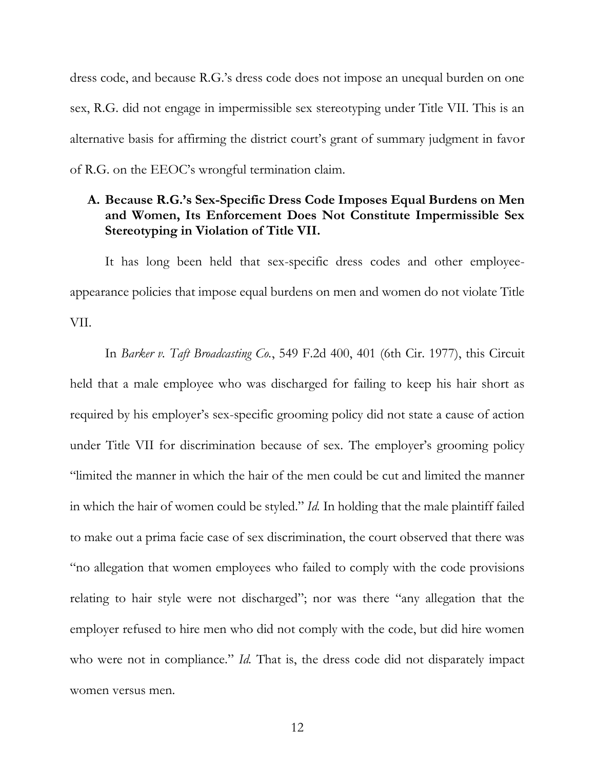dress code, and because R.G.'s dress code does not impose an unequal burden on one sex, R.G. did not engage in impermissible sex stereotyping under Title VII. This is an alternative basis for affirming the district court's grant of summary judgment in favor of R.G. on the EEOC's wrongful termination claim.

### A. Because R.G.'s Sex-Specific Dress Code Imposes Equal Burdens on Men and Women, Its Enforcement Does Not Constitute Impermissible Sex Stereotyping in Violation of Title VII.

It has long been held that sex-specific dress codes and other employee-appearance policies that impose equal burdens on men and women do not violate Title VII.

In *Barker v. Taft Broadcasting Co.*, 549 F.2d 400, 401 (6th Cir. 1977), this Circuit held that a male employee who was discharged for failing to keep his hair short as required by his employer's sex-specific grooming policy did not state a cause of action under Title VII for discrimination because of sex. The employer's grooming policy "limited the manner in which the hair of the men could be cut and limited the manner in which the hair of women could be styled." *Id.* In holding that the male plaintiff failed to make out a prima facie case of sex discrimination, the court observed that there was "no allegation that women employees who failed to comply with the code provisions relating to hair style were not discharged"; nor was there "any allegation that the employer refused to hire men who did not comply with the code, but did hire women who were not in compliance." *Id.* That is, the dress code did not disparately impact women versus men.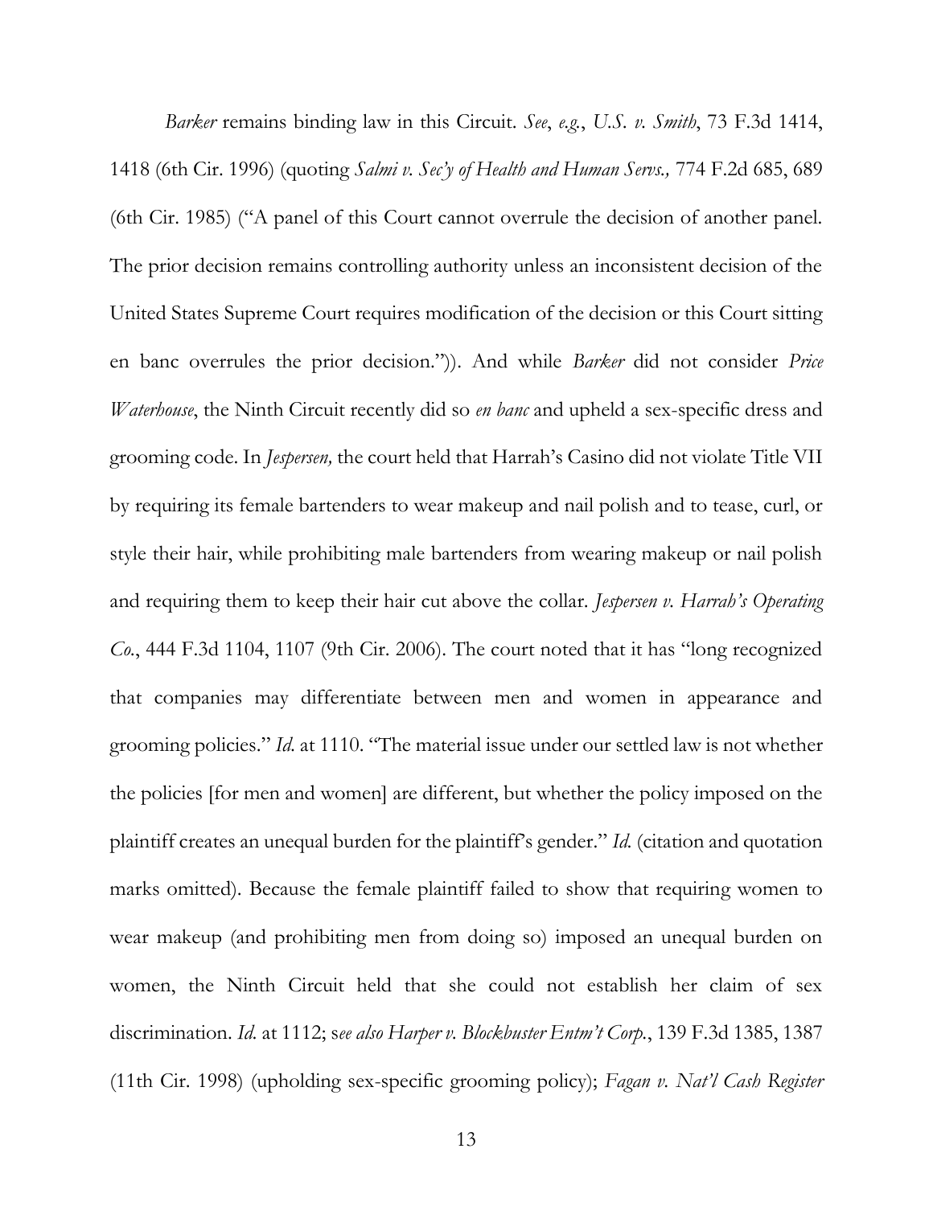*Barker* remains binding law in this Circuit. *See*, *e.g.*, *U.S. v. Smith*, 73 F.3d 1414, 1418 (6th Cir. 1996) (quoting *Salmi v. Sec'y of Health and Human Servs.,* 774 F.2d 685, 689 (6th Cir. 1985) ("A panel of this Court cannot overrule the decision of another panel. The prior decision remains controlling authority unless an inconsistent decision of the United States Supreme Court requires modification of the decision or this Court sitting en banc overrules the prior decision.")). And while *Barker* did not consider *Price Waterhouse*, the Ninth Circuit recently did so *en banc* and upheld a sex-specific dress and grooming code. In *Jespersen,* the court held that Harrah's Casino did not violate Title VII by requiring its female bartenders to wear makeup and nail polish and to tease, curl, or style their hair, while prohibiting male bartenders from wearing makeup or nail polish and requiring them to keep their hair cut above the collar. *Jespersen v. Harrah's Operating Co.*, 444 F.3d 1104, 1107 (9th Cir. 2006). The court noted that it has "long recognized that companies may differentiate between men and women in appearance and grooming policies." *Id.* at 1110. "The material issue under our settled law is not whether the policies [for men and women] are different, but whether the policy imposed on the plaintiff creates an unequal burden for the plaintiff's gender." *Id.* (citation and quotation marks omitted). Because the female plaintiff failed to show that requiring women to wear makeup (and prohibiting men from doing so) imposed an unequal burden on women, the Ninth Circuit held that she could not establish her claim of sex discrimination. *Id.* at 1112; s*ee also Harper v. Blockbuster Entm't Corp.*, 139 F.3d 1385, 1387 (11th Cir. 1998) (upholding sex-specific grooming policy); *Fagan v. Nat'l Cash Register*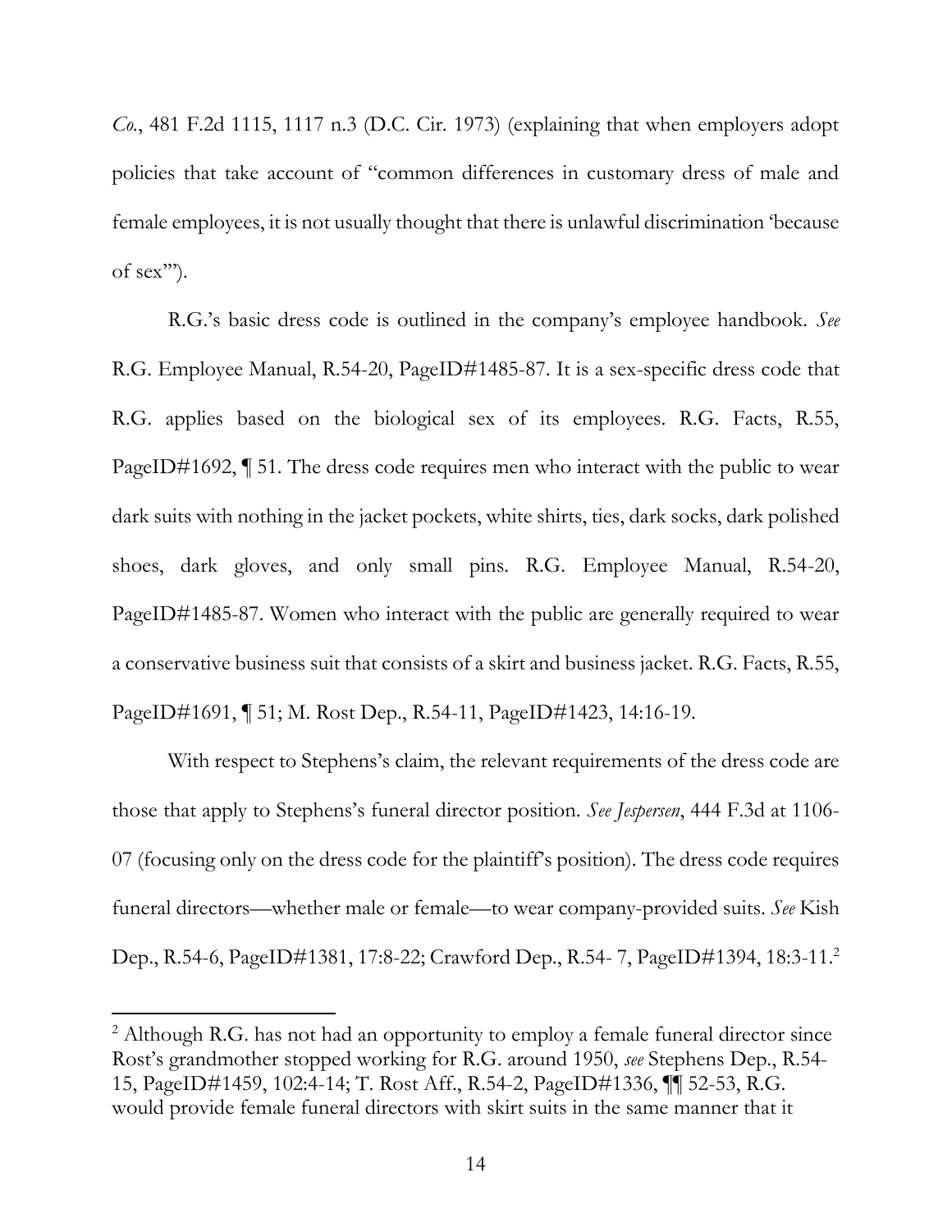*Co.*, 481 F.2d 1115, 1117 n.3 (D.C. Cir. 1973) (explaining that when employers adopt policies that take account of "common differences in customary dress of male and female employees, it is not usually thought that there is unlawful discrimination 'because of sex'").

R.G.'s basic dress code is outlined in the company's employee handbook. *See* R.G. Employee Manual, R.54-20, PageID#1485-87. It is a sex-specific dress code that R.G. applies based on the biological sex of its employees. R.G. Facts, R.55, PageID#1692, ¶ 51. The dress code requires men who interact with the public to wear dark suits with nothing in the jacket pockets, white shirts, ties, dark socks, dark polished shoes, dark gloves, and only small pins. R.G. Employee Manual, R.54-20, PageID#1485-87. Women who interact with the public are generally required to wear a conservative business suit that consists of a skirt and business jacket. R.G. Facts, R.55, PageID#1691, ¶ 51; M. Rost Dep., R.54-11, PageID#1423, 14:16-19.

With respect to Stephens's claim, the relevant requirements of the dress code are those that apply to Stephens's funeral director position. *See Jespersen*, 444 F.3d at 1106-07 (focusing only on the dress code for the plaintiff's position). The dress code requires funeral directors—whether male or female—to wear company-provided suits. *See* Kish Dep., R.54-6, PageID#1381, 17:8-22; Crawford Dep., R.54- 7, PageID#1394, 18:3-11.[2]

[2] Although R.G. has not had an opportunity to employ a female funeral director since Rost's grandmother stopped working for R.G. around 1950, *see* Stephens Dep., R.54-15, PageID#1459, 102:4-14; T. Rost Aff., R.54-2, PageID#1336, ¶¶ 52-53, R.G. would provide female funeral directors with skirt suits in the same manner that it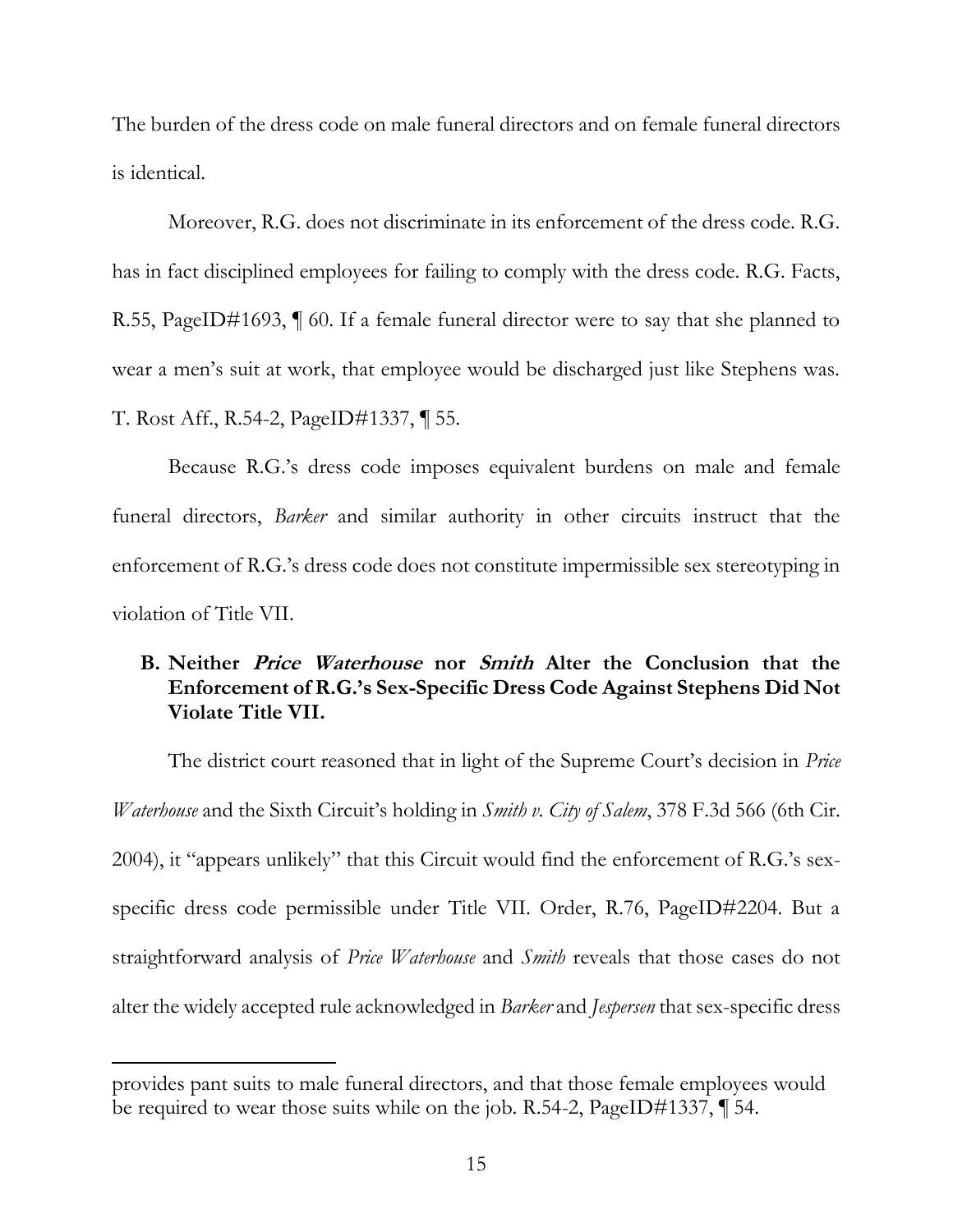The burden of the dress code on male funeral directors and on female funeral directors is identical.

Moreover, R.G. does not discriminate in its enforcement of the dress code. R.G. has in fact disciplined employees for failing to comply with the dress code. R.G. Facts, R.55, PageID#1693, ¶ 60. If a female funeral director were to say that she planned to wear a men's suit at work, that employee would be discharged just like Stephens was. T. Rost Aff., R.54-2, PageID#1337, ¶ 55.

Because R.G.'s dress code imposes equivalent burdens on male and female funeral directors, *Barker* and similar authority in other circuits instruct that the enforcement of R.G.'s dress code does not constitute impermissible sex stereotyping in violation of Title VII.

## B. Neither *Price Waterhouse* nor *Smith* Alter the Conclusion that the Enforcement of R.G.'s Sex-Specific Dress Code Against Stephens Did Not Violate Title VII.

The district court reasoned that in light of the Supreme Court's decision in *Price Waterhouse* and the Sixth Circuit's holding in *Smith v. City of Salem*, 378 F.3d 566 (6th Cir. 2004), it "appears unlikely" that this Circuit would find the enforcement of R.G.'s sex-specific dress code permissible under Title VII. Order, R.76, PageID#2204. But a straightforward analysis of *Price Waterhouse* and *Smith* reveals that those cases do not alter the widely accepted rule acknowledged in *Barker* and *Jespersen* that sex-specific dress

---

provides pant suits to male funeral directors, and that those female employees would be required to wear those suits while on the job. R.54-2, PageID#1337, ¶ 54.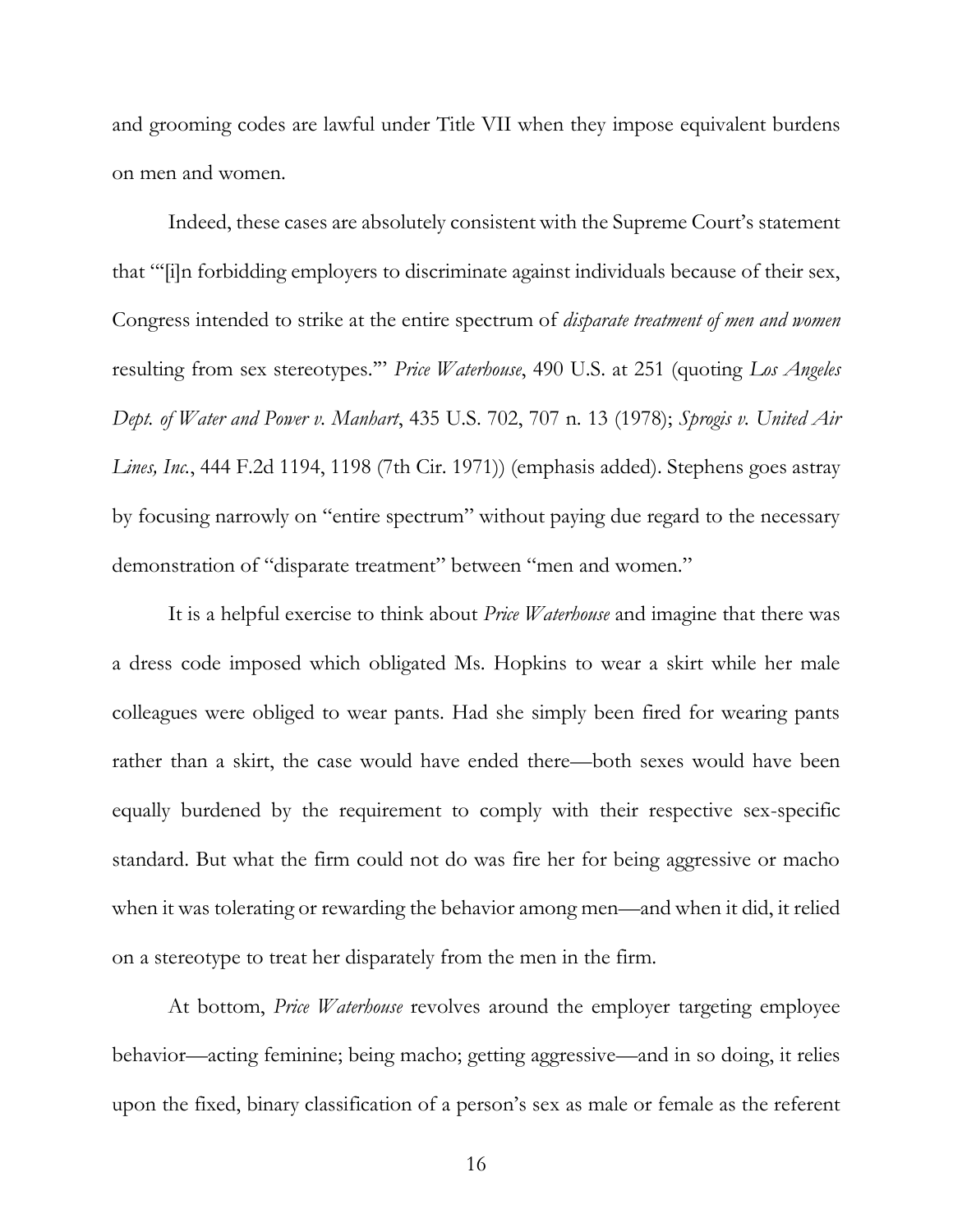and grooming codes are lawful under Title VII when they impose equivalent burdens on men and women.

Indeed, these cases are absolutely consistent with the Supreme Court's statement that "'[i]n forbidding employers to discriminate against individuals because of their sex, Congress intended to strike at the entire spectrum of *disparate treatment of men and women* resulting from sex stereotypes.'" *Price Waterhouse*, 490 U.S. at 251 (quoting *Los Angeles Dept. of Water and Power v. Manhart*, 435 U.S. 702, 707 n. 13 (1978); *Sprogis v. United Air Lines, Inc.*, 444 F.2d 1194, 1198 (7th Cir. 1971)) (emphasis added). Stephens goes astray by focusing narrowly on "entire spectrum" without paying due regard to the necessary demonstration of "disparate treatment" between "men and women."

It is a helpful exercise to think about *Price Waterhouse* and imagine that there was a dress code imposed which obligated Ms. Hopkins to wear a skirt while her male colleagues were obliged to wear pants. Had she simply been fired for wearing pants rather than a skirt, the case would have ended there—both sexes would have been equally burdened by the requirement to comply with their respective sex-specific standard. But what the firm could not do was fire her for being aggressive or macho when it was tolerating or rewarding the behavior among men—and when it did, it relied on a stereotype to treat her disparately from the men in the firm.

At bottom, *Price Waterhouse* revolves around the employer targeting employee behavior—acting feminine; being macho; getting aggressive—and in so doing, it relies upon the fixed, binary classification of a person's sex as male or female as the referent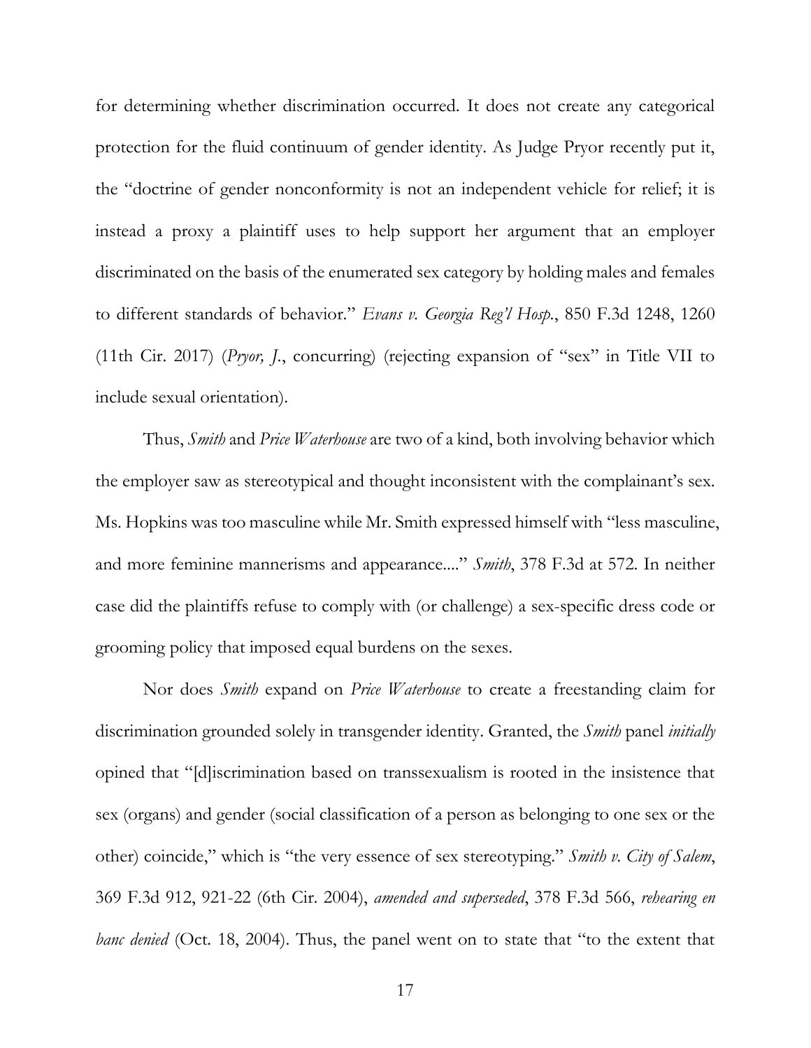for determining whether discrimination occurred. It does not create any categorical protection for the fluid continuum of gender identity. As Judge Pryor recently put it, the "doctrine of gender nonconformity is not an independent vehicle for relief; it is instead a proxy a plaintiff uses to help support her argument that an employer discriminated on the basis of the enumerated sex category by holding males and females to different standards of behavior." *Evans v. Georgia Reg'l Hosp.*, 850 F.3d 1248, 1260 (11th Cir. 2017) (*Pryor, J.*, concurring) (rejecting expansion of "sex" in Title VII to include sexual orientation).

Thus, *Smith* and *Price Waterhouse* are two of a kind, both involving behavior which the employer saw as stereotypical and thought inconsistent with the complainant's sex. Ms. Hopkins was too masculine while Mr. Smith expressed himself with "less masculine, and more feminine mannerisms and appearance...." *Smith*, 378 F.3d at 572. In neither case did the plaintiffs refuse to comply with (or challenge) a sex-specific dress code or grooming policy that imposed equal burdens on the sexes.

Nor does *Smith* expand on *Price Waterhouse* to create a freestanding claim for discrimination grounded solely in transgender identity. Granted, the *Smith* panel *initially* opined that "[d]iscrimination based on transsexualism is rooted in the insistence that sex (organs) and gender (social classification of a person as belonging to one sex or the other) coincide," which is "the very essence of sex stereotyping." *Smith v. City of Salem*, 369 F.3d 912, 921-22 (6th Cir. 2004), *amended and superseded*, 378 F.3d 566, *rehearing en banc denied* (Oct. 18, 2004). Thus, the panel went on to state that "to the extent that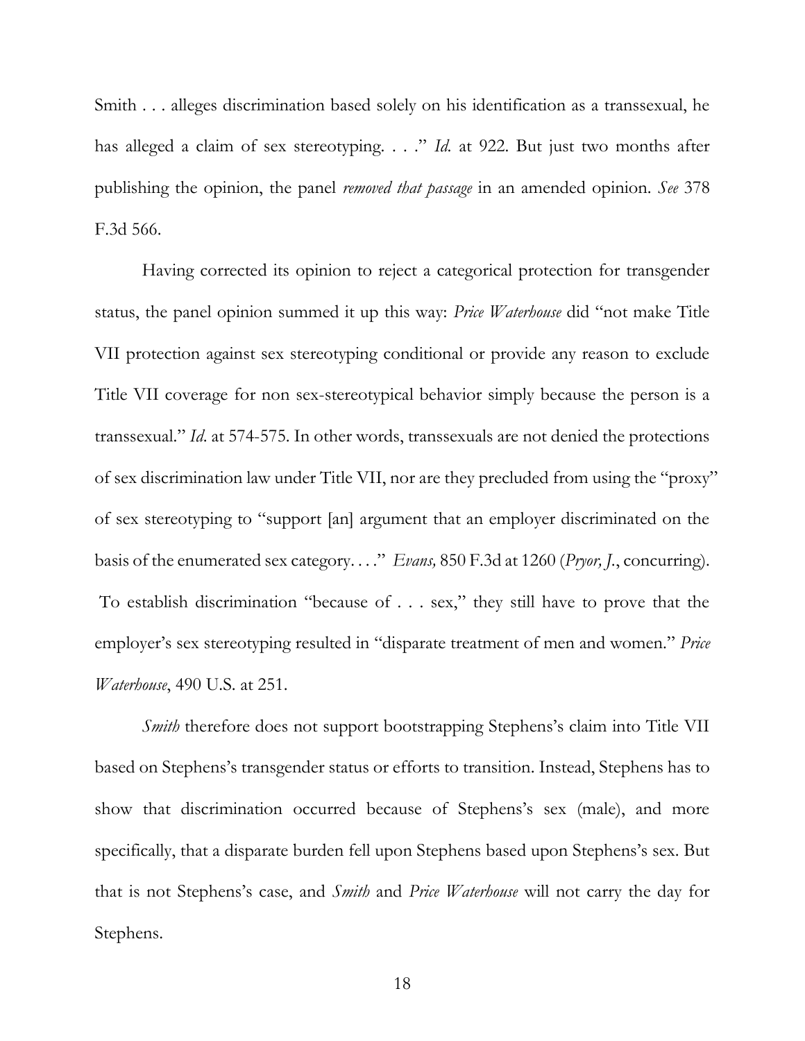Smith . . . alleges discrimination based solely on his identification as a transsexual, he has alleged a claim of sex stereotyping. . . ." *Id.* at 922. But just two months after publishing the opinion, the panel *removed that passage* in an amended opinion. *See* 378 F.3d 566.

Having corrected its opinion to reject a categorical protection for transgender status, the panel opinion summed it up this way: *Price Waterhouse* did "not make Title VII protection against sex stereotyping conditional or provide any reason to exclude Title VII coverage for non sex-stereotypical behavior simply because the person is a transsexual." *Id.* at 574-575. In other words, transsexuals are not denied the protections of sex discrimination law under Title VII, nor are they precluded from using the "proxy" of sex stereotyping to "support [an] argument that an employer discriminated on the basis of the enumerated sex category. . . ." *Evans,* 850 F.3d at 1260 (*Pryor, J.*, concurring). To establish discrimination "because of . . . sex," they still have to prove that the employer's sex stereotyping resulted in "disparate treatment of men and women." *Price Waterhouse*, 490 U.S. at 251.

*Smith* therefore does not support bootstrapping Stephens's claim into Title VII based on Stephens's transgender status or efforts to transition. Instead, Stephens has to show that discrimination occurred because of Stephens's sex (male), and more specifically, that a disparate burden fell upon Stephens based upon Stephens's sex. But that is not Stephens's case, and *Smith* and *Price Waterhouse* will not carry the day for Stephens.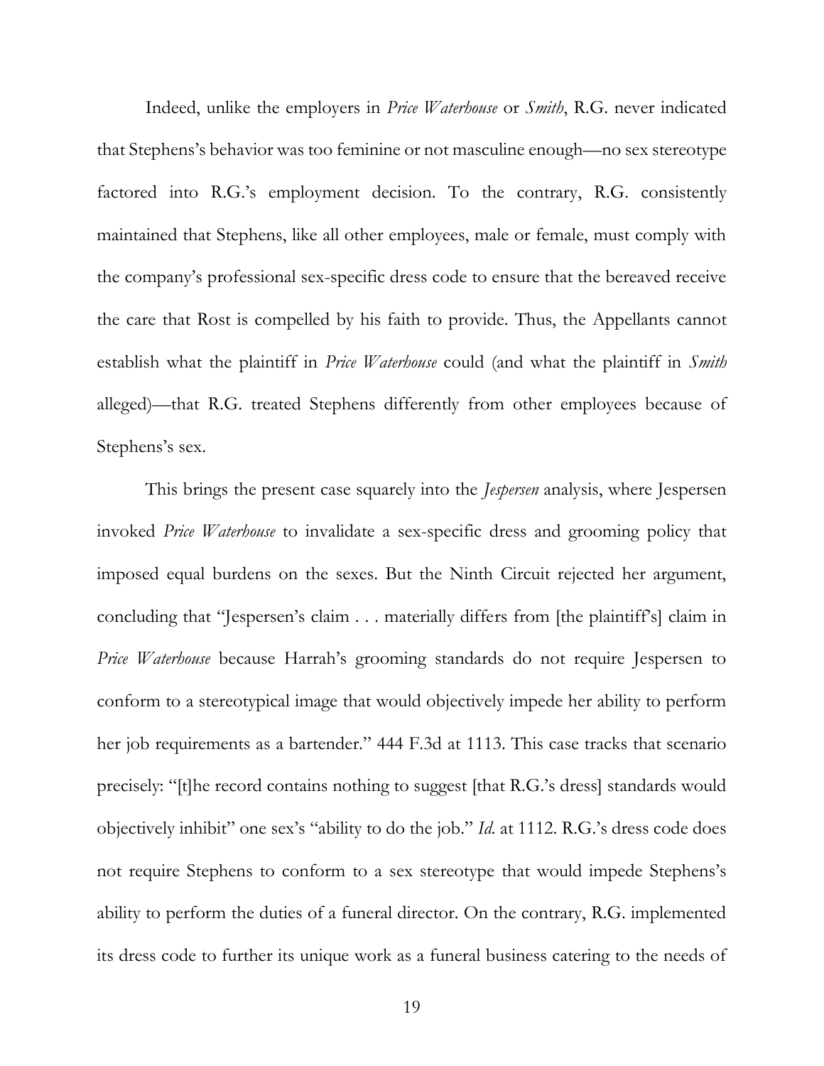Indeed, unlike the employers in *Price Waterhouse* or *Smith*, R.G. never indicated that Stephens's behavior was too feminine or not masculine enough—no sex stereotype factored into R.G.'s employment decision. To the contrary, R.G. consistently maintained that Stephens, like all other employees, male or female, must comply with the company's professional sex-specific dress code to ensure that the bereaved receive the care that Rost is compelled by his faith to provide. Thus, the Appellants cannot establish what the plaintiff in *Price Waterhouse* could (and what the plaintiff in *Smith* alleged)—that R.G. treated Stephens differently from other employees because of Stephens's sex.

This brings the present case squarely into the *Jespersen* analysis, where Jespersen invoked *Price Waterhouse* to invalidate a sex-specific dress and grooming policy that imposed equal burdens on the sexes. But the Ninth Circuit rejected her argument, concluding that "Jespersen's claim . . . materially differs from [the plaintiff's] claim in *Price Waterhouse* because Harrah's grooming standards do not require Jespersen to conform to a stereotypical image that would objectively impede her ability to perform her job requirements as a bartender." 444 F.3d at 1113. This case tracks that scenario precisely: "[t]he record contains nothing to suggest [that R.G.'s dress] standards would objectively inhibit" one sex's "ability to do the job." *Id.* at 1112. R.G.'s dress code does not require Stephens to conform to a sex stereotype that would impede Stephens's ability to perform the duties of a funeral director. On the contrary, R.G. implemented its dress code to further its unique work as a funeral business catering to the needs of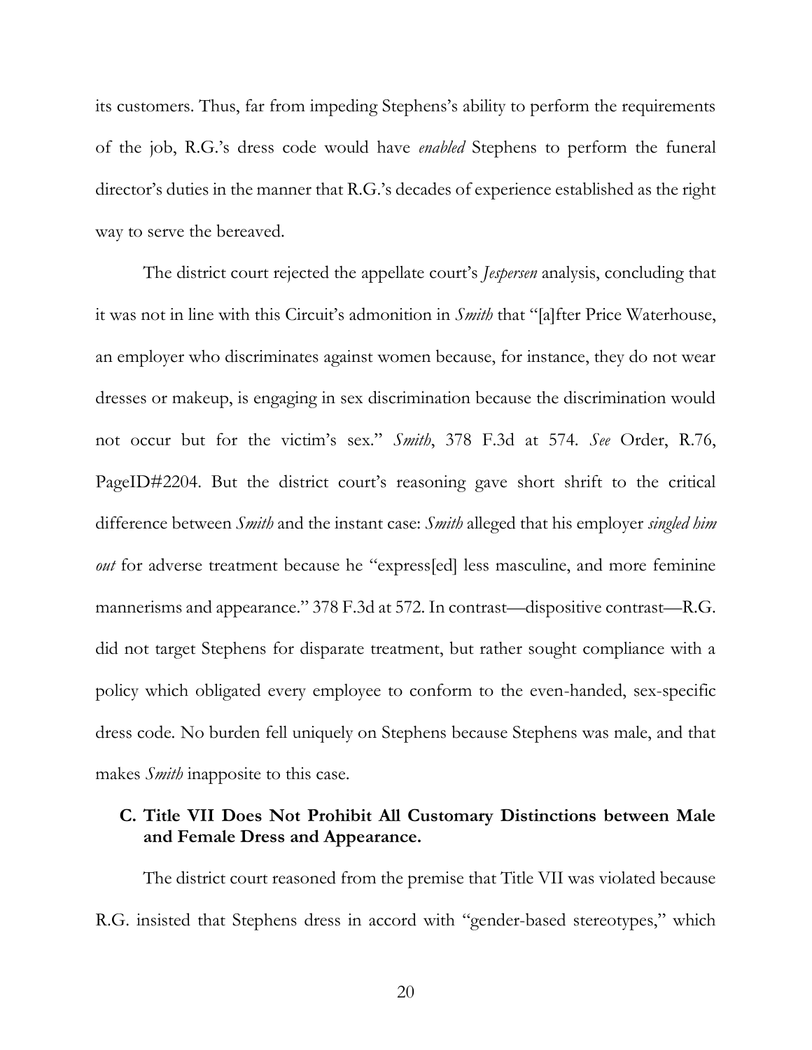its customers. Thus, far from impeding Stephens's ability to perform the requirements of the job, R.G.'s dress code would have *enabled* Stephens to perform the funeral director's duties in the manner that R.G.'s decades of experience established as the right way to serve the bereaved.

The district court rejected the appellate court's *Jespersen* analysis, concluding that it was not in line with this Circuit's admonition in *Smith* that "[a]fter Price Waterhouse, an employer who discriminates against women because, for instance, they do not wear dresses or makeup, is engaging in sex discrimination because the discrimination would not occur but for the victim's sex." *Smith*, 378 F.3d at 574. *See* Order, R.76, PageID#2204. But the district court's reasoning gave short shrift to the critical difference between *Smith* and the instant case: *Smith* alleged that his employer *singled him out* for adverse treatment because he "express[ed] less masculine, and more feminine mannerisms and appearance." 378 F.3d at 572. In contrast—dispositive contrast—R.G. did not target Stephens for disparate treatment, but rather sought compliance with a policy which obligated every employee to conform to the even-handed, sex-specific dress code. No burden fell uniquely on Stephens because Stephens was male, and that makes *Smith* inapposite to this case.

### C. Title VII Does Not Prohibit All Customary Distinctions between Male and Female Dress and Appearance.

The district court reasoned from the premise that Title VII was violated because R.G. insisted that Stephens dress in accord with "gender-based stereotypes," which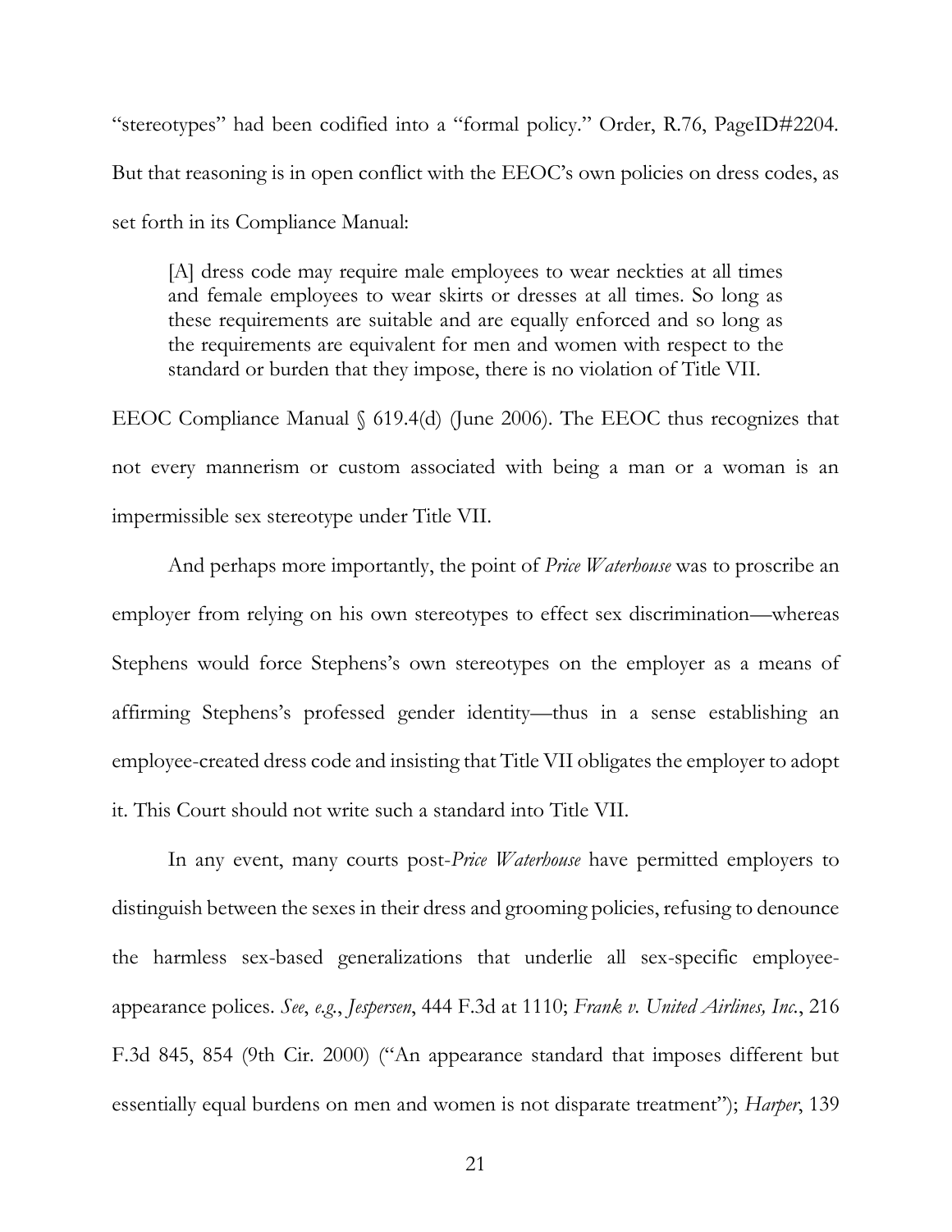"stereotypes" had been codified into a "formal policy." Order, R.76, PageID#2204. But that reasoning is in open conflict with the EEOC's own policies on dress codes, as set forth in its Compliance Manual:

> [A] dress code may require male employees to wear neckties at all times and female employees to wear skirts or dresses at all times. So long as these requirements are suitable and are equally enforced and so long as the requirements are equivalent for men and women with respect to the standard or burden that they impose, there is no violation of Title VII.

EEOC Compliance Manual § 619.4(d) (June 2006). The EEOC thus recognizes that not every mannerism or custom associated with being a man or a woman is an impermissible sex stereotype under Title VII.

And perhaps more importantly, the point of *Price Waterhouse* was to proscribe an employer from relying on his own stereotypes to effect sex discrimination—whereas Stephens would force Stephens's own stereotypes on the employer as a means of affirming Stephens's professed gender identity—thus in a sense establishing an employee-created dress code and insisting that Title VII obligates the employer to adopt it. This Court should not write such a standard into Title VII.

In any event, many courts post-*Price Waterhouse* have permitted employers to distinguish between the sexes in their dress and grooming policies, refusing to denounce the harmless sex-based generalizations that underlie all sex-specific employee-appearance polices. *See*, *e.g.*, *Jespersen*, 444 F.3d at 1110; *Frank v. United Airlines, Inc.*, 216 F.3d 845, 854 (9th Cir. 2000) ("An appearance standard that imposes different but essentially equal burdens on men and women is not disparate treatment"); *Harper*, 139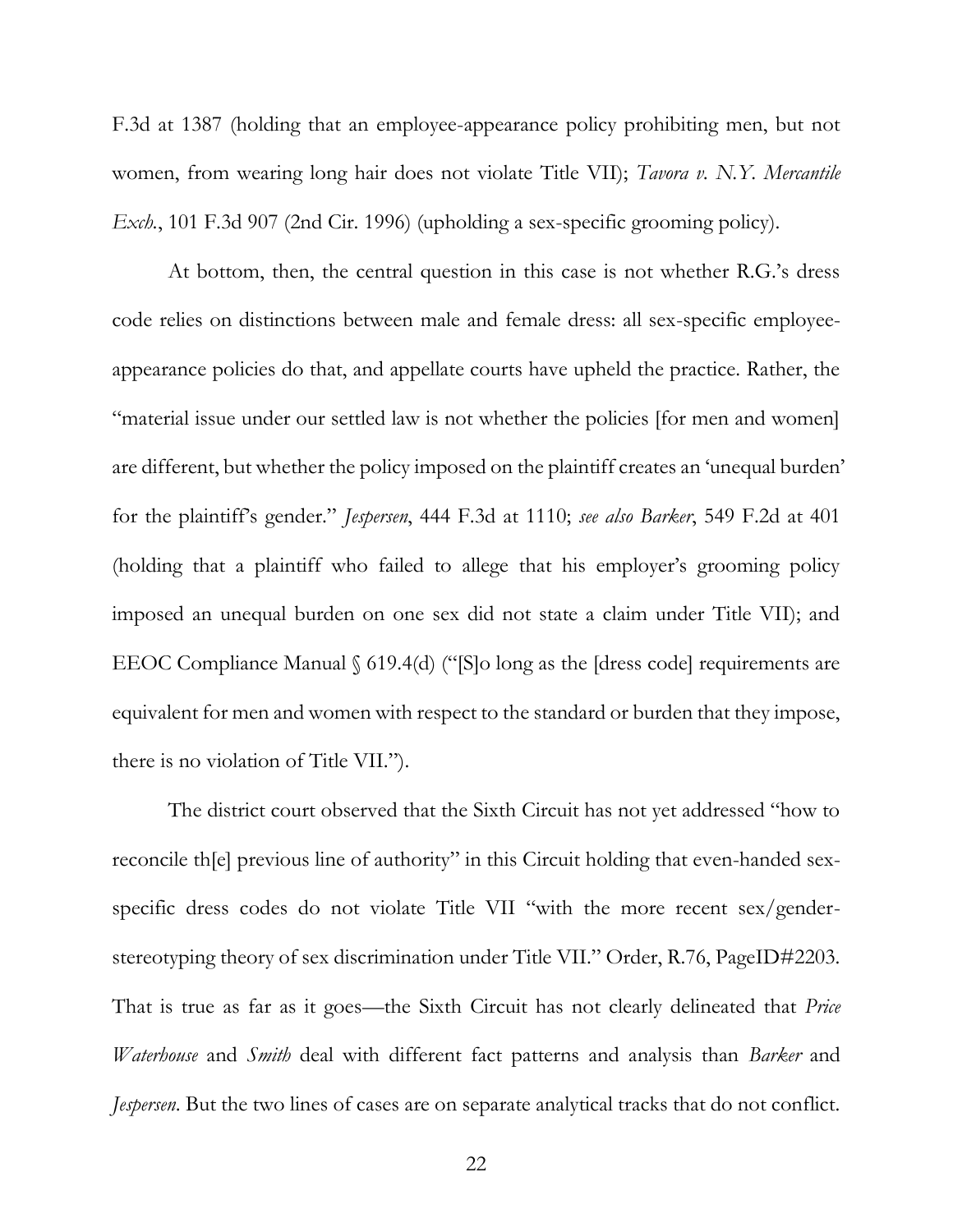F.3d at 1387 (holding that an employee-appearance policy prohibiting men, but not women, from wearing long hair does not violate Title VII); *Tavora v. N.Y. Mercantile Exch.*, 101 F.3d 907 (2nd Cir. 1996) (upholding a sex-specific grooming policy).

At bottom, then, the central question in this case is not whether R.G.'s dress code relies on distinctions between male and female dress: all sex-specific employee-appearance policies do that, and appellate courts have upheld the practice. Rather, the "material issue under our settled law is not whether the policies [for men and women] are different, but whether the policy imposed on the plaintiff creates an 'unequal burden' for the plaintiff's gender." *Jespersen*, 444 F.3d at 1110; *see also Barker*, 549 F.2d at 401 (holding that a plaintiff who failed to allege that his employer's grooming policy imposed an unequal burden on one sex did not state a claim under Title VII); and EEOC Compliance Manual § 619.4(d) ("[S]o long as the [dress code] requirements are equivalent for men and women with respect to the standard or burden that they impose, there is no violation of Title VII.").

The district court observed that the Sixth Circuit has not yet addressed "how to reconcile th[e] previous line of authority" in this Circuit holding that even-handed sex-specific dress codes do not violate Title VII "with the more recent sex/gender-stereotyping theory of sex discrimination under Title VII." Order, R.76, PageID#2203. That is true as far as it goes—the Sixth Circuit has not clearly delineated that *Price Waterhouse* and *Smith* deal with different fact patterns and analysis than *Barker* and *Jespersen*. But the two lines of cases are on separate analytical tracks that do not conflict.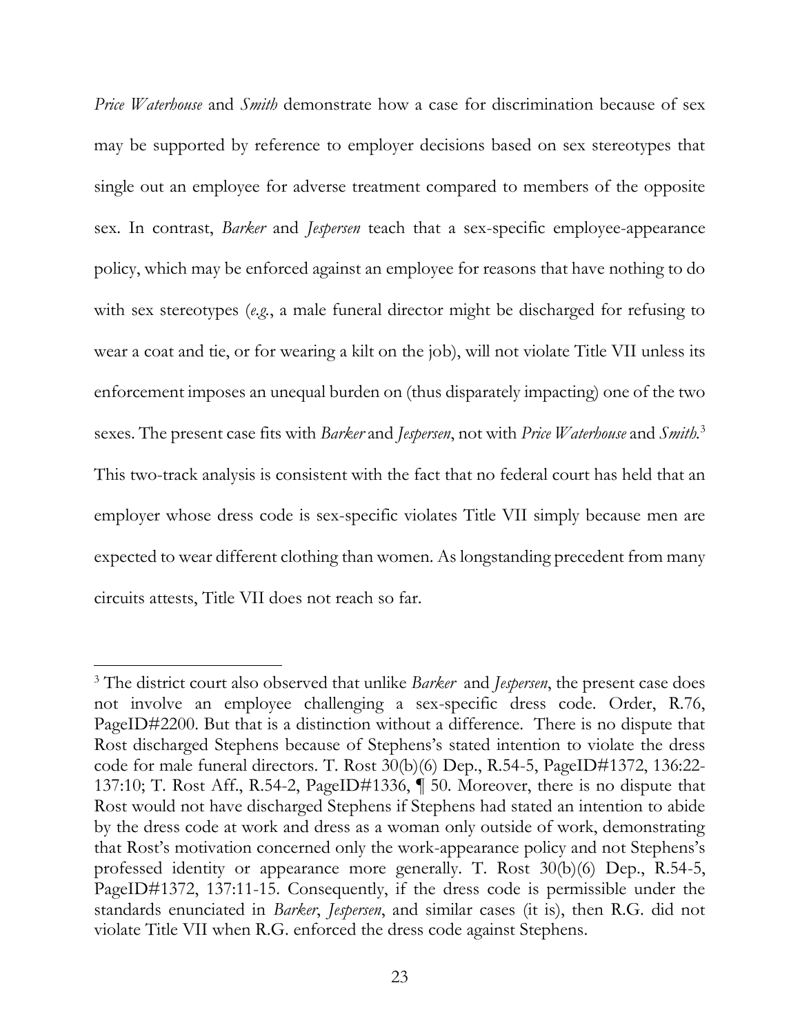*Price Waterhouse* and *Smith* demonstrate how a case for discrimination because of sex may be supported by reference to employer decisions based on sex stereotypes that single out an employee for adverse treatment compared to members of the opposite sex. In contrast, *Barker* and *Jespersen* teach that a sex-specific employee-appearance policy, which may be enforced against an employee for reasons that have nothing to do with sex stereotypes (*e.g.*, a male funeral director might be discharged for refusing to wear a coat and tie, or for wearing a kilt on the job), will not violate Title VII unless its enforcement imposes an unequal burden on (thus disparately impacting) one of the two sexes. The present case fits with *Barker* and *Jespersen*, not with *Price Waterhouse* and *Smith*.[3] This two-track analysis is consistent with the fact that no federal court has held that an employer whose dress code is sex-specific violates Title VII simply because men are expected to wear different clothing than women. As longstanding precedent from many circuits attests, Title VII does not reach so far.

[3] The district court also observed that unlike *Barker* and *Jespersen*, the present case does not involve an employee challenging a sex-specific dress code. Order, R.76, PageID#2200. But that is a distinction without a difference. There is no dispute that Rost discharged Stephens because of Stephens's stated intention to violate the dress code for male funeral directors. T. Rost 30(b)(6) Dep., R.54-5, PageID#1372, 136:22-137:10; T. Rost Aff., R.54-2, PageID#1336, ¶ 50. Moreover, there is no dispute that Rost would not have discharged Stephens if Stephens had stated an intention to abide by the dress code at work and dress as a woman only outside of work, demonstrating that Rost's motivation concerned only the work-appearance policy and not Stephens's professed identity or appearance more generally. T. Rost 30(b)(6) Dep., R.54-5, PageID#1372, 137:11-15. Consequently, if the dress code is permissible under the standards enunciated in *Barker*, *Jespersen*, and similar cases (it is), then R.G. did not violate Title VII when R.G. enforced the dress code against Stephens.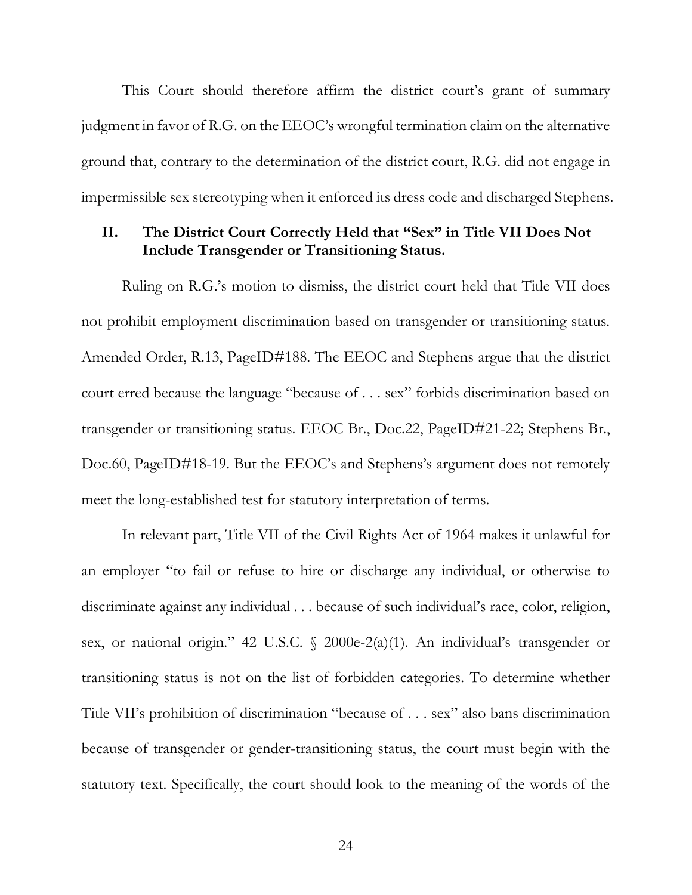This Court should therefore affirm the district court's grant of summary judgment in favor of R.G. on the EEOC's wrongful termination claim on the alternative ground that, contrary to the determination of the district court, R.G. did not engage in impermissible sex stereotyping when it enforced its dress code and discharged Stephens.

## II. The District Court Correctly Held that "Sex" in Title VII Does Not Include Transgender or Transitioning Status.

Ruling on R.G.'s motion to dismiss, the district court held that Title VII does not prohibit employment discrimination based on transgender or transitioning status. Amended Order, R.13, PageID#188. The EEOC and Stephens argue that the district court erred because the language "because of . . . sex" forbids discrimination based on transgender or transitioning status. EEOC Br., Doc.22, PageID#21-22; Stephens Br., Doc.60, PageID#18-19. But the EEOC's and Stephens's argument does not remotely meet the long-established test for statutory interpretation of terms.

In relevant part, Title VII of the Civil Rights Act of 1964 makes it unlawful for an employer "to fail or refuse to hire or discharge any individual, or otherwise to discriminate against any individual . . . because of such individual's race, color, religion, sex, or national origin." 42 U.S.C. § 2000e-2(a)(1). An individual's transgender or transitioning status is not on the list of forbidden categories. To determine whether Title VII's prohibition of discrimination "because of . . . sex" also bans discrimination because of transgender or gender-transitioning status, the court must begin with the statutory text. Specifically, the court should look to the meaning of the words of the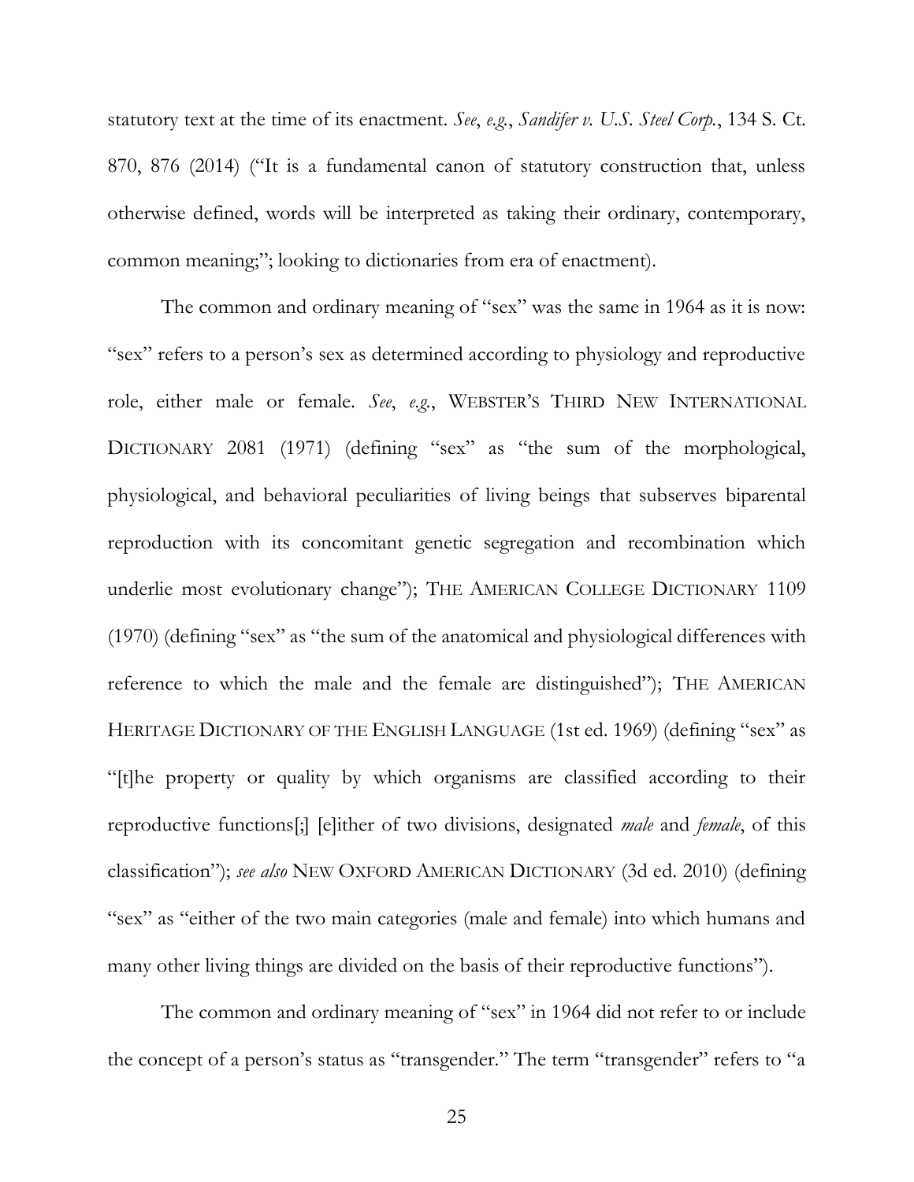statutory text at the time of its enactment. *See*, *e.g.*, *Sandifer v. U.S. Steel Corp.*, 134 S. Ct. 870, 876 (2014) ("It is a fundamental canon of statutory construction that, unless otherwise defined, words will be interpreted as taking their ordinary, contemporary, common meaning;"; looking to dictionaries from era of enactment).

The common and ordinary meaning of "sex" was the same in 1964 as it is now: "sex" refers to a person's sex as determined according to physiology and reproductive role, either male or female. *See*, *e.g.*, WEBSTER'S THIRD NEW INTERNATIONAL DICTIONARY 2081 (1971) (defining "sex" as "the sum of the morphological, physiological, and behavioral peculiarities of living beings that subserves biparental reproduction with its concomitant genetic segregation and recombination which underlie most evolutionary change"); THE AMERICAN COLLEGE DICTIONARY 1109 (1970) (defining "sex" as "the sum of the anatomical and physiological differences with reference to which the male and the female are distinguished"); THE AMERICAN HERITAGE DICTIONARY OF THE ENGLISH LANGUAGE (1st ed. 1969) (defining "sex" as "[t]he property or quality by which organisms are classified according to their reproductive functions[;] [e]ither of two divisions, designated *male* and *female*, of this classification"); *see also* NEW OXFORD AMERICAN DICTIONARY (3d ed. 2010) (defining "sex" as "either of the two main categories (male and female) into which humans and many other living things are divided on the basis of their reproductive functions").

The common and ordinary meaning of "sex" in 1964 did not refer to or include the concept of a person's status as "transgender." The term "transgender" refers to "a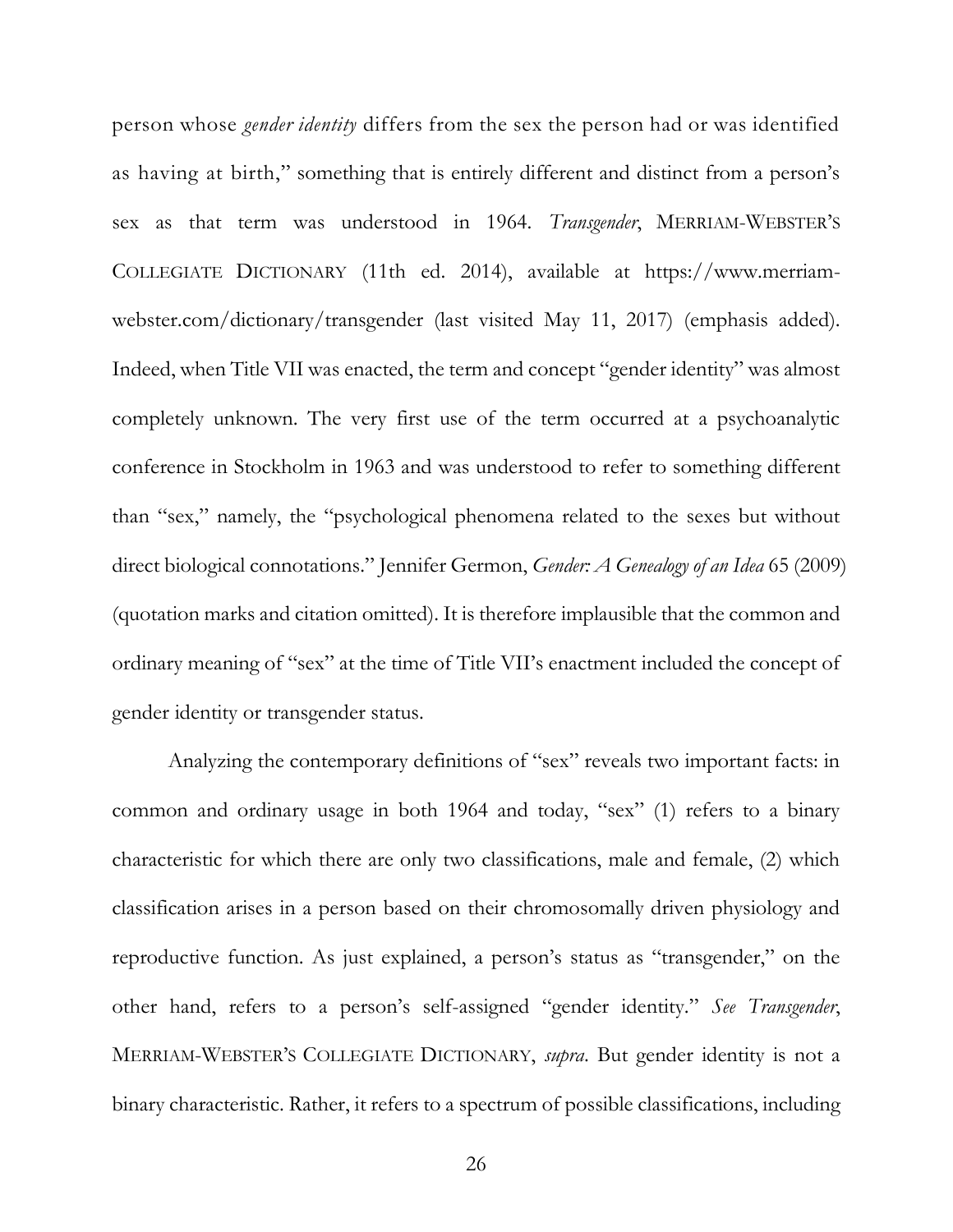person whose *gender identity* differs from the sex the person had or was identified as having at birth," something that is entirely different and distinct from a person's sex as that term was understood in 1964. *Transgender*, MERRIAM-WEBSTER'S COLLEGIATE DICTIONARY (11th ed. 2014), available at https://www.merriam-webster.com/dictionary/transgender (last visited May 11, 2017) (emphasis added). Indeed, when Title VII was enacted, the term and concept "gender identity" was almost completely unknown. The very first use of the term occurred at a psychoanalytic conference in Stockholm in 1963 and was understood to refer to something different than "sex," namely, the "psychological phenomena related to the sexes but without direct biological connotations." Jennifer Germon, *Gender: A Genealogy of an Idea* 65 (2009) (quotation marks and citation omitted). It is therefore implausible that the common and ordinary meaning of "sex" at the time of Title VII's enactment included the concept of gender identity or transgender status.

Analyzing the contemporary definitions of "sex" reveals two important facts: in common and ordinary usage in both 1964 and today, "sex" (1) refers to a binary characteristic for which there are only two classifications, male and female, (2) which classification arises in a person based on their chromosomally driven physiology and reproductive function. As just explained, a person's status as "transgender," on the other hand, refers to a person's self-assigned "gender identity." *See Transgender*, MERRIAM-WEBSTER'S COLLEGIATE DICTIONARY, *supra*. But gender identity is not a binary characteristic. Rather, it refers to a spectrum of possible classifications, including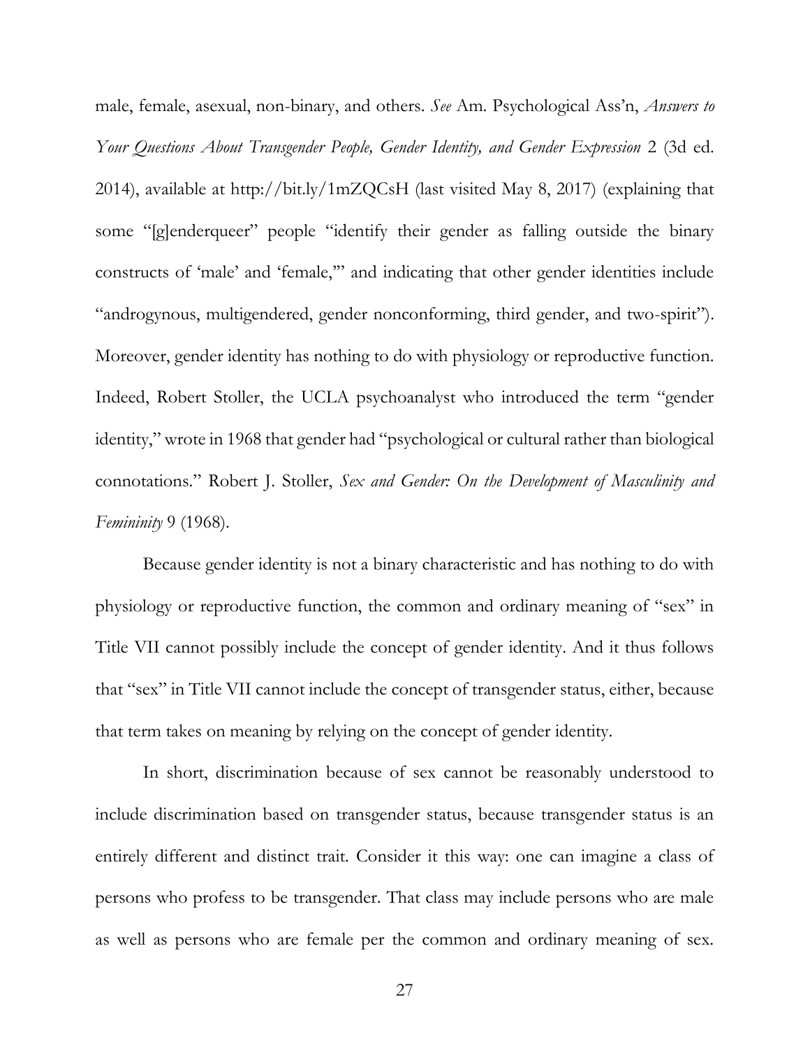male, female, asexual, non-binary, and others. *See* Am. Psychological Ass'n, *Answers to Your Questions About Transgender People, Gender Identity, and Gender Expression* 2 (3d ed. 2014), available at http://bit.ly/1mZQCsH (last visited May 8, 2017) (explaining that some "[g]enderqueer" people "identify their gender as falling outside the binary constructs of 'male' and 'female,'" and indicating that other gender identities include "androgynous, multigendered, gender nonconforming, third gender, and two-spirit"). Moreover, gender identity has nothing to do with physiology or reproductive function. Indeed, Robert Stoller, the UCLA psychoanalyst who introduced the term "gender identity," wrote in 1968 that gender had "psychological or cultural rather than biological connotations." Robert J. Stoller, *Sex and Gender: On the Development of Masculinity and Femininity* 9 (1968).

Because gender identity is not a binary characteristic and has nothing to do with physiology or reproductive function, the common and ordinary meaning of "sex" in Title VII cannot possibly include the concept of gender identity. And it thus follows that "sex" in Title VII cannot include the concept of transgender status, either, because that term takes on meaning by relying on the concept of gender identity.

In short, discrimination because of sex cannot be reasonably understood to include discrimination based on transgender status, because transgender status is an entirely different and distinct trait. Consider it this way: one can imagine a class of persons who profess to be transgender. That class may include persons who are male as well as persons who are female per the common and ordinary meaning of sex.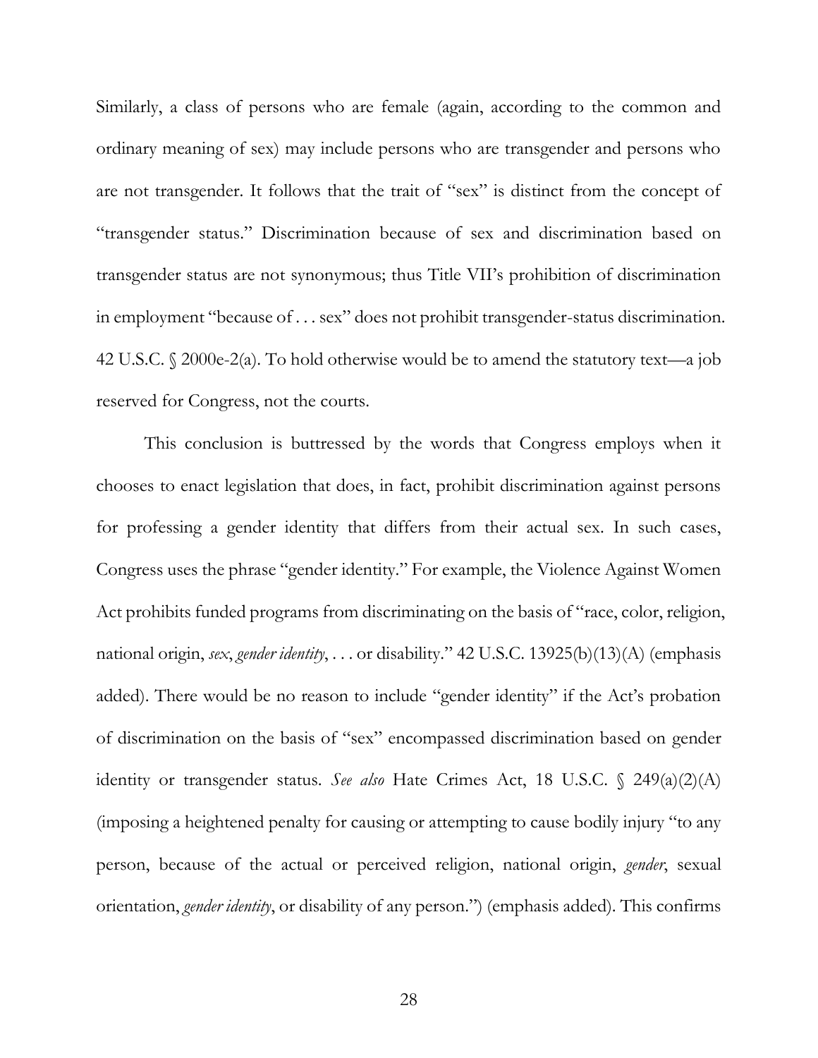Similarly, a class of persons who are female (again, according to the common and ordinary meaning of sex) may include persons who are transgender and persons who are not transgender. It follows that the trait of "sex" is distinct from the concept of "transgender status." Discrimination because of sex and discrimination based on transgender status are not synonymous; thus Title VII's prohibition of discrimination in employment "because of . . . sex" does not prohibit transgender-status discrimination. 42 U.S.C. § 2000e-2(a). To hold otherwise would be to amend the statutory text—a job reserved for Congress, not the courts.

This conclusion is buttressed by the words that Congress employs when it chooses to enact legislation that does, in fact, prohibit discrimination against persons for professing a gender identity that differs from their actual sex. In such cases, Congress uses the phrase "gender identity." For example, the Violence Against Women Act prohibits funded programs from discriminating on the basis of "race, color, religion, national origin, *sex*, *gender identity*, . . . or disability." 42 U.S.C. 13925(b)(13)(A) (emphasis added). There would be no reason to include "gender identity" if the Act's probation of discrimination on the basis of "sex" encompassed discrimination based on gender identity or transgender status. *See also* Hate Crimes Act, 18 U.S.C. § 249(a)(2)(A) (imposing a heightened penalty for causing or attempting to cause bodily injury "to any person, because of the actual or perceived religion, national origin, *gender*, sexual orientation, *gender identity*, or disability of any person.") (emphasis added). This confirms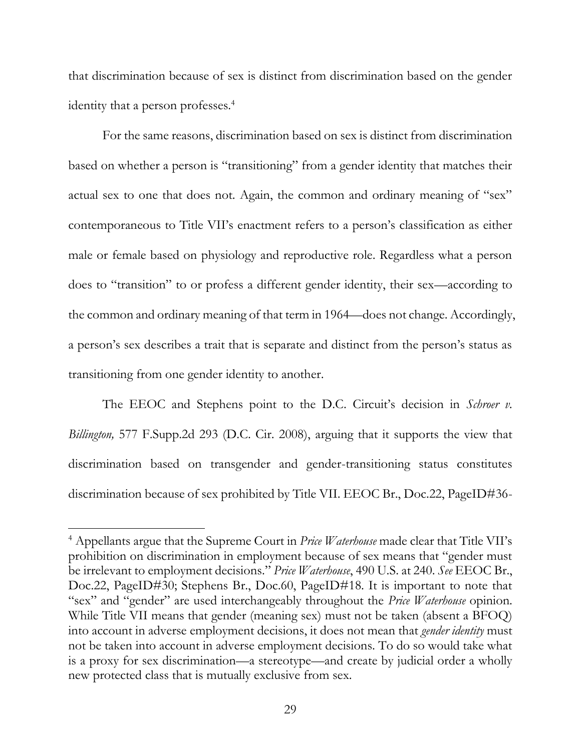that discrimination because of sex is distinct from discrimination based on the gender identity that a person professes.[4]

For the same reasons, discrimination based on sex is distinct from discrimination based on whether a person is "transitioning" from a gender identity that matches their actual sex to one that does not. Again, the common and ordinary meaning of "sex" contemporaneous to Title VII's enactment refers to a person's classification as either male or female based on physiology and reproductive role. Regardless what a person does to "transition" to or profess a different gender identity, their sex—according to the common and ordinary meaning of that term in 1964—does not change. Accordingly, a person's sex describes a trait that is separate and distinct from the person's status as transitioning from one gender identity to another.

The EEOC and Stephens point to the D.C. Circuit's decision in *Schroer v. Billington,* 577 F.Supp.2d 293 (D.C. Cir. 2008), arguing that it supports the view that discrimination based on transgender and gender-transitioning status constitutes discrimination because of sex prohibited by Title VII. EEOC Br., Doc.22, PageID#36-

---

[4] Appellants argue that the Supreme Court in *Price Waterhouse* made clear that Title VII's prohibition on discrimination in employment because of sex means that "gender must be irrelevant to employment decisions." *Price Waterhouse*, 490 U.S. at 240. *See* EEOC Br., Doc.22, PageID#30; Stephens Br., Doc.60, PageID#18. It is important to note that "sex" and "gender" are used interchangeably throughout the *Price Waterhouse* opinion. While Title VII means that gender (meaning sex) must not be taken (absent a BFOQ) into account in adverse employment decisions, it does not mean that *gender identity* must not be taken into account in adverse employment decisions. To do so would take what is a proxy for sex discrimination—a stereotype—and create by judicial order a wholly new protected class that is mutually exclusive from sex.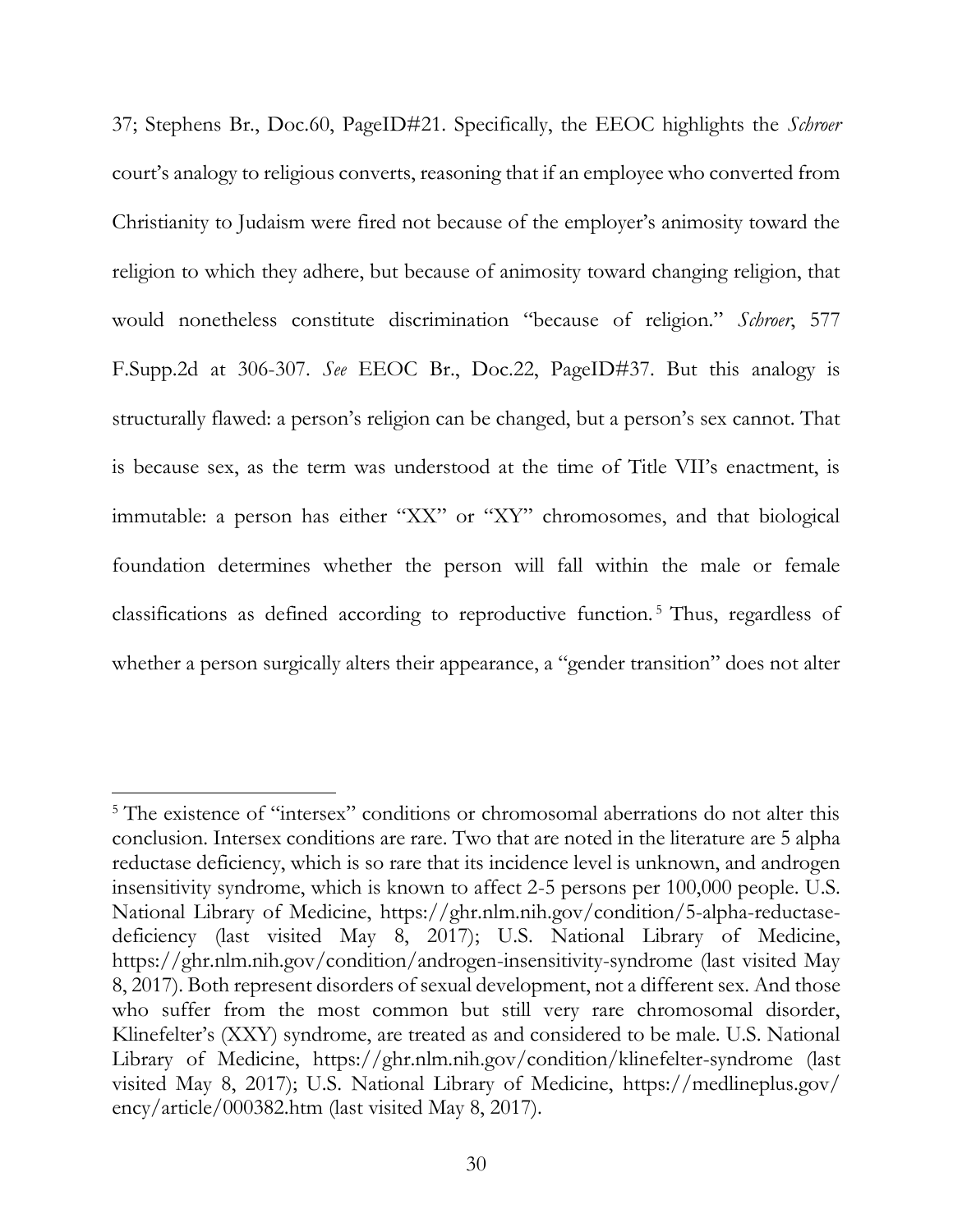37; Stephens Br., Doc.60, PageID#21. Specifically, the EEOC highlights the *Schroer* court's analogy to religious converts, reasoning that if an employee who converted from Christianity to Judaism were fired not because of the employer's animosity toward the religion to which they adhere, but because of animosity toward changing religion, that would nonetheless constitute discrimination "because of religion." *Schroer*, 577 F.Supp.2d at 306-307. *See* EEOC Br., Doc.22, PageID#37. But this analogy is structurally flawed: a person's religion can be changed, but a person's sex cannot. That is because sex, as the term was understood at the time of Title VII's enactment, is immutable: a person has either "XX" or "XY" chromosomes, and that biological foundation determines whether the person will fall within the male or female classifications as defined according to reproductive function.[5] Thus, regardless of whether a person surgically alters their appearance, a "gender transition" does not alter

---

[5] The existence of "intersex" conditions or chromosomal aberrations do not alter this conclusion. Intersex conditions are rare. Two that are noted in the literature are 5 alpha reductase deficiency, which is so rare that its incidence level is unknown, and androgen insensitivity syndrome, which is known to affect 2-5 persons per 100,000 people. U.S. National Library of Medicine, https://ghr.nlm.nih.gov/condition/5-alpha-reductase-deficiency (last visited May 8, 2017); U.S. National Library of Medicine, https://ghr.nlm.nih.gov/condition/androgen-insensitivity-syndrome (last visited May 8, 2017). Both represent disorders of sexual development, not a different sex. And those who suffer from the most common but still very rare chromosomal disorder, Klinefelter's (XXY) syndrome, are treated as and considered to be male. U.S. National Library of Medicine, https://ghr.nlm.nih.gov/condition/klinefelter-syndrome (last visited May 8, 2017); U.S. National Library of Medicine, https://medlineplus.gov/ency/article/000382.htm (last visited May 8, 2017).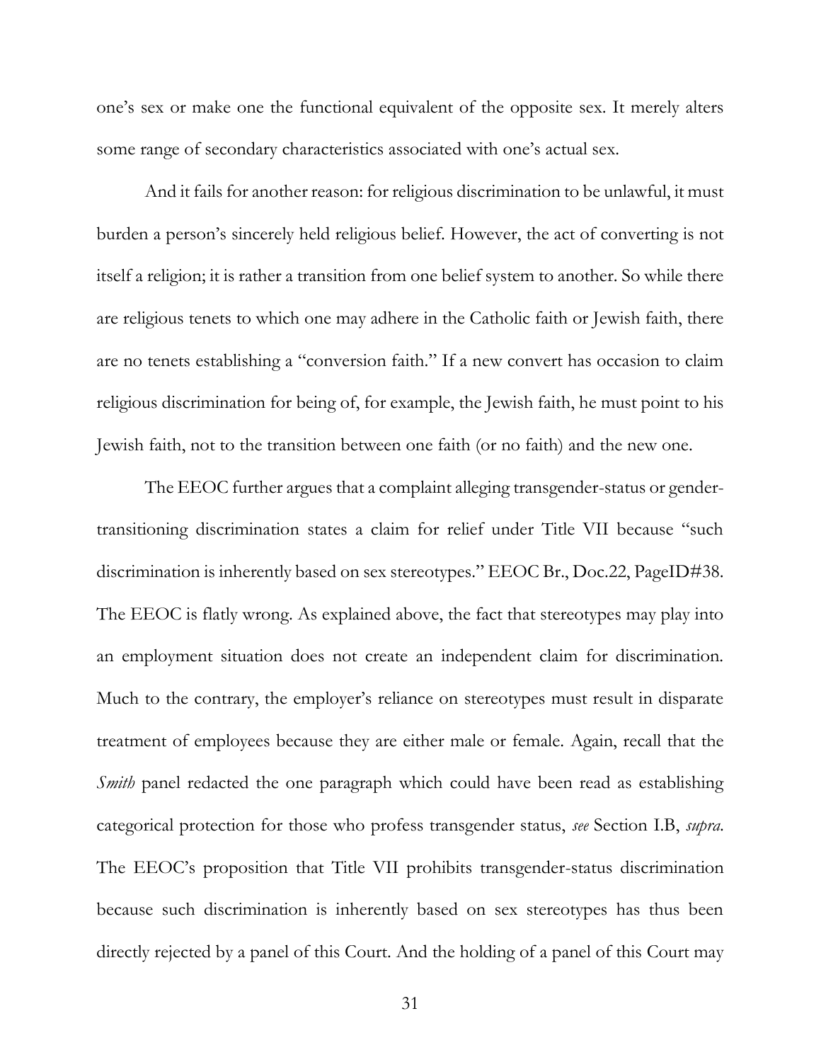one's sex or make one the functional equivalent of the opposite sex. It merely alters some range of secondary characteristics associated with one's actual sex.

And it fails for another reason: for religious discrimination to be unlawful, it must burden a person's sincerely held religious belief. However, the act of converting is not itself a religion; it is rather a transition from one belief system to another. So while there are religious tenets to which one may adhere in the Catholic faith or Jewish faith, there are no tenets establishing a "conversion faith." If a new convert has occasion to claim religious discrimination for being of, for example, the Jewish faith, he must point to his Jewish faith, not to the transition between one faith (or no faith) and the new one.

The EEOC further argues that a complaint alleging transgender-status or gender-transitioning discrimination states a claim for relief under Title VII because "such discrimination is inherently based on sex stereotypes." EEOC Br., Doc.22, PageID#38. The EEOC is flatly wrong. As explained above, the fact that stereotypes may play into an employment situation does not create an independent claim for discrimination. Much to the contrary, the employer's reliance on stereotypes must result in disparate treatment of employees because they are either male or female. Again, recall that the *Smith* panel redacted the one paragraph which could have been read as establishing categorical protection for those who profess transgender status, *see* Section I.B, *supra*. The EEOC's proposition that Title VII prohibits transgender-status discrimination because such discrimination is inherently based on sex stereotypes has thus been directly rejected by a panel of this Court. And the holding of a panel of this Court may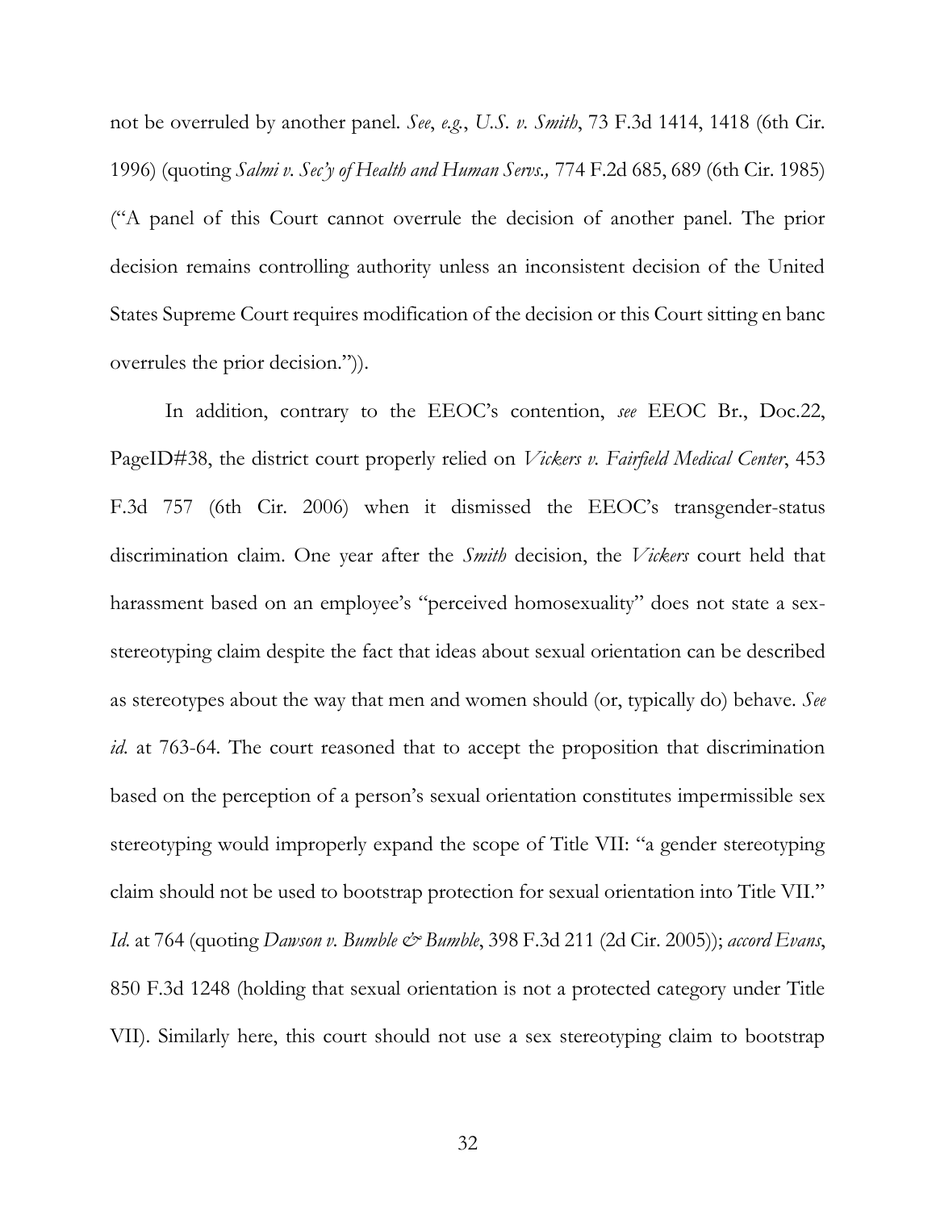not be overruled by another panel. *See*, *e.g.*, *U.S. v. Smith*, 73 F.3d 1414, 1418 (6th Cir. 1996) (quoting *Salmi v. Sec'y of Health and Human Servs.,* 774 F.2d 685, 689 (6th Cir. 1985) ("A panel of this Court cannot overrule the decision of another panel. The prior decision remains controlling authority unless an inconsistent decision of the United States Supreme Court requires modification of the decision or this Court sitting en banc overrules the prior decision.")).

In addition, contrary to the EEOC's contention, *see* EEOC Br., Doc.22, PageID#38, the district court properly relied on *Vickers v. Fairfield Medical Center*, 453 F.3d 757 (6th Cir. 2006) when it dismissed the EEOC's transgender-status discrimination claim. One year after the *Smith* decision, the *Vickers* court held that harassment based on an employee's "perceived homosexuality" does not state a sex-stereotyping claim despite the fact that ideas about sexual orientation can be described as stereotypes about the way that men and women should (or, typically do) behave. *See id.* at 763-64. The court reasoned that to accept the proposition that discrimination based on the perception of a person's sexual orientation constitutes impermissible sex stereotyping would improperly expand the scope of Title VII: "a gender stereotyping claim should not be used to bootstrap protection for sexual orientation into Title VII." *Id.* at 764 (quoting *Dawson v. Bumble & Bumble*, 398 F.3d 211 (2d Cir. 2005)); *accord Evans*, 850 F.3d 1248 (holding that sexual orientation is not a protected category under Title VII). Similarly here, this court should not use a sex stereotyping claim to bootstrap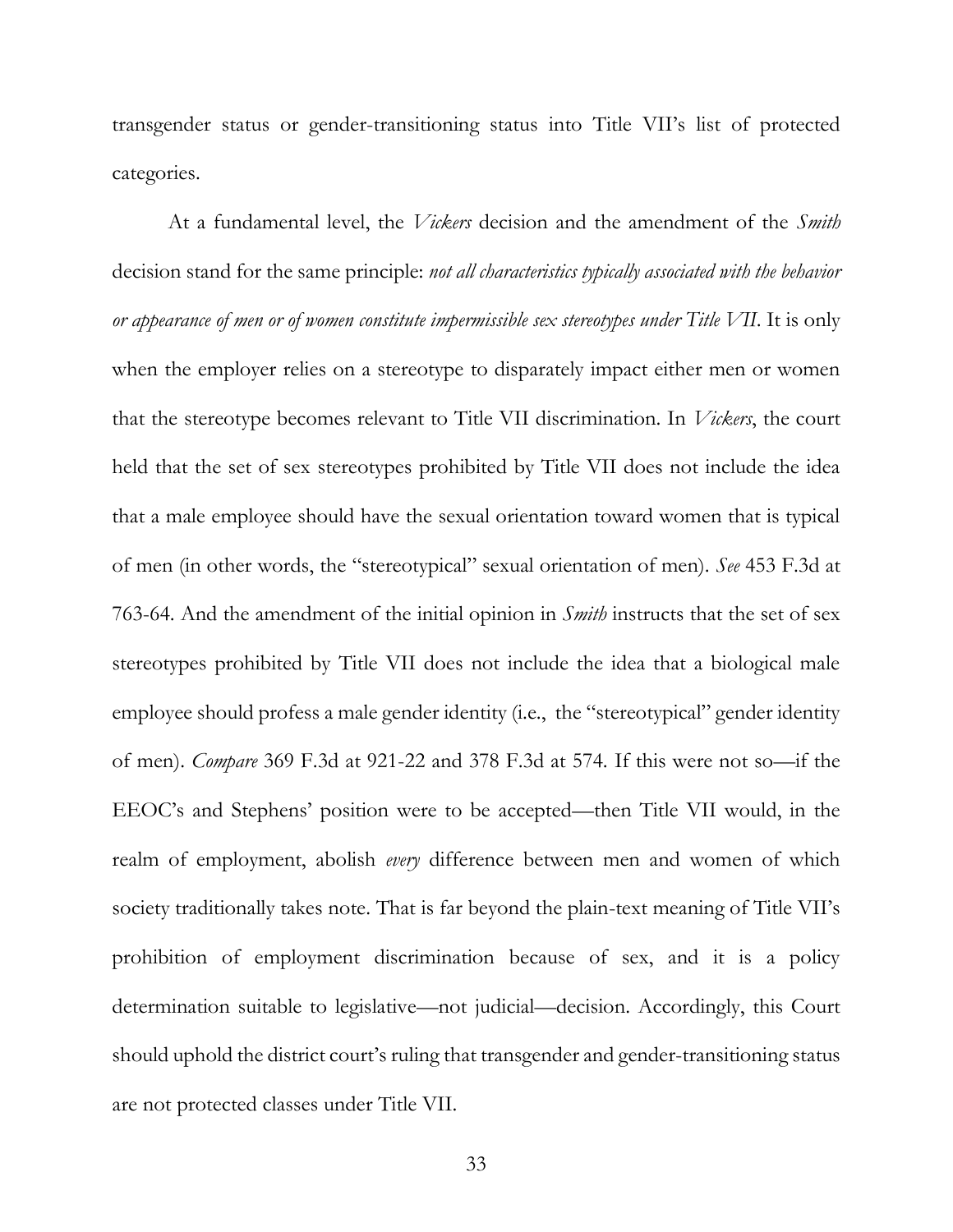transgender status or gender-transitioning status into Title VII's list of protected categories.

At a fundamental level, the *Vickers* decision and the amendment of the *Smith* decision stand for the same principle: *not all characteristics typically associated with the behavior or appearance of men or of women constitute impermissible sex stereotypes under Title VII*. It is only when the employer relies on a stereotype to disparately impact either men or women that the stereotype becomes relevant to Title VII discrimination. In *Vickers*, the court held that the set of sex stereotypes prohibited by Title VII does not include the idea that a male employee should have the sexual orientation toward women that is typical of men (in other words, the "stereotypical" sexual orientation of men). *See* 453 F.3d at 763-64. And the amendment of the initial opinion in *Smith* instructs that the set of sex stereotypes prohibited by Title VII does not include the idea that a biological male employee should profess a male gender identity (i.e., the "stereotypical" gender identity of men). *Compare* 369 F.3d at 921-22 and 378 F.3d at 574. If this were not so—if the EEOC's and Stephens' position were to be accepted—then Title VII would, in the realm of employment, abolish *every* difference between men and women of which society traditionally takes note. That is far beyond the plain-text meaning of Title VII's prohibition of employment discrimination because of sex, and it is a policy determination suitable to legislative—not judicial—decision. Accordingly, this Court should uphold the district court's ruling that transgender and gender-transitioning status are not protected classes under Title VII.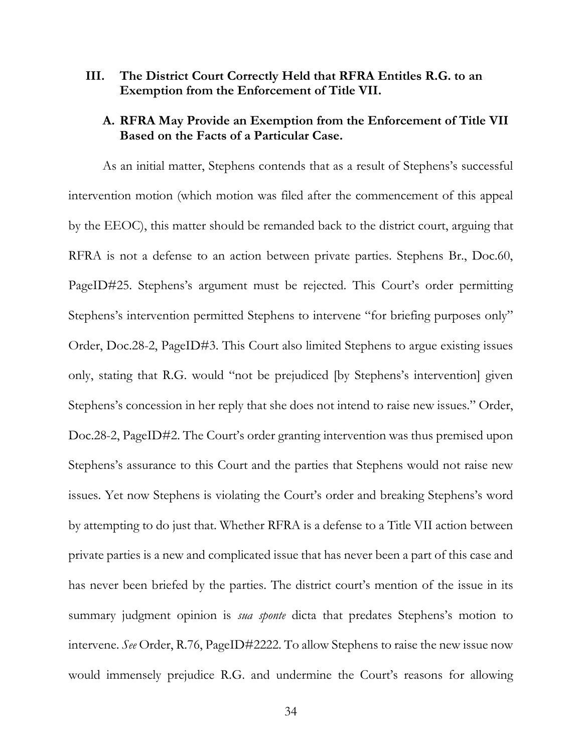## III. The District Court Correctly Held that RFRA Entitles R.G. to an Exemption from the Enforcement of Title VII.

### A. RFRA May Provide an Exemption from the Enforcement of Title VII Based on the Facts of a Particular Case.

As an initial matter, Stephens contends that as a result of Stephens's successful intervention motion (which motion was filed after the commencement of this appeal by the EEOC), this matter should be remanded back to the district court, arguing that RFRA is not a defense to an action between private parties. Stephens Br., Doc.60, PageID#25. Stephens's argument must be rejected. This Court's order permitting Stephens's intervention permitted Stephens to intervene "for briefing purposes only" Order, Doc.28-2, PageID#3. This Court also limited Stephens to argue existing issues only, stating that R.G. would "not be prejudiced [by Stephens's intervention] given Stephens's concession in her reply that she does not intend to raise new issues." Order, Doc.28-2, PageID#2. The Court's order granting intervention was thus premised upon Stephens's assurance to this Court and the parties that Stephens would not raise new issues. Yet now Stephens is violating the Court's order and breaking Stephens's word by attempting to do just that. Whether RFRA is a defense to a Title VII action between private parties is a new and complicated issue that has never been a part of this case and has never been briefed by the parties. The district court's mention of the issue in its summary judgment opinion is *sua sponte* dicta that predates Stephens's motion to intervene. *See* Order, R.76, PageID#2222. To allow Stephens to raise the new issue now would immensely prejudice R.G. and undermine the Court's reasons for allowing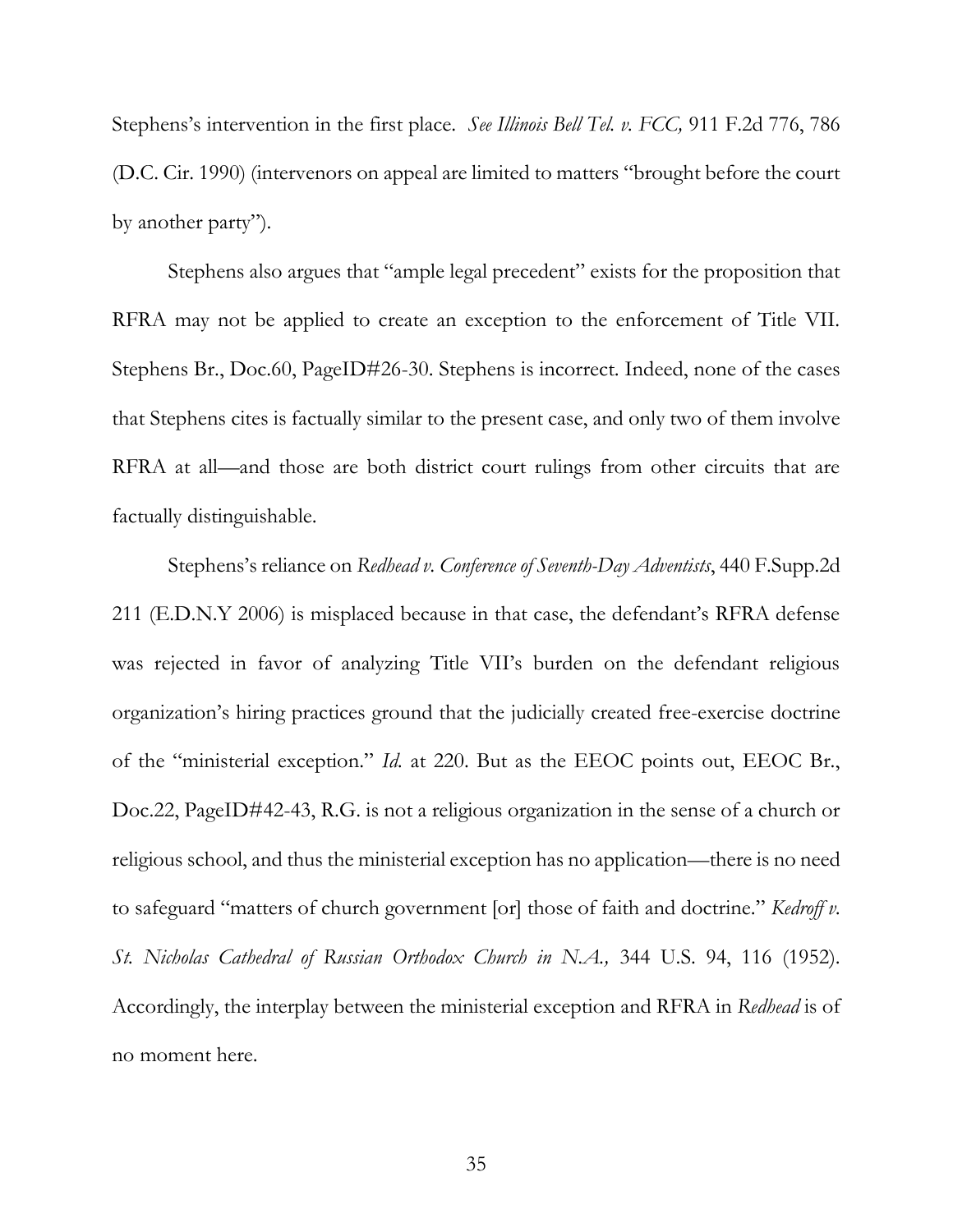Stephens's intervention in the first place. *See Illinois Bell Tel. v. FCC,* 911 F.2d 776, 786 (D.C. Cir. 1990) (intervenors on appeal are limited to matters "brought before the court by another party").

Stephens also argues that "ample legal precedent" exists for the proposition that RFRA may not be applied to create an exception to the enforcement of Title VII. Stephens Br., Doc.60, PageID#26-30. Stephens is incorrect. Indeed, none of the cases that Stephens cites is factually similar to the present case, and only two of them involve RFRA at all—and those are both district court rulings from other circuits that are factually distinguishable.

Stephens's reliance on *Redhead v. Conference of Seventh-Day Adventists*, 440 F.Supp.2d 211 (E.D.N.Y 2006) is misplaced because in that case, the defendant's RFRA defense was rejected in favor of analyzing Title VII's burden on the defendant religious organization's hiring practices ground that the judicially created free-exercise doctrine of the "ministerial exception." *Id.* at 220. But as the EEOC points out, EEOC Br., Doc.22, PageID#42-43, R.G. is not a religious organization in the sense of a church or religious school, and thus the ministerial exception has no application—there is no need to safeguard "matters of church government [or] those of faith and doctrine." *Kedroff v. St. Nicholas Cathedral of Russian Orthodox Church in N.A.,* 344 U.S. 94, 116 (1952). Accordingly, the interplay between the ministerial exception and RFRA in *Redhead* is of no moment here.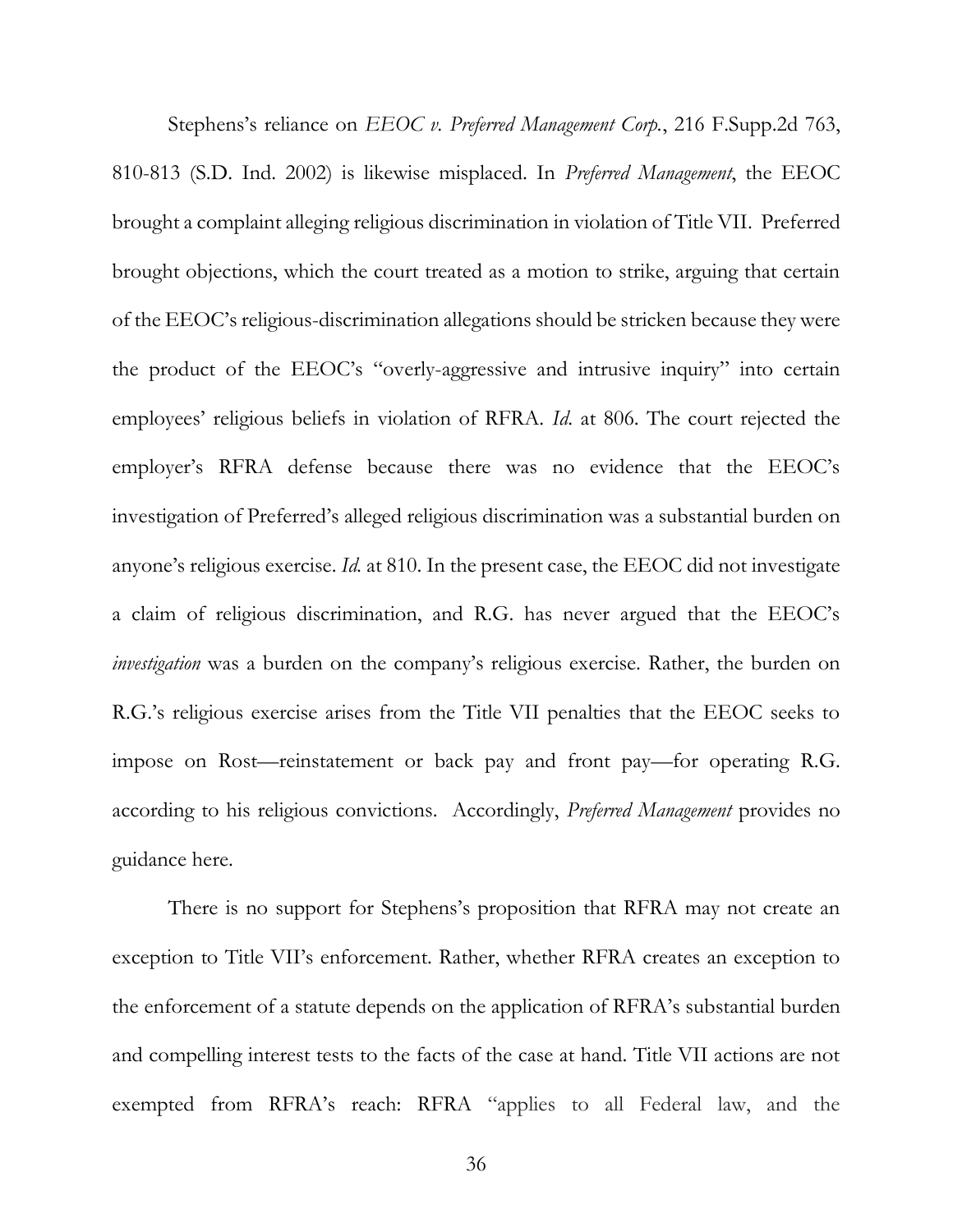Stephens's reliance on *EEOC v. Preferred Management Corp.*, 216 F.Supp.2d 763, 810-813 (S.D. Ind. 2002) is likewise misplaced. In *Preferred Management*, the EEOC brought a complaint alleging religious discrimination in violation of Title VII. Preferred brought objections, which the court treated as a motion to strike, arguing that certain of the EEOC's religious-discrimination allegations should be stricken because they were the product of the EEOC's "overly-aggressive and intrusive inquiry" into certain employees' religious beliefs in violation of RFRA. *Id.* at 806. The court rejected the employer's RFRA defense because there was no evidence that the EEOC's investigation of Preferred's alleged religious discrimination was a substantial burden on anyone's religious exercise. *Id.* at 810. In the present case, the EEOC did not investigate a claim of religious discrimination, and R.G. has never argued that the EEOC's *investigation* was a burden on the company's religious exercise. Rather, the burden on R.G.'s religious exercise arises from the Title VII penalties that the EEOC seeks to impose on Rost—reinstatement or back pay and front pay—for operating R.G. according to his religious convictions. Accordingly, *Preferred Management* provides no guidance here.

There is no support for Stephens's proposition that RFRA may not create an exception to Title VII's enforcement. Rather, whether RFRA creates an exception to the enforcement of a statute depends on the application of RFRA's substantial burden and compelling interest tests to the facts of the case at hand. Title VII actions are not exempted from RFRA's reach: RFRA "applies to all Federal law, and the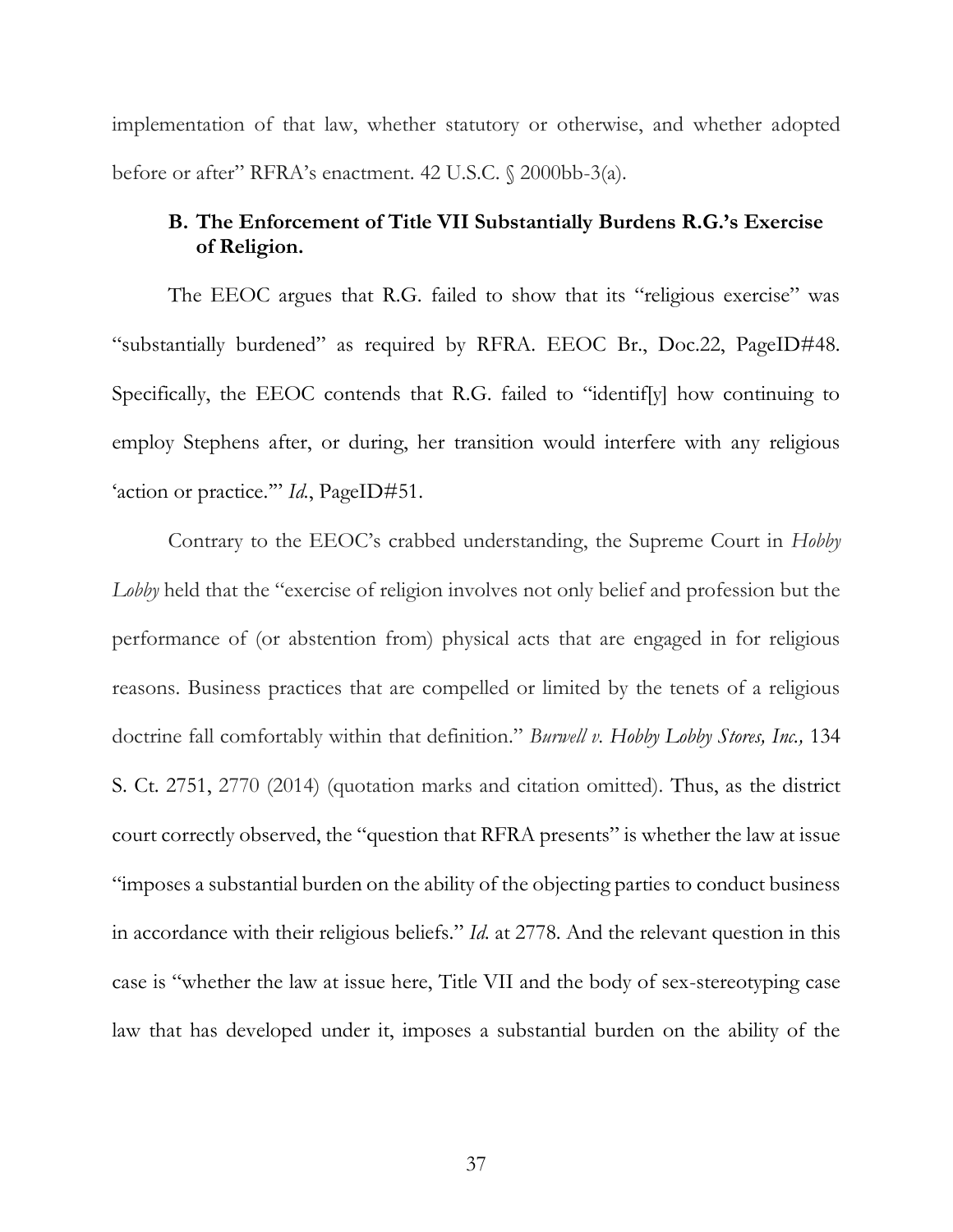implementation of that law, whether statutory or otherwise, and whether adopted before or after" RFRA's enactment. 42 U.S.C. § 2000bb-3(a).

### B. The Enforcement of Title VII Substantially Burdens R.G.'s Exercise of Religion.

The EEOC argues that R.G. failed to show that its "religious exercise" was "substantially burdened" as required by RFRA. EEOC Br., Doc.22, PageID#48. Specifically, the EEOC contends that R.G. failed to "identif[y] how continuing to employ Stephens after, or during, her transition would interfere with any religious 'action or practice.'" *Id.*, PageID#51.

Contrary to the EEOC's crabbed understanding, the Supreme Court in *Hobby Lobby* held that the "exercise of religion involves not only belief and profession but the performance of (or abstention from) physical acts that are engaged in for religious reasons. Business practices that are compelled or limited by the tenets of a religious doctrine fall comfortably within that definition." *Burwell v. Hobby Lobby Stores, Inc.,* 134 S. Ct. 2751, 2770 (2014) (quotation marks and citation omitted). Thus, as the district court correctly observed, the "question that RFRA presents" is whether the law at issue "imposes a substantial burden on the ability of the objecting parties to conduct business in accordance with their religious beliefs." *Id.* at 2778. And the relevant question in this case is "whether the law at issue here, Title VII and the body of sex-stereotyping case law that has developed under it, imposes a substantial burden on the ability of the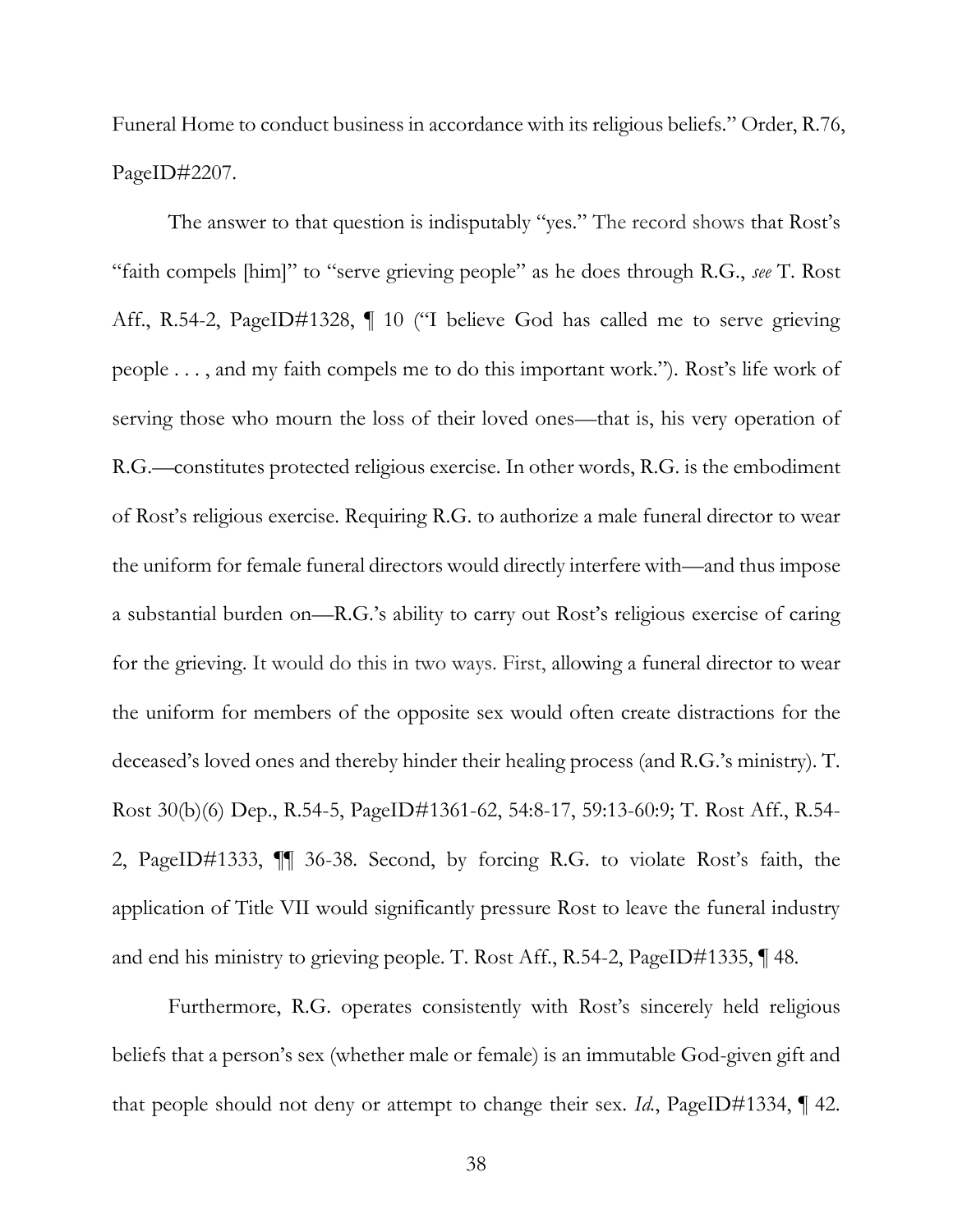Funeral Home to conduct business in accordance with its religious beliefs." Order, R.76, PageID#2207.

The answer to that question is indisputably "yes." The record shows that Rost's "faith compels [him]" to "serve grieving people" as he does through R.G., *see* T. Rost Aff., R.54-2, PageID#1328, ¶ 10 ("I believe God has called me to serve grieving people . . . , and my faith compels me to do this important work."). Rost's life work of serving those who mourn the loss of their loved ones—that is, his very operation of R.G.—constitutes protected religious exercise. In other words, R.G. is the embodiment of Rost's religious exercise. Requiring R.G. to authorize a male funeral director to wear the uniform for female funeral directors would directly interfere with—and thus impose a substantial burden on—R.G.'s ability to carry out Rost's religious exercise of caring for the grieving. It would do this in two ways. First, allowing a funeral director to wear the uniform for members of the opposite sex would often create distractions for the deceased's loved ones and thereby hinder their healing process (and R.G.'s ministry). T. Rost 30(b)(6) Dep., R.54-5, PageID#1361-62, 54:8-17, 59:13-60:9; T. Rost Aff., R.54-2, PageID#1333, ¶¶ 36-38. Second, by forcing R.G. to violate Rost's faith, the application of Title VII would significantly pressure Rost to leave the funeral industry and end his ministry to grieving people. T. Rost Aff., R.54-2, PageID#1335, ¶ 48.

Furthermore, R.G. operates consistently with Rost's sincerely held religious beliefs that a person's sex (whether male or female) is an immutable God-given gift and that people should not deny or attempt to change their sex. *Id.*, PageID#1334, ¶ 42.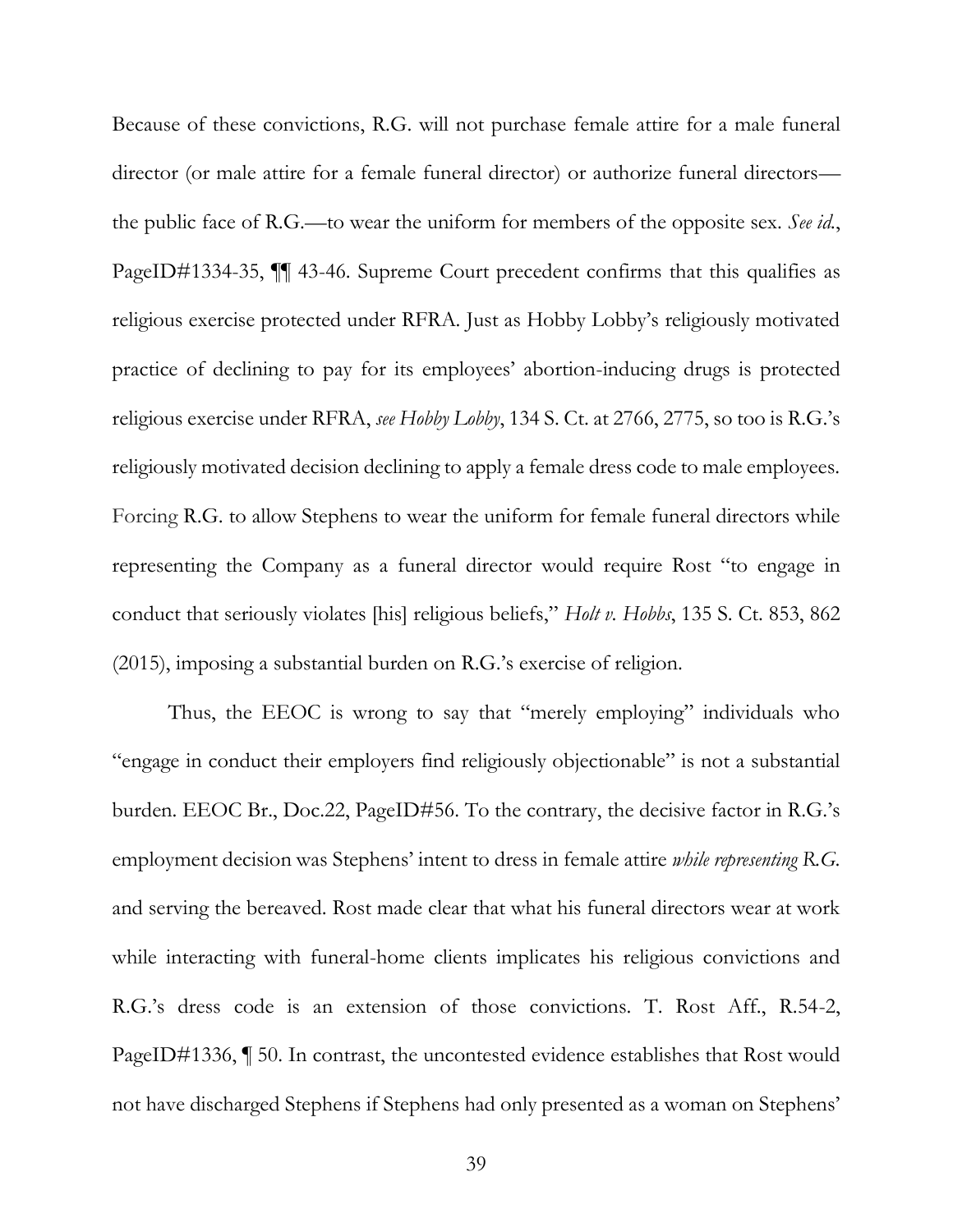Because of these convictions, R.G. will not purchase female attire for a male funeral director (or male attire for a female funeral director) or authorize funeral directors—the public face of R.G.—to wear the uniform for members of the opposite sex. *See id.*, PageID#1334-35, ¶¶ 43-46. Supreme Court precedent confirms that this qualifies as religious exercise protected under RFRA. Just as Hobby Lobby's religiously motivated practice of declining to pay for its employees' abortion-inducing drugs is protected religious exercise under RFRA, *see Hobby Lobby*, 134 S. Ct. at 2766, 2775, so too is R.G.'s religiously motivated decision declining to apply a female dress code to male employees. Forcing R.G. to allow Stephens to wear the uniform for female funeral directors while representing the Company as a funeral director would require Rost "to engage in conduct that seriously violates [his] religious beliefs," *Holt v. Hobbs*, 135 S. Ct. 853, 862 (2015), imposing a substantial burden on R.G.'s exercise of religion.

Thus, the EEOC is wrong to say that "merely employing" individuals who "engage in conduct their employers find religiously objectionable" is not a substantial burden. EEOC Br., Doc.22, PageID#56. To the contrary, the decisive factor in R.G.'s employment decision was Stephens' intent to dress in female attire *while representing R.G.* and serving the bereaved. Rost made clear that what his funeral directors wear at work while interacting with funeral-home clients implicates his religious convictions and R.G.'s dress code is an extension of those convictions. T. Rost Aff., R.54-2, PageID#1336, ¶ 50. In contrast, the uncontested evidence establishes that Rost would not have discharged Stephens if Stephens had only presented as a woman on Stephens'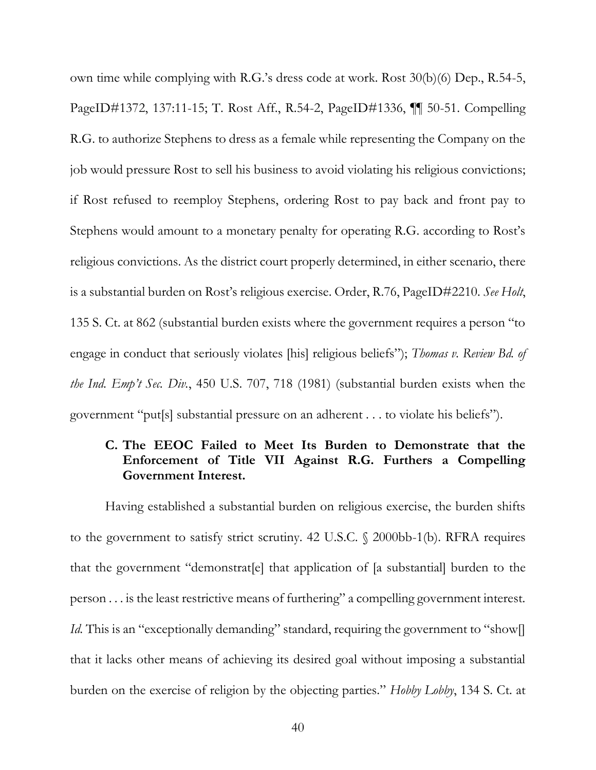own time while complying with R.G.'s dress code at work. Rost 30(b)(6) Dep., R.54-5, PageID#1372, 137:11-15; T. Rost Aff., R.54-2, PageID#1336, ¶¶ 50-51. Compelling R.G. to authorize Stephens to dress as a female while representing the Company on the job would pressure Rost to sell his business to avoid violating his religious convictions; if Rost refused to reemploy Stephens, ordering Rost to pay back and front pay to Stephens would amount to a monetary penalty for operating R.G. according to Rost's religious convictions. As the district court properly determined, in either scenario, there is a substantial burden on Rost's religious exercise. Order, R.76, PageID#2210. *See Holt*, 135 S. Ct. at 862 (substantial burden exists where the government requires a person "to engage in conduct that seriously violates [his] religious beliefs"); *Thomas v. Review Bd. of the Ind. Emp't Sec. Div.*, 450 U.S. 707, 718 (1981) (substantial burden exists when the government "put[s] substantial pressure on an adherent . . . to violate his beliefs").

### C. The EEOC Failed to Meet Its Burden to Demonstrate that the Enforcement of Title VII Against R.G. Furthers a Compelling Government Interest.

Having established a substantial burden on religious exercise, the burden shifts to the government to satisfy strict scrutiny. 42 U.S.C. § 2000bb-1(b). RFRA requires that the government "demonstrat[e] that application of [a substantial] burden to the person . . . is the least restrictive means of furthering" a compelling government interest. *Id.* This is an "exceptionally demanding" standard, requiring the government to "show[] that it lacks other means of achieving its desired goal without imposing a substantial burden on the exercise of religion by the objecting parties." *Hobby Lobby*, 134 S. Ct. at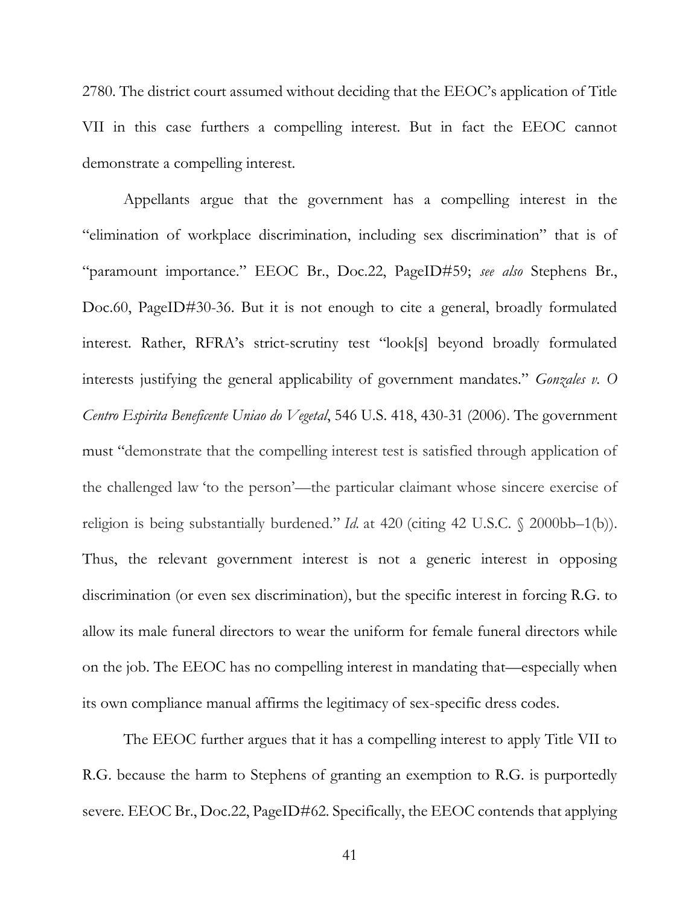2780. The district court assumed without deciding that the EEOC's application of Title VII in this case furthers a compelling interest. But in fact the EEOC cannot demonstrate a compelling interest.

Appellants argue that the government has a compelling interest in the "elimination of workplace discrimination, including sex discrimination" that is of "paramount importance." EEOC Br., Doc.22, PageID#59; *see also* Stephens Br., Doc.60, PageID#30-36. But it is not enough to cite a general, broadly formulated interest. Rather, RFRA's strict-scrutiny test "look[s] beyond broadly formulated interests justifying the general applicability of government mandates." *Gonzales v. O Centro Espirita Beneficente Uniao do Vegetal*, 546 U.S. 418, 430-31 (2006). The government must "demonstrate that the compelling interest test is satisfied through application of the challenged law 'to the person'—the particular claimant whose sincere exercise of religion is being substantially burdened." *Id.* at 420 (citing 42 U.S.C. § 2000bb–1(b)). Thus, the relevant government interest is not a generic interest in opposing discrimination (or even sex discrimination), but the specific interest in forcing R.G. to allow its male funeral directors to wear the uniform for female funeral directors while on the job. The EEOC has no compelling interest in mandating that—especially when its own compliance manual affirms the legitimacy of sex-specific dress codes.

The EEOC further argues that it has a compelling interest to apply Title VII to R.G. because the harm to Stephens of granting an exemption to R.G. is purportedly severe. EEOC Br., Doc.22, PageID#62. Specifically, the EEOC contends that applying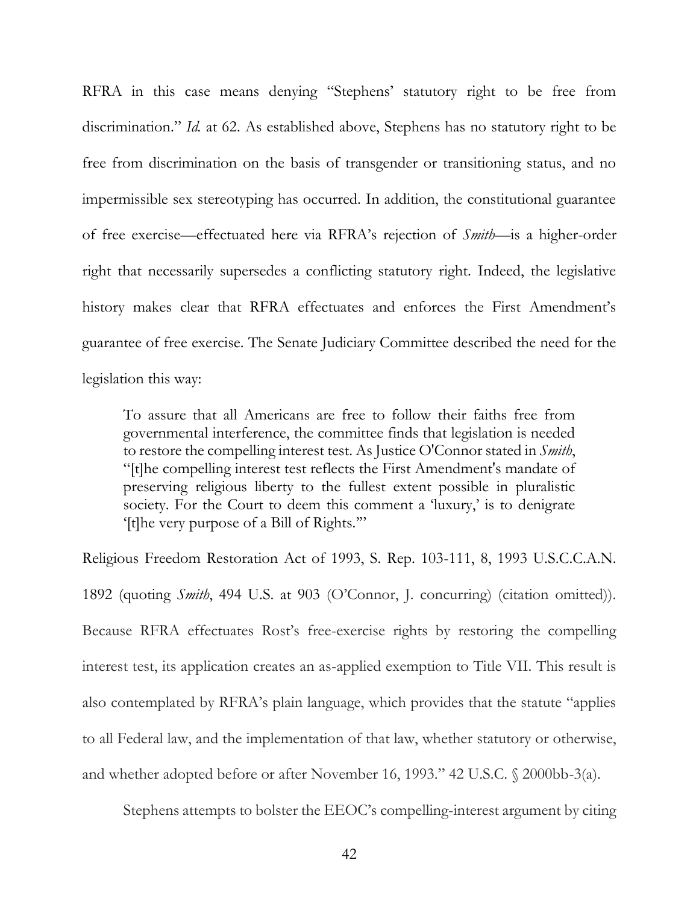RFRA in this case means denying "Stephens' statutory right to be free from discrimination." *Id.* at 62. As established above, Stephens has no statutory right to be free from discrimination on the basis of transgender or transitioning status, and no impermissible sex stereotyping has occurred. In addition, the constitutional guarantee of free exercise—effectuated here via RFRA's rejection of *Smith*—is a higher-order right that necessarily supersedes a conflicting statutory right. Indeed, the legislative history makes clear that RFRA effectuates and enforces the First Amendment's guarantee of free exercise. The Senate Judiciary Committee described the need for the legislation this way:

> To assure that all Americans are free to follow their faiths free from governmental interference, the committee finds that legislation is needed to restore the compelling interest test. As Justice O'Connor stated in *Smith*, "[t]he compelling interest test reflects the First Amendment's mandate of preserving religious liberty to the fullest extent possible in pluralistic society. For the Court to deem this comment a 'luxury,' is to denigrate '[t]he very purpose of a Bill of Rights.'"

Religious Freedom Restoration Act of 1993, S. Rep. 103-111, 8, 1993 U.S.C.C.A.N. 1892 (quoting *Smith*, 494 U.S. at 903 (O'Connor, J. concurring) (citation omitted)). Because RFRA effectuates Rost's free-exercise rights by restoring the compelling interest test, its application creates an as-applied exemption to Title VII. This result is also contemplated by RFRA's plain language, which provides that the statute "applies to all Federal law, and the implementation of that law, whether statutory or otherwise, and whether adopted before or after November 16, 1993." 42 U.S.C. § 2000bb-3(a).

Stephens attempts to bolster the EEOC's compelling-interest argument by citing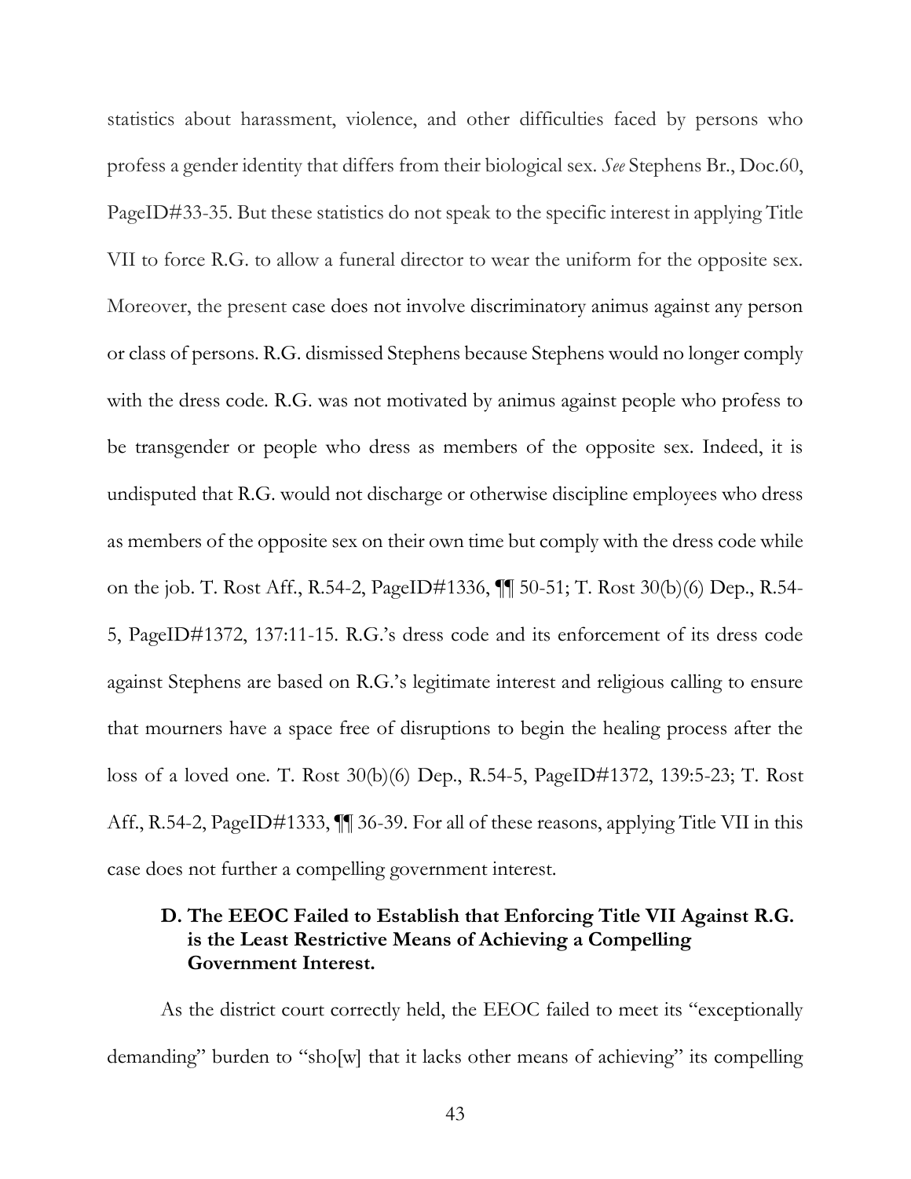statistics about harassment, violence, and other difficulties faced by persons who profess a gender identity that differs from their biological sex. *See* Stephens Br., Doc.60, PageID#33-35. But these statistics do not speak to the specific interest in applying Title VII to force R.G. to allow a funeral director to wear the uniform for the opposite sex. Moreover, the present case does not involve discriminatory animus against any person or class of persons. R.G. dismissed Stephens because Stephens would no longer comply with the dress code. R.G. was not motivated by animus against people who profess to be transgender or people who dress as members of the opposite sex. Indeed, it is undisputed that R.G. would not discharge or otherwise discipline employees who dress as members of the opposite sex on their own time but comply with the dress code while on the job. T. Rost Aff., R.54-2, PageID#1336, ¶¶ 50-51; T. Rost 30(b)(6) Dep., R.54-5, PageID#1372, 137:11-15. R.G.'s dress code and its enforcement of its dress code against Stephens are based on R.G.'s legitimate interest and religious calling to ensure that mourners have a space free of disruptions to begin the healing process after the loss of a loved one. T. Rost 30(b)(6) Dep., R.54-5, PageID#1372, 139:5-23; T. Rost Aff., R.54-2, PageID#1333, ¶¶ 36-39. For all of these reasons, applying Title VII in this case does not further a compelling government interest.

### D. The EEOC Failed to Establish that Enforcing Title VII Against R.G. is the Least Restrictive Means of Achieving a Compelling Government Interest.

As the district court correctly held, the EEOC failed to meet its "exceptionally demanding" burden to "sho[w] that it lacks other means of achieving" its compelling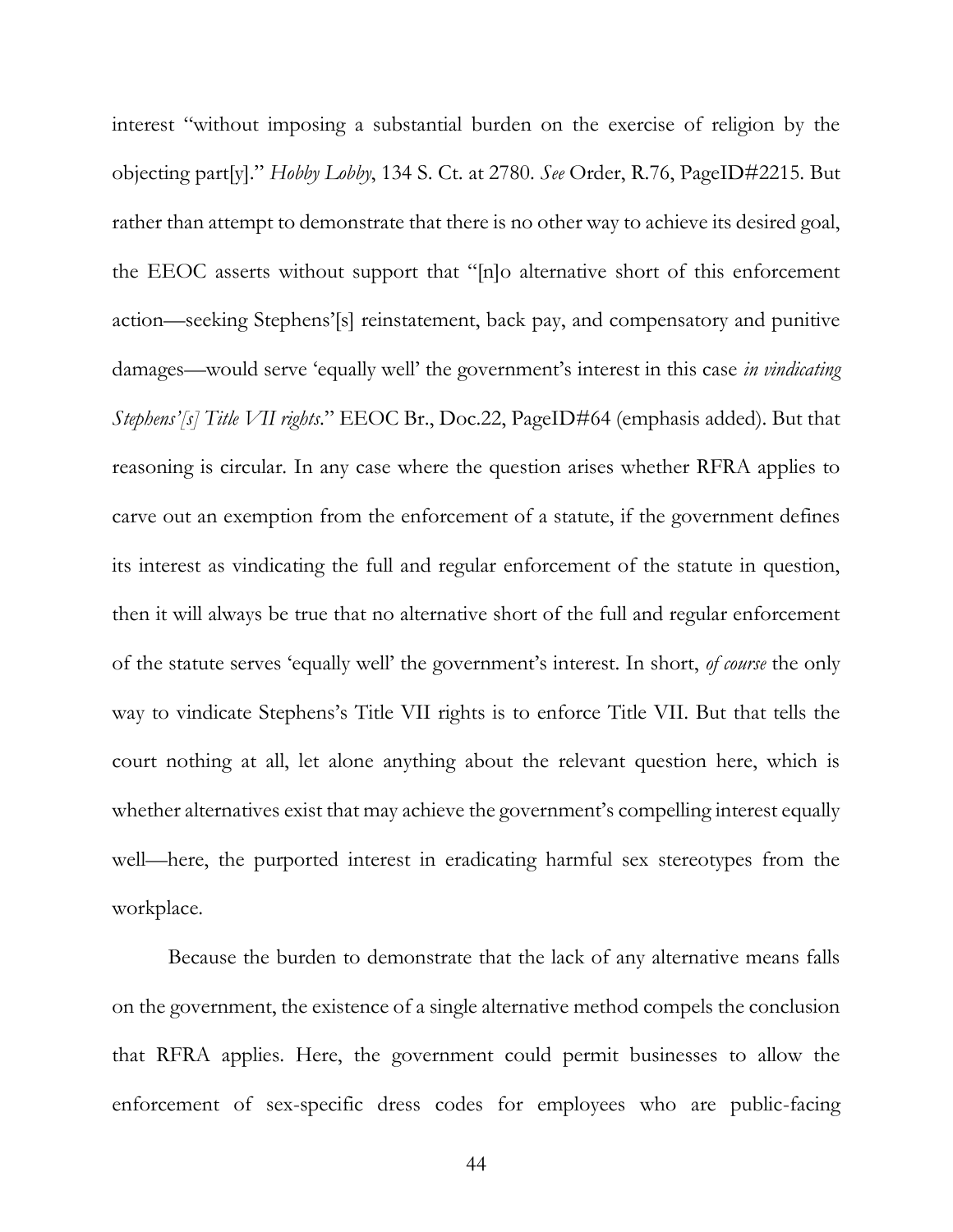interest "without imposing a substantial burden on the exercise of religion by the objecting part[y]." *Hobby Lobby*, 134 S. Ct. at 2780. *See* Order, R.76, PageID#2215. But rather than attempt to demonstrate that there is no other way to achieve its desired goal, the EEOC asserts without support that "[n]o alternative short of this enforcement action—seeking Stephens'[s] reinstatement, back pay, and compensatory and punitive damages—would serve 'equally well' the government's interest in this case *in vindicating Stephens'[s] Title VII rights*." EEOC Br., Doc.22, PageID#64 (emphasis added). But that reasoning is circular. In any case where the question arises whether RFRA applies to carve out an exemption from the enforcement of a statute, if the government defines its interest as vindicating the full and regular enforcement of the statute in question, then it will always be true that no alternative short of the full and regular enforcement of the statute serves 'equally well' the government's interest. In short, *of course* the only way to vindicate Stephens's Title VII rights is to enforce Title VII. But that tells the court nothing at all, let alone anything about the relevant question here, which is whether alternatives exist that may achieve the government's compelling interest equally well—here, the purported interest in eradicating harmful sex stereotypes from the workplace.

Because the burden to demonstrate that the lack of any alternative means falls on the government, the existence of a single alternative method compels the conclusion that RFRA applies. Here, the government could permit businesses to allow the enforcement of sex-specific dress codes for employees who are public-facing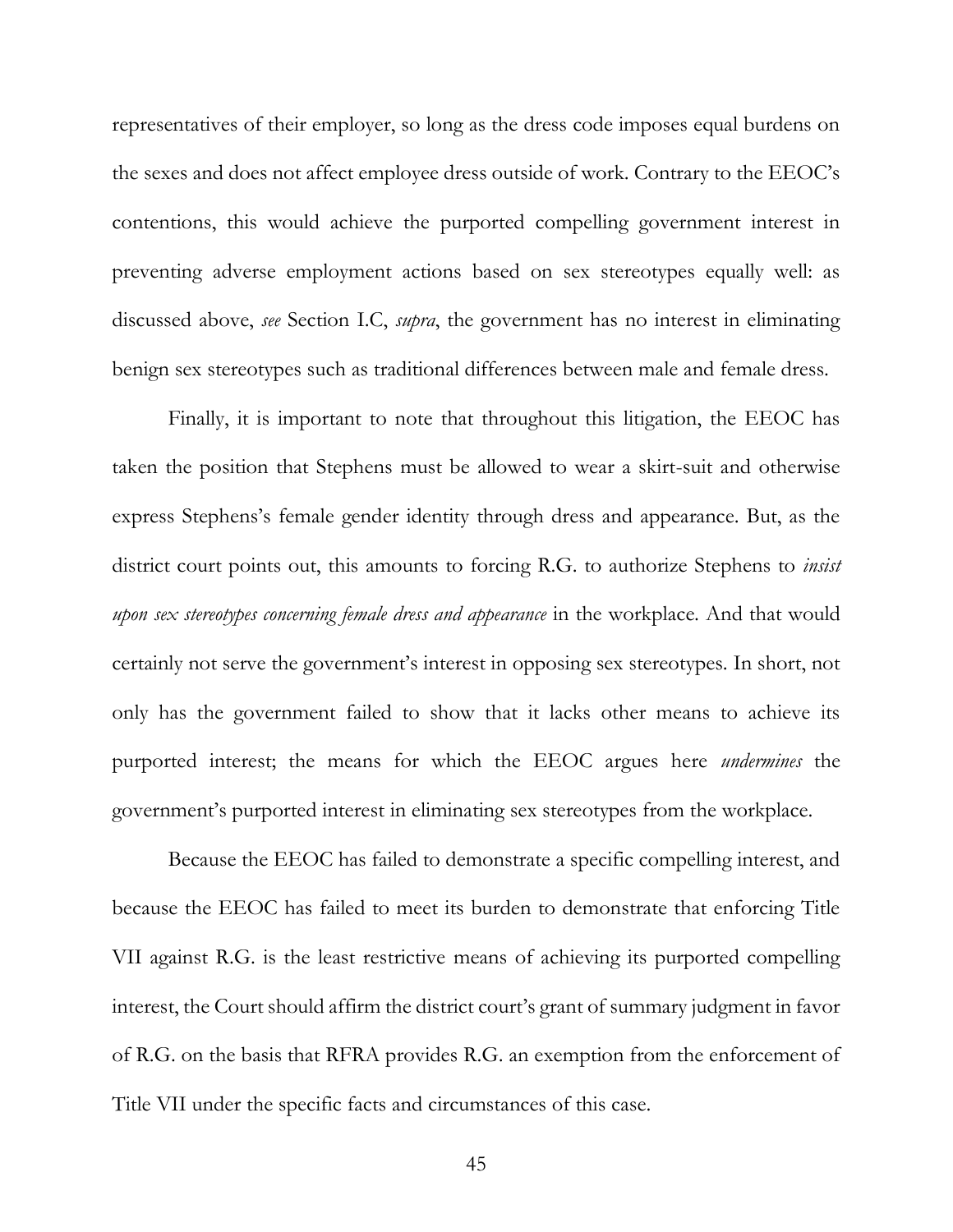representatives of their employer, so long as the dress code imposes equal burdens on the sexes and does not affect employee dress outside of work. Contrary to the EEOC's contentions, this would achieve the purported compelling government interest in preventing adverse employment actions based on sex stereotypes equally well: as discussed above, *see* Section I.C, *supra*, the government has no interest in eliminating benign sex stereotypes such as traditional differences between male and female dress.

Finally, it is important to note that throughout this litigation, the EEOC has taken the position that Stephens must be allowed to wear a skirt-suit and otherwise express Stephens's female gender identity through dress and appearance. But, as the district court points out, this amounts to forcing R.G. to authorize Stephens to *insist upon sex stereotypes concerning female dress and appearance* in the workplace. And that would certainly not serve the government's interest in opposing sex stereotypes. In short, not only has the government failed to show that it lacks other means to achieve its purported interest; the means for which the EEOC argues here *undermines* the government's purported interest in eliminating sex stereotypes from the workplace.

Because the EEOC has failed to demonstrate a specific compelling interest, and because the EEOC has failed to meet its burden to demonstrate that enforcing Title VII against R.G. is the least restrictive means of achieving its purported compelling interest, the Court should affirm the district court's grant of summary judgment in favor of R.G. on the basis that RFRA provides R.G. an exemption from the enforcement of Title VII under the specific facts and circumstances of this case.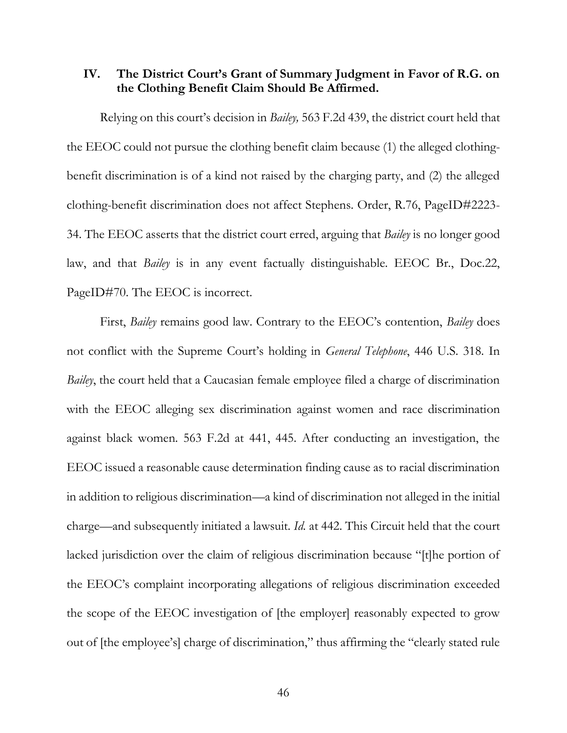## IV. The District Court's Grant of Summary Judgment in Favor of R.G. on the Clothing Benefit Claim Should Be Affirmed.

Relying on this court's decision in *Bailey,* 563 F.2d 439, the district court held that the EEOC could not pursue the clothing benefit claim because (1) the alleged clothing-benefit discrimination is of a kind not raised by the charging party, and (2) the alleged clothing-benefit discrimination does not affect Stephens. Order, R.76, PageID#2223-34. The EEOC asserts that the district court erred, arguing that *Bailey* is no longer good law, and that *Bailey* is in any event factually distinguishable. EEOC Br., Doc.22, PageID#70. The EEOC is incorrect.

First, *Bailey* remains good law. Contrary to the EEOC's contention, *Bailey* does not conflict with the Supreme Court's holding in *General Telephone*, 446 U.S. 318. In *Bailey*, the court held that a Caucasian female employee filed a charge of discrimination with the EEOC alleging sex discrimination against women and race discrimination against black women. 563 F.2d at 441, 445. After conducting an investigation, the EEOC issued a reasonable cause determination finding cause as to racial discrimination in addition to religious discrimination—a kind of discrimination not alleged in the initial charge—and subsequently initiated a lawsuit. *Id.* at 442. This Circuit held that the court lacked jurisdiction over the claim of religious discrimination because "[t]he portion of the EEOC's complaint incorporating allegations of religious discrimination exceeded the scope of the EEOC investigation of [the employer] reasonably expected to grow out of [the employee's] charge of discrimination," thus affirming the "clearly stated rule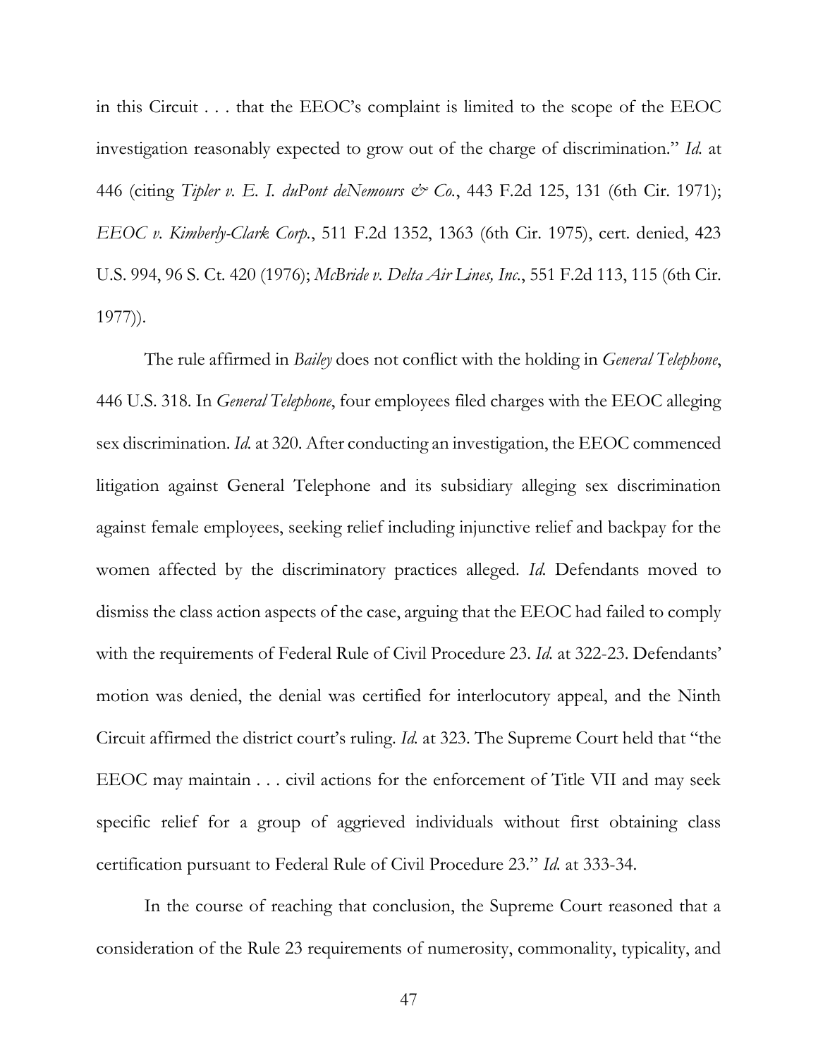in this Circuit . . . that the EEOC's complaint is limited to the scope of the EEOC investigation reasonably expected to grow out of the charge of discrimination." *Id.* at 446 (citing *Tipler v. E. I. duPont deNemours & Co.*, 443 F.2d 125, 131 (6th Cir. 1971); *EEOC v. Kimberly-Clark Corp.*, 511 F.2d 1352, 1363 (6th Cir. 1975), cert. denied, 423 U.S. 994, 96 S. Ct. 420 (1976); *McBride v. Delta Air Lines, Inc.*, 551 F.2d 113, 115 (6th Cir. 1977)).

The rule affirmed in *Bailey* does not conflict with the holding in *General Telephone*, 446 U.S. 318. In *General Telephone*, four employees filed charges with the EEOC alleging sex discrimination. *Id.* at 320. After conducting an investigation, the EEOC commenced litigation against General Telephone and its subsidiary alleging sex discrimination against female employees, seeking relief including injunctive relief and backpay for the women affected by the discriminatory practices alleged. *Id.* Defendants moved to dismiss the class action aspects of the case, arguing that the EEOC had failed to comply with the requirements of Federal Rule of Civil Procedure 23. *Id.* at 322-23. Defendants' motion was denied, the denial was certified for interlocutory appeal, and the Ninth Circuit affirmed the district court's ruling. *Id.* at 323. The Supreme Court held that "the EEOC may maintain . . . civil actions for the enforcement of Title VII and may seek specific relief for a group of aggrieved individuals without first obtaining class certification pursuant to Federal Rule of Civil Procedure 23." *Id.* at 333-34.

In the course of reaching that conclusion, the Supreme Court reasoned that a consideration of the Rule 23 requirements of numerosity, commonality, typicality, and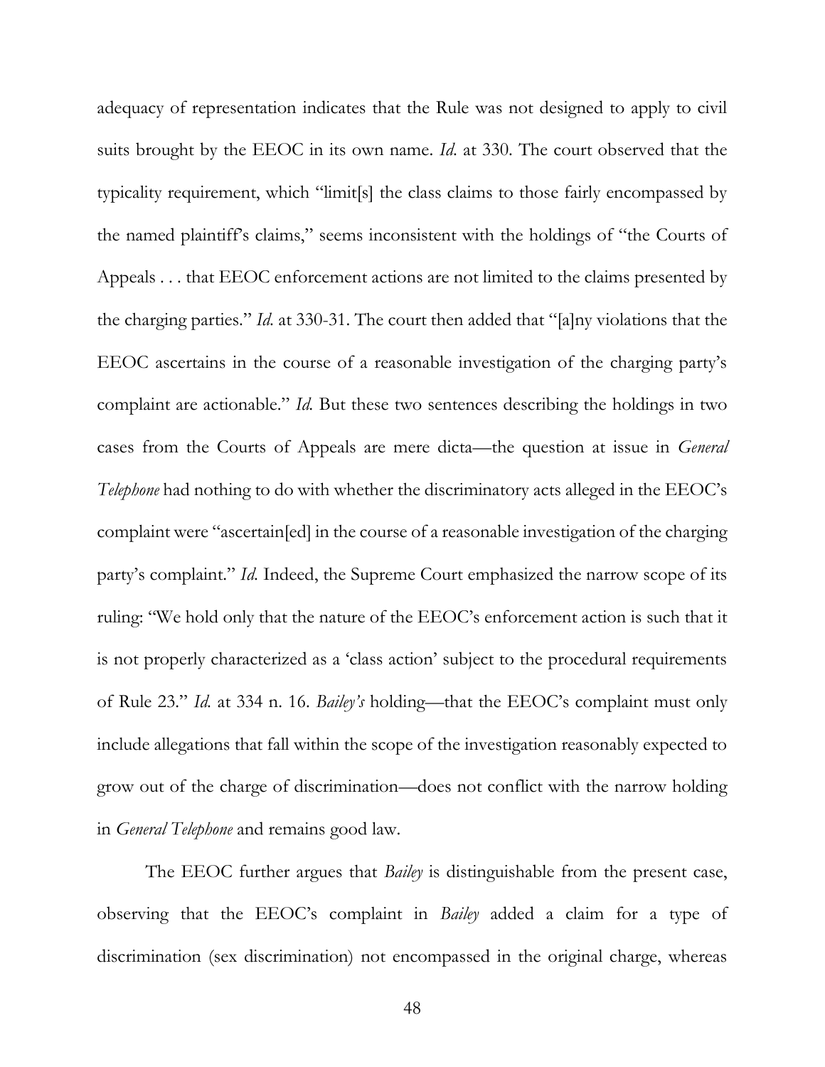adequacy of representation indicates that the Rule was not designed to apply to civil suits brought by the EEOC in its own name. *Id.* at 330. The court observed that the typicality requirement, which "limit[s] the class claims to those fairly encompassed by the named plaintiff's claims," seems inconsistent with the holdings of "the Courts of Appeals . . . that EEOC enforcement actions are not limited to the claims presented by the charging parties." *Id.* at 330-31. The court then added that "[a]ny violations that the EEOC ascertains in the course of a reasonable investigation of the charging party's complaint are actionable." *Id.* But these two sentences describing the holdings in two cases from the Courts of Appeals are mere dicta—the question at issue in *General Telephone* had nothing to do with whether the discriminatory acts alleged in the EEOC's complaint were "ascertain[ed] in the course of a reasonable investigation of the charging party's complaint." *Id.* Indeed, the Supreme Court emphasized the narrow scope of its ruling: "We hold only that the nature of the EEOC's enforcement action is such that it is not properly characterized as a 'class action' subject to the procedural requirements of Rule 23." *Id.* at 334 n. 16. *Bailey's* holding—that the EEOC's complaint must only include allegations that fall within the scope of the investigation reasonably expected to grow out of the charge of discrimination—does not conflict with the narrow holding in *General Telephone* and remains good law.

The EEOC further argues that *Bailey* is distinguishable from the present case, observing that the EEOC's complaint in *Bailey* added a claim for a type of discrimination (sex discrimination) not encompassed in the original charge, whereas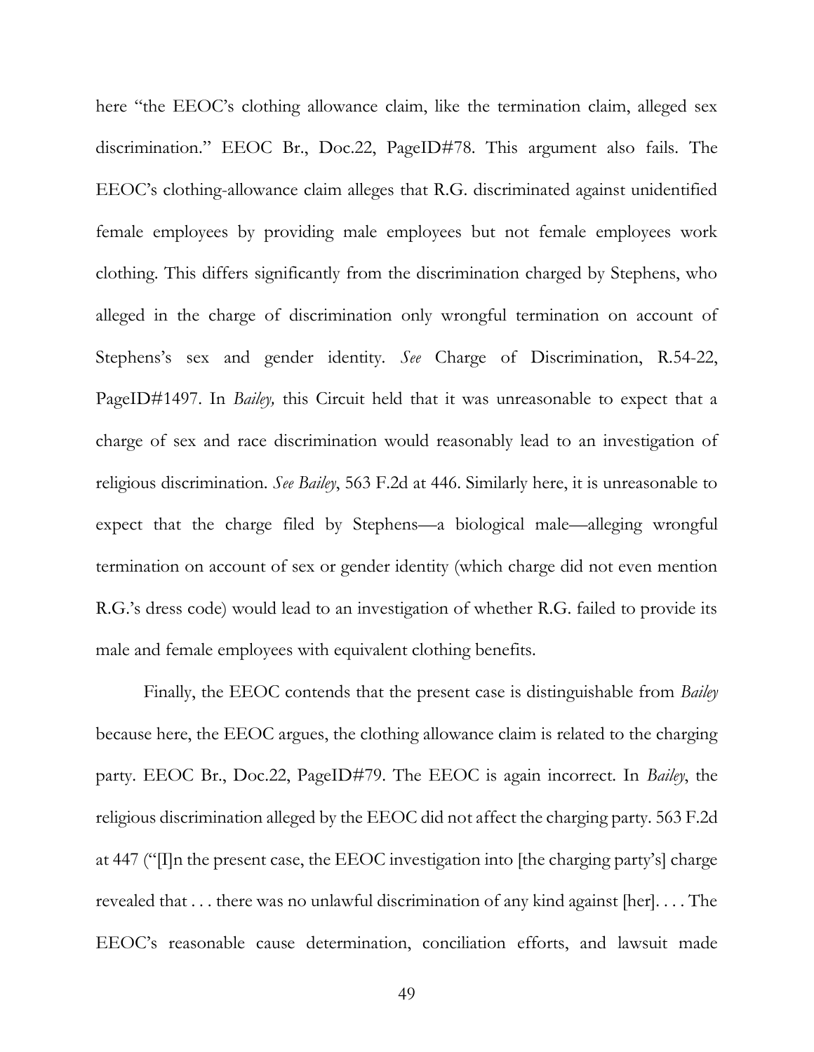here "the EEOC's clothing allowance claim, like the termination claim, alleged sex discrimination." EEOC Br., Doc.22, PageID#78. This argument also fails. The EEOC's clothing-allowance claim alleges that R.G. discriminated against unidentified female employees by providing male employees but not female employees work clothing. This differs significantly from the discrimination charged by Stephens, who alleged in the charge of discrimination only wrongful termination on account of Stephens's sex and gender identity. *See* Charge of Discrimination, R.54-22, PageID#1497. In *Bailey,* this Circuit held that it was unreasonable to expect that a charge of sex and race discrimination would reasonably lead to an investigation of religious discrimination. *See Bailey*, 563 F.2d at 446. Similarly here, it is unreasonable to expect that the charge filed by Stephens—a biological male—alleging wrongful termination on account of sex or gender identity (which charge did not even mention R.G.'s dress code) would lead to an investigation of whether R.G. failed to provide its male and female employees with equivalent clothing benefits.

Finally, the EEOC contends that the present case is distinguishable from *Bailey* because here, the EEOC argues, the clothing allowance claim is related to the charging party. EEOC Br., Doc.22, PageID#79. The EEOC is again incorrect. In *Bailey*, the religious discrimination alleged by the EEOC did not affect the charging party. 563 F.2d at 447 ("[I]n the present case, the EEOC investigation into [the charging party's] charge revealed that . . . there was no unlawful discrimination of any kind against [her]. . . . The EEOC's reasonable cause determination, conciliation efforts, and lawsuit made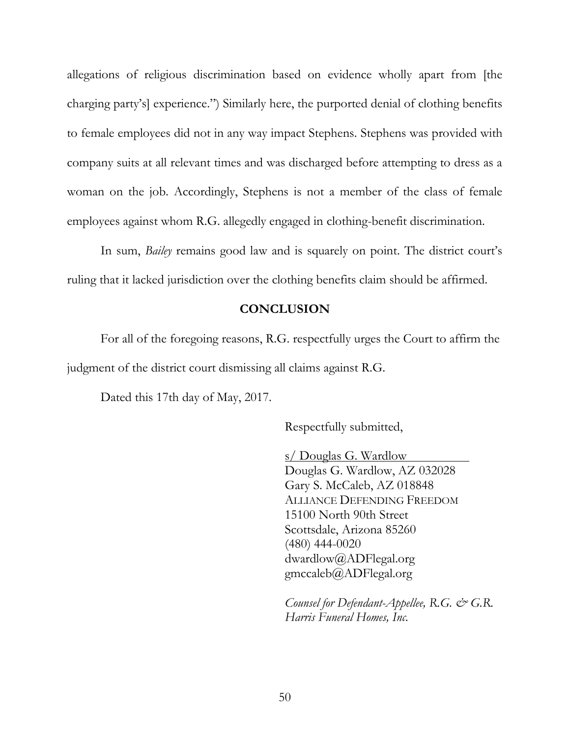allegations of religious discrimination based on evidence wholly apart from [the charging party's] experience.") Similarly here, the purported denial of clothing benefits to female employees did not in any way impact Stephens. Stephens was provided with company suits at all relevant times and was discharged before attempting to dress as a woman on the job. Accordingly, Stephens is not a member of the class of female employees against whom R.G. allegedly engaged in clothing-benefit discrimination.

In sum, *Bailey* remains good law and is squarely on point. The district court's ruling that it lacked jurisdiction over the clothing benefits claim should be affirmed.

## CONCLUSION

For all of the foregoing reasons, R.G. respectfully urges the Court to affirm the judgment of the district court dismissing all claims against R.G.

Dated this 17th day of May, 2017.

Respectfully submitted,

s/ Douglas G. Wardlow
Douglas G. Wardlow, AZ 032028
Gary S. McCaleb, AZ 018848
ALLIANCE DEFENDING FREEDOM
15100 North 90th Street
Scottsdale, Arizona 85260
(480) 444-0020
dwardlow@ADFlegal.org
gmccaleb@ADFlegal.org

*Counsel for Defendant-Appellee, R.G. & G.R. Harris Funeral Homes, Inc.*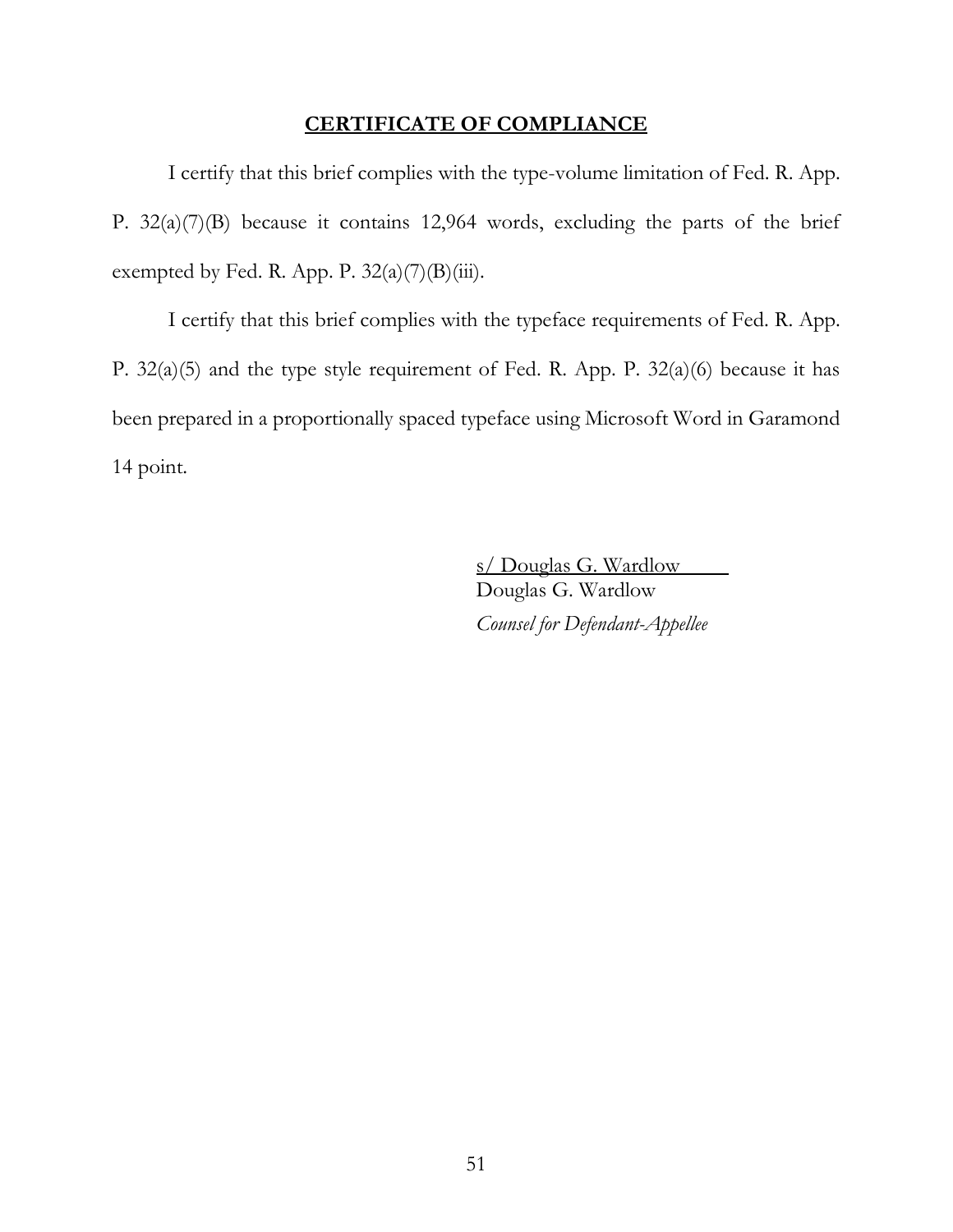## CERTIFICATE OF COMPLIANCE

I certify that this brief complies with the type-volume limitation of Fed. R. App. P. 32(a)(7)(B) because it contains 12,964 words, excluding the parts of the brief exempted by Fed. R. App. P. 32(a)(7)(B)(iii).

I certify that this brief complies with the typeface requirements of Fed. R. App. P. 32(a)(5) and the type style requirement of Fed. R. App. P. 32(a)(6) because it has been prepared in a proportionally spaced typeface using Microsoft Word in Garamond 14 point.

s/ Douglas G. Wardlow
Douglas G. Wardlow
*Counsel for Defendant-Appellee*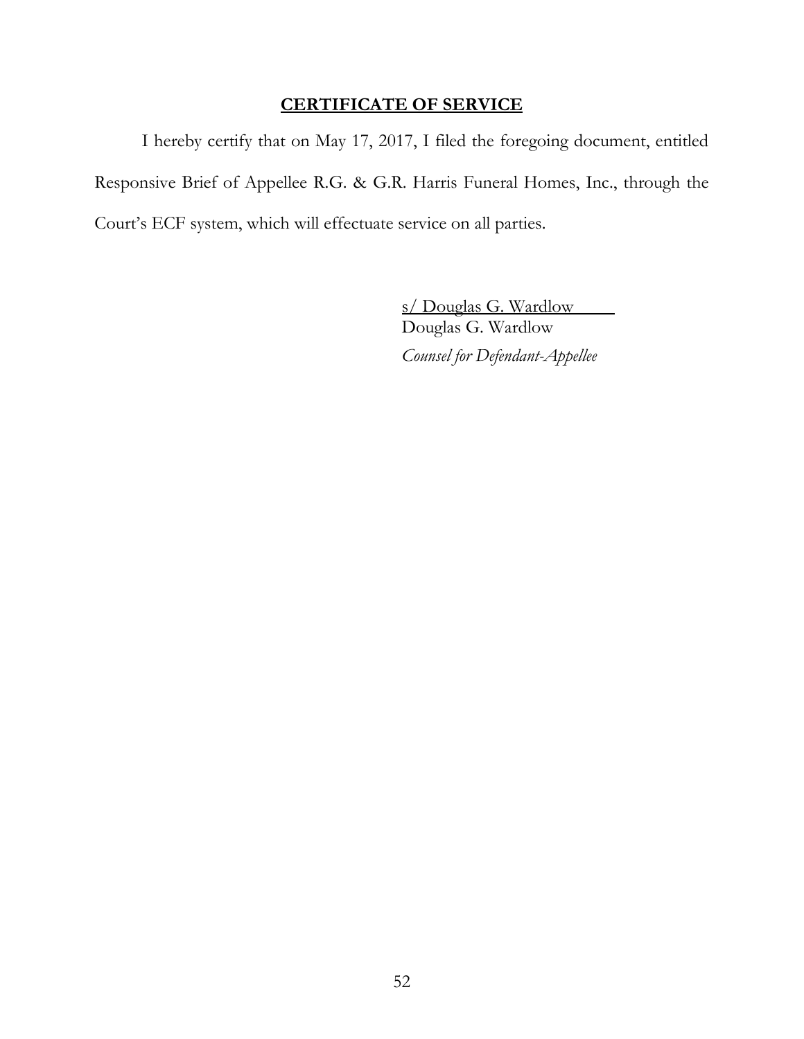## **CERTIFICATE OF SERVICE**

I hereby certify that on May 17, 2017, I filed the foregoing document, entitled Responsive Brief of Appellee R.G. & G.R. Harris Funeral Homes, Inc., through the Court's ECF system, which will effectuate service on all parties.

s/ Douglas G. Wardlow
Douglas G. Wardlow
*Counsel for Defendant-Appellee*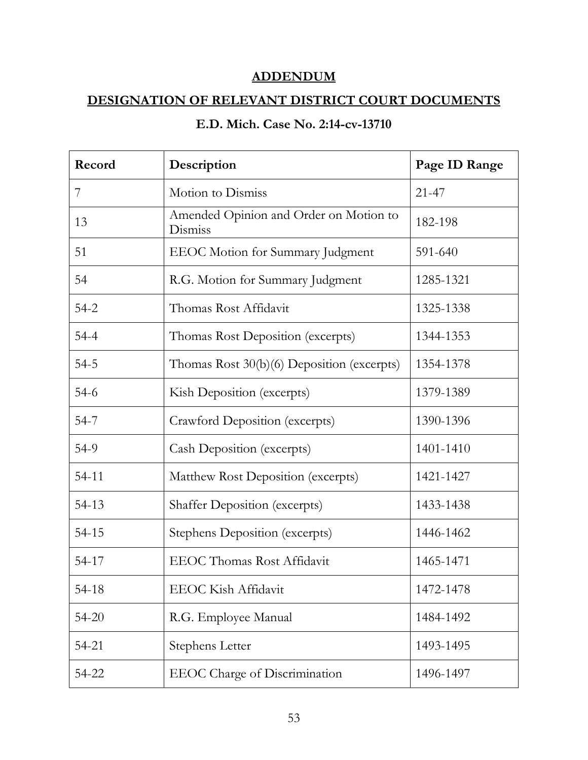**ADDENDUM**

**DESIGNATION OF RELEVANT DISTRICT COURT DOCUMENTS**

**E.D. Mich. Case No. 2:14-cv-13710**

| Record | Description | Page ID Range |
| --- | --- | --- |
| 7 | Motion to Dismiss | 21-47 |
| 13 | Amended Opinion and Order on Motion to Dismiss | 182-198 |
| 51 | EEOC Motion for Summary Judgment | 591-640 |
| 54 | R.G. Motion for Summary Judgment | 1285-1321 |
| 54-2 | Thomas Rost Affidavit | 1325-1338 |
| 54-4 | Thomas Rost Deposition (excerpts) | 1344-1353 |
| 54-5 | Thomas Rost 30(b)(6) Deposition (excerpts) | 1354-1378 |
| 54-6 | Kish Deposition (excerpts) | 1379-1389 |
| 54-7 | Crawford Deposition (excerpts) | 1390-1396 |
| 54-9 | Cash Deposition (excerpts) | 1401-1410 |
| 54-11 | Matthew Rost Deposition (excerpts) | 1421-1427 |
| 54-13 | Shaffer Deposition (excerpts) | 1433-1438 |
| 54-15 | Stephens Deposition (excerpts) | 1446-1462 |
| 54-17 | EEOC Thomas Rost Affidavit | 1465-1471 |
| 54-18 | EEOC Kish Affidavit | 1472-1478 |
| 54-20 | R.G. Employee Manual | 1484-1492 |
| 54-21 | Stephens Letter | 1493-1495 |
| 54-22 | EEOC Charge of Discrimination | 1496-1497 |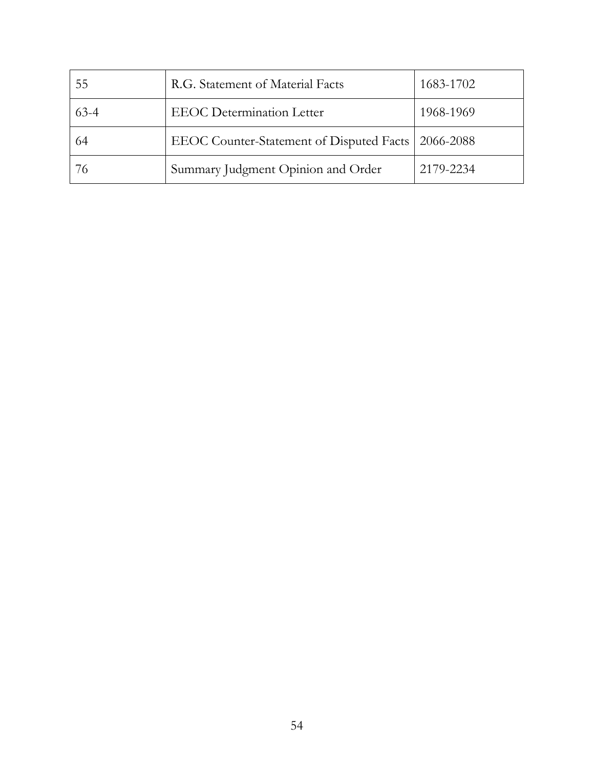| | | |
|---|---|---|
| 55 | R.G. Statement of Material Facts | 1683-1702 |
| 63-4 | EEOC Determination Letter | 1968-1969 |
| 64 | EEOC Counter-Statement of Disputed Facts | 2066-2088 |
| 76 | Summary Judgment Opinion and Order | 2179-2234 |